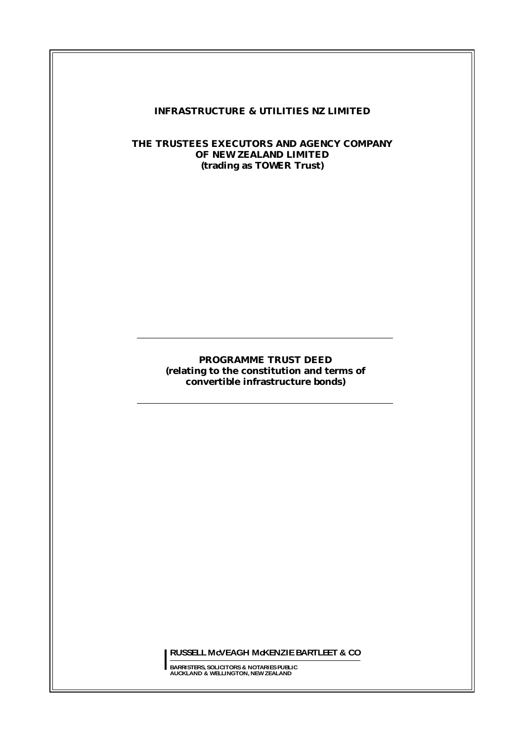**INFRASTRUCTURE & UTILITIES NZ LIMITED**

**THE TRUSTEES EXECUTORS AND AGENCY COMPANY OF NEW ZEALAND LIMITED (trading as TOWER Trust)**

---

# PROGRAMME TRUST DEED

**(relating to the constitution and terms of convertible infrastructure bonds)**

---

**RUSSELL McVEAGH McKENZIE BARTLEET & CO**

BARRISTERS, SOLICITORS & NOTARIES PUBLIC
AUCKLAND & WELLINGTON, NEW ZEALAND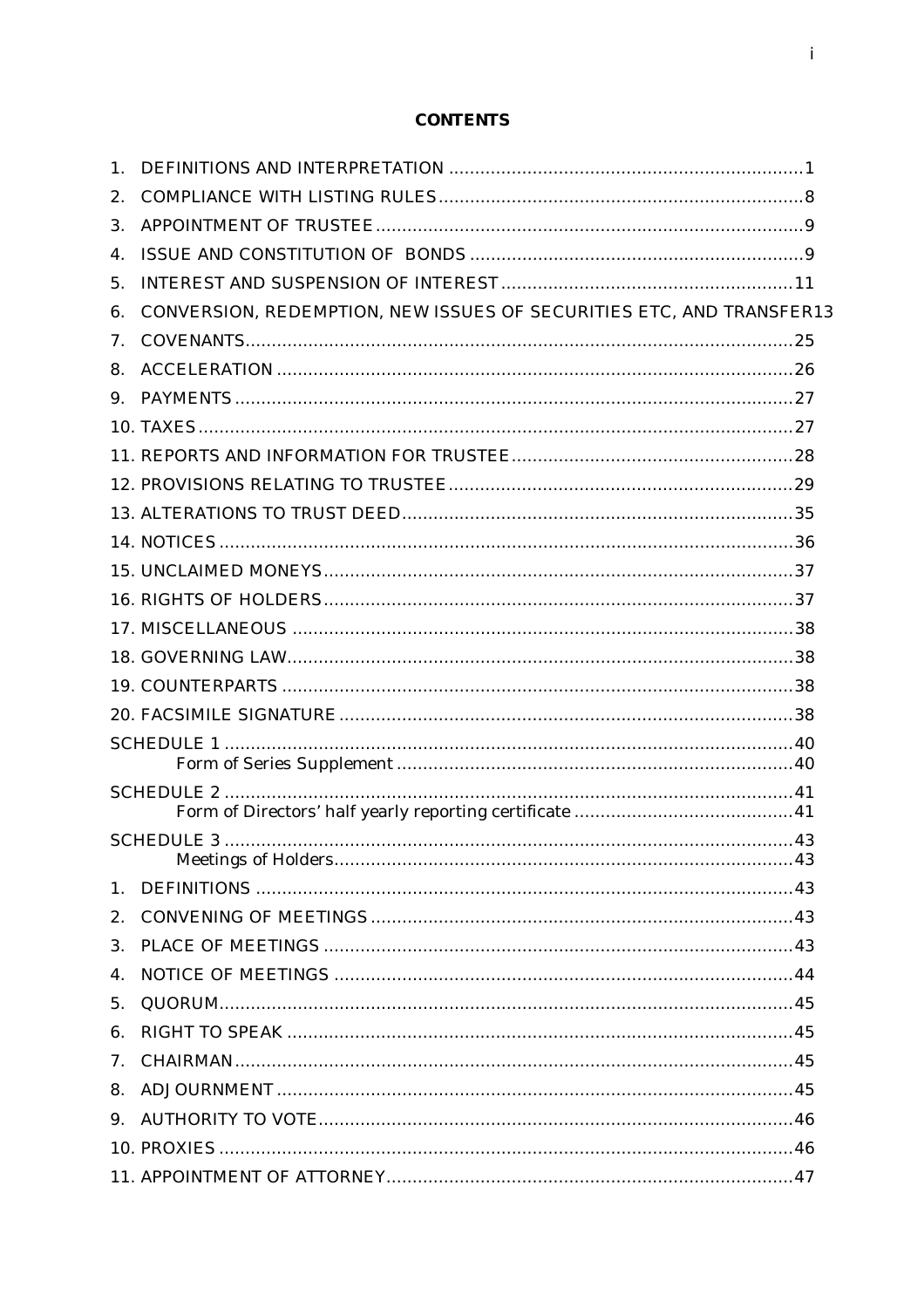# CONTENTS

1. DEFINITIONS AND INTERPRETATION ....................................................................1
2. COMPLIANCE WITH LISTING RULES.....................................................................8
3. APPOINTMENT OF TRUSTEE.................................................................................9
4. ISSUE AND CONSTITUTION OF BONDS ...............................................................9
5. INTEREST AND SUSPENSION OF INTEREST.......................................................11
6. CONVERSION, REDEMPTION, NEW ISSUES OF SECURITIES ETC, AND TRANSFER13
7. COVENANTS.........................................................................................................25
8. ACCELERATION ...................................................................................................26
9. PAYMENTS ...........................................................................................................27
10. TAXES.................................................................................................................27
11. REPORTS AND INFORMATION FOR TRUSTEE......................................................28
12. PROVISIONS RELATING TO TRUSTEE.................................................................29
13. ALTERATIONS TO TRUST DEED..........................................................................35
14. NOTICES .............................................................................................................36
15. UNCLAIMED MONEYS.........................................................................................37
16. RIGHTS OF HOLDERS.........................................................................................37
17. MISCELLANEOUS ...............................................................................................38
18. GOVERNING LAW................................................................................................38
19. COUNTERPARTS .................................................................................................38
20. FACSIMILE SIGNATURE .......................................................................................38

SCHEDULE 1 ............................................................................................................40
Form of Series Supplement ............................................................................40

SCHEDULE 2 ............................................................................................................41
Form of Directors' half yearly reporting certificate ..........................................41

SCHEDULE 3 ............................................................................................................43
Meetings of Holders........................................................................................43

1. DEFINITIONS ......................................................................................................43
2. CONVENING OF MEETINGS................................................................................43
3. PLACE OF MEETINGS .........................................................................................43
4. NOTICE OF MEETINGS .......................................................................................44
5. QUORUM.............................................................................................................45
6. RIGHT TO SPEAK ................................................................................................45
7. CHAIRMAN..........................................................................................................45
8. ADJOURNMENT ..................................................................................................45
9. AUTHORITY TO VOTE..........................................................................................46
10. PROXIES .............................................................................................................46
11. APPOINTMENT OF ATTORNEY.............................................................................47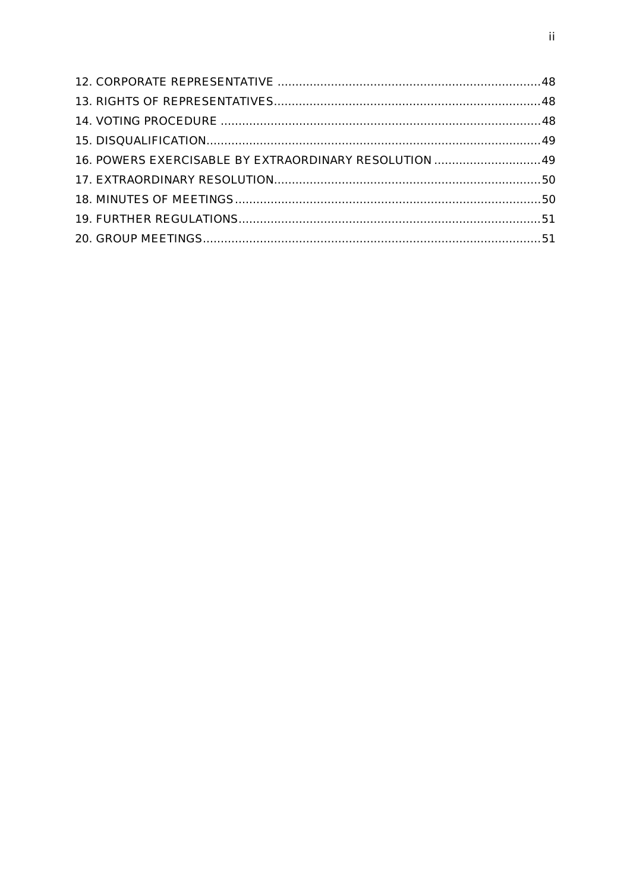12. CORPORATE REPRESENTATIVE ....................................................................48
13. RIGHTS OF REPRESENTATIVES...................................................................48
14. VOTING PROCEDURE ..............................................................................48
15. DISQUALIFICATION.................................................................................49
16. POWERS EXERCISABLE BY EXTRAORDINARY RESOLUTION ..............................49
17. EXTRAORDINARY RESOLUTION....................................................................50
18. MINUTES OF MEETINGS ...........................................................................50
19. FURTHER REGULATIONS............................................................................51
20. GROUP MEETINGS...................................................................................51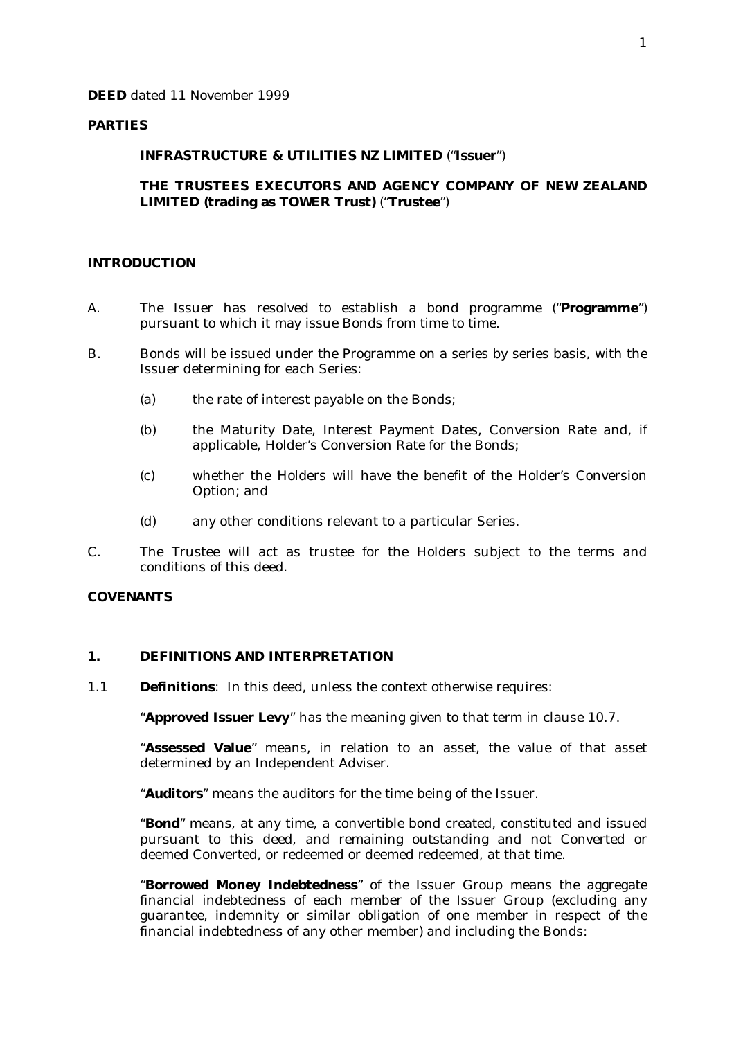**DEED** dated 11 November 1999

**PARTIES**

**INFRASTRUCTURE & UTILITIES NZ LIMITED** ("**Issuer**")

**THE TRUSTEES EXECUTORS AND AGENCY COMPANY OF NEW ZEALAND LIMITED (trading as TOWER Trust)** ("**Trustee**")

**INTRODUCTION**

A. The Issuer has resolved to establish a bond programme ("**Programme**") pursuant to which it may issue Bonds from time to time.

B. Bonds will be issued under the Programme on a series by series basis, with the Issuer determining for each Series:

  (a) the rate of interest payable on the Bonds;

  (b) the Maturity Date, Interest Payment Dates, Conversion Rate and, if applicable, Holder's Conversion Rate for the Bonds;

  (c) whether the Holders will have the benefit of the Holder's Conversion Option; and

  (d) any other conditions relevant to a particular Series.

C. The Trustee will act as trustee for the Holders subject to the terms and conditions of this deed.

**COVENANTS**

**1. DEFINITIONS AND INTERPRETATION**

1.1 **Definitions**: In this deed, unless the context otherwise requires:

"**Approved Issuer Levy**" has the meaning given to that term in clause 10.7.

"**Assessed Value**" means, in relation to an asset, the value of that asset determined by an Independent Adviser.

"**Auditors**" means the auditors for the time being of the Issuer.

"**Bond**" means, at any time, a convertible bond created, constituted and issued pursuant to this deed, and remaining outstanding and not Converted or deemed Converted, or redeemed or deemed redeemed, at that time.

"**Borrowed Money Indebtedness**" of the Issuer Group means the aggregate financial indebtedness of each member of the Issuer Group (excluding any guarantee, indemnity or similar obligation of one member in respect of the financial indebtedness of any other member) and including the Bonds: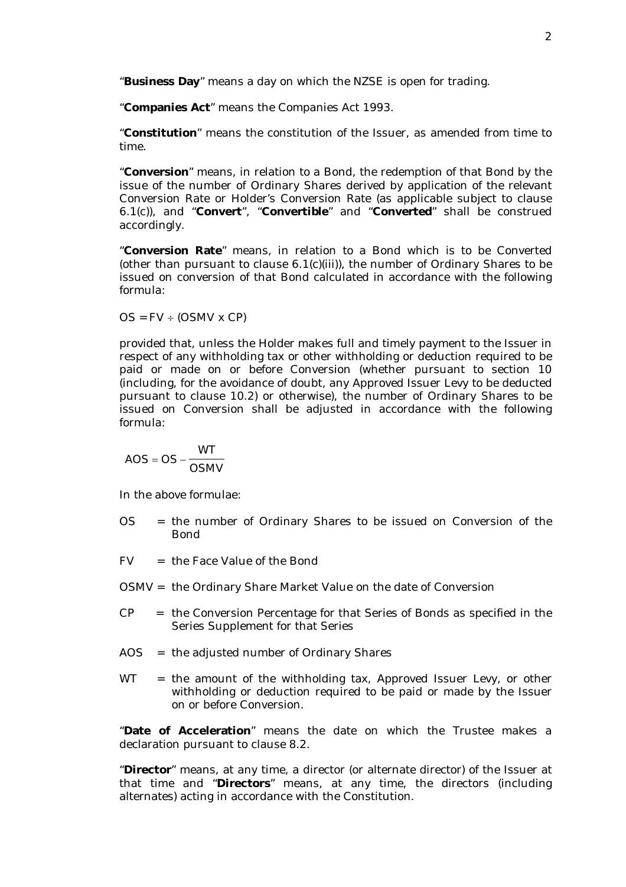"**Business Day**" means a day on which the NZSE is open for trading.

"**Companies Act**" means the Companies Act 1993.

"**Constitution**" means the constitution of the Issuer, as amended from time to time.

"**Conversion**" means, in relation to a Bond, the redemption of that Bond by the issue of the number of Ordinary Shares derived by application of the relevant Conversion Rate or Holder's Conversion Rate (as applicable subject to clause 6.1(c)), and "**Convert**", "**Convertible**" and "**Converted**" shall be construed accordingly.

"**Conversion Rate**" means, in relation to a Bond which is to be Converted (other than pursuant to clause 6.1(c)(iii)), the number of Ordinary Shares to be issued on conversion of that Bond calculated in accordance with the following formula:

$$OS = FV \div (OSMV \times CP)$$

provided that, unless the Holder makes full and timely payment to the Issuer in respect of any withholding tax or other withholding or deduction required to be paid or made on or before Conversion (whether pursuant to section 10 (including, for the avoidance of doubt, any Approved Issuer Levy to be deducted pursuant to clause 10.2) or otherwise), the number of Ordinary Shares to be issued on Conversion shall be adjusted in accordance with the following formula:

$$AOS = OS - \frac{WT}{OSMV}$$

In the above formulae:

OS = the number of Ordinary Shares to be issued on Conversion of the Bond

FV = the Face Value of the Bond

OSMV = the Ordinary Share Market Value on the date of Conversion

CP = the Conversion Percentage for that Series of Bonds as specified in the Series Supplement for that Series

AOS = the adjusted number of Ordinary Shares

WT = the amount of the withholding tax, Approved Issuer Levy, or other withholding or deduction required to be paid or made by the Issuer on or before Conversion.

"**Date of Acceleration**" means the date on which the Trustee makes a declaration pursuant to clause 8.2.

"**Director**" means, at any time, a director (or alternate director) of the Issuer at that time and "**Directors**" means, at any time, the directors (including alternates) acting in accordance with the Constitution.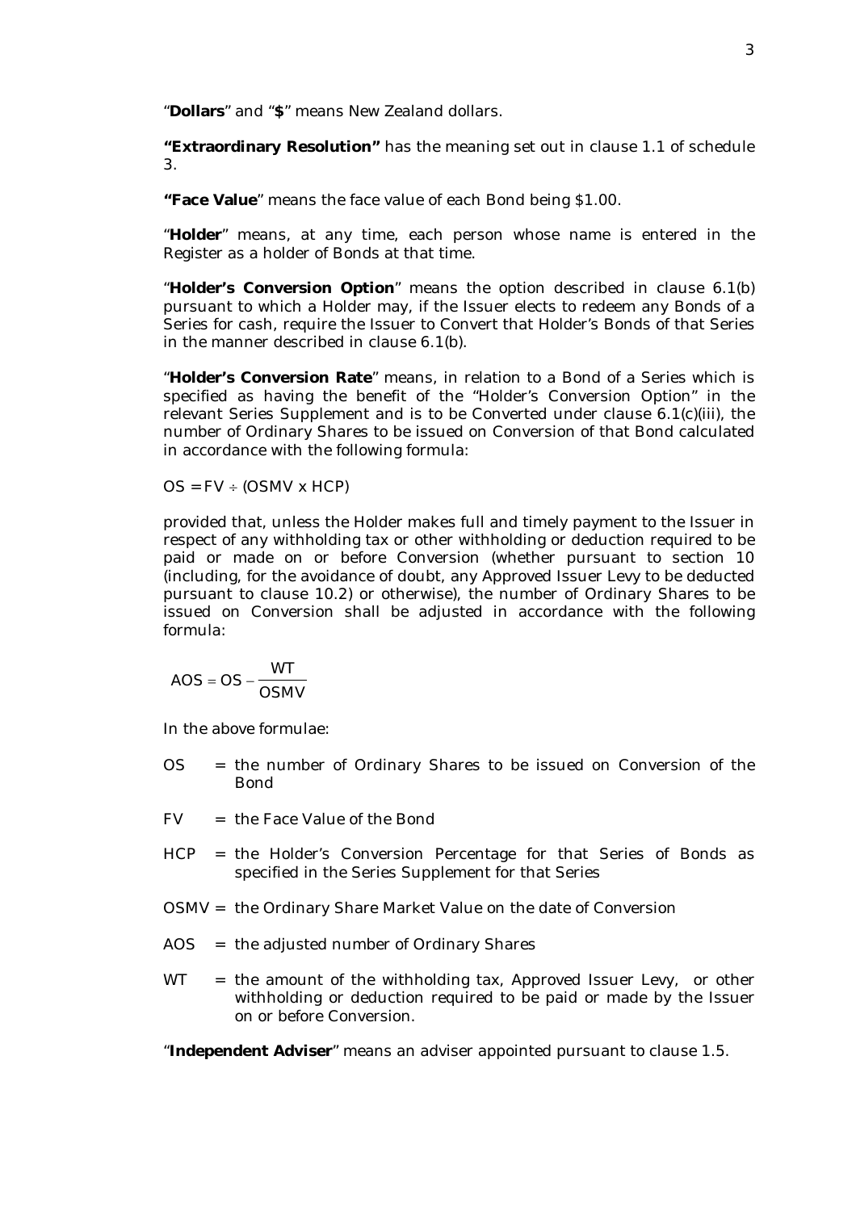"**Dollars**" and "**$**" means New Zealand dollars.

**"Extraordinary Resolution"** has the meaning set out in clause 1.1 of schedule 3.

**"Face Value**" means the face value of each Bond being $1.00.

"**Holder**" means, at any time, each person whose name is entered in the Register as a holder of Bonds at that time.

"**Holder's Conversion Option**" means the option described in clause 6.1(b) pursuant to which a Holder may, if the Issuer elects to redeem any Bonds of a Series for cash, require the Issuer to Convert that Holder's Bonds of that Series in the manner described in clause 6.1(b).

"**Holder's Conversion Rate**" means, in relation to a Bond of a Series which is specified as having the benefit of the "Holder's Conversion Option" in the relevant Series Supplement and is to be Converted under clause 6.1(c)(iii), the number of Ordinary Shares to be issued on Conversion of that Bond calculated in accordance with the following formula:

$$OS = FV \div (OSMV \times HCP)$$

provided that, unless the Holder makes full and timely payment to the Issuer in respect of any withholding tax or other withholding or deduction required to be paid or made on or before Conversion (whether pursuant to section 10 (including, for the avoidance of doubt, any Approved Issuer Levy to be deducted pursuant to clause 10.2) or otherwise), the number of Ordinary Shares to be issued on Conversion shall be adjusted in accordance with the following formula:

$$AOS = OS - \frac{WT}{OSMV}$$

In the above formulae:

OS = the number of Ordinary Shares to be issued on Conversion of the Bond

FV = the Face Value of the Bond

HCP = the Holder's Conversion Percentage for that Series of Bonds as specified in the Series Supplement for that Series

OSMV = the Ordinary Share Market Value on the date of Conversion

AOS = the adjusted number of Ordinary Shares

WT = the amount of the withholding tax, Approved Issuer Levy, or other withholding or deduction required to be paid or made by the Issuer on or before Conversion.

"**Independent Adviser**" means an adviser appointed pursuant to clause 1.5.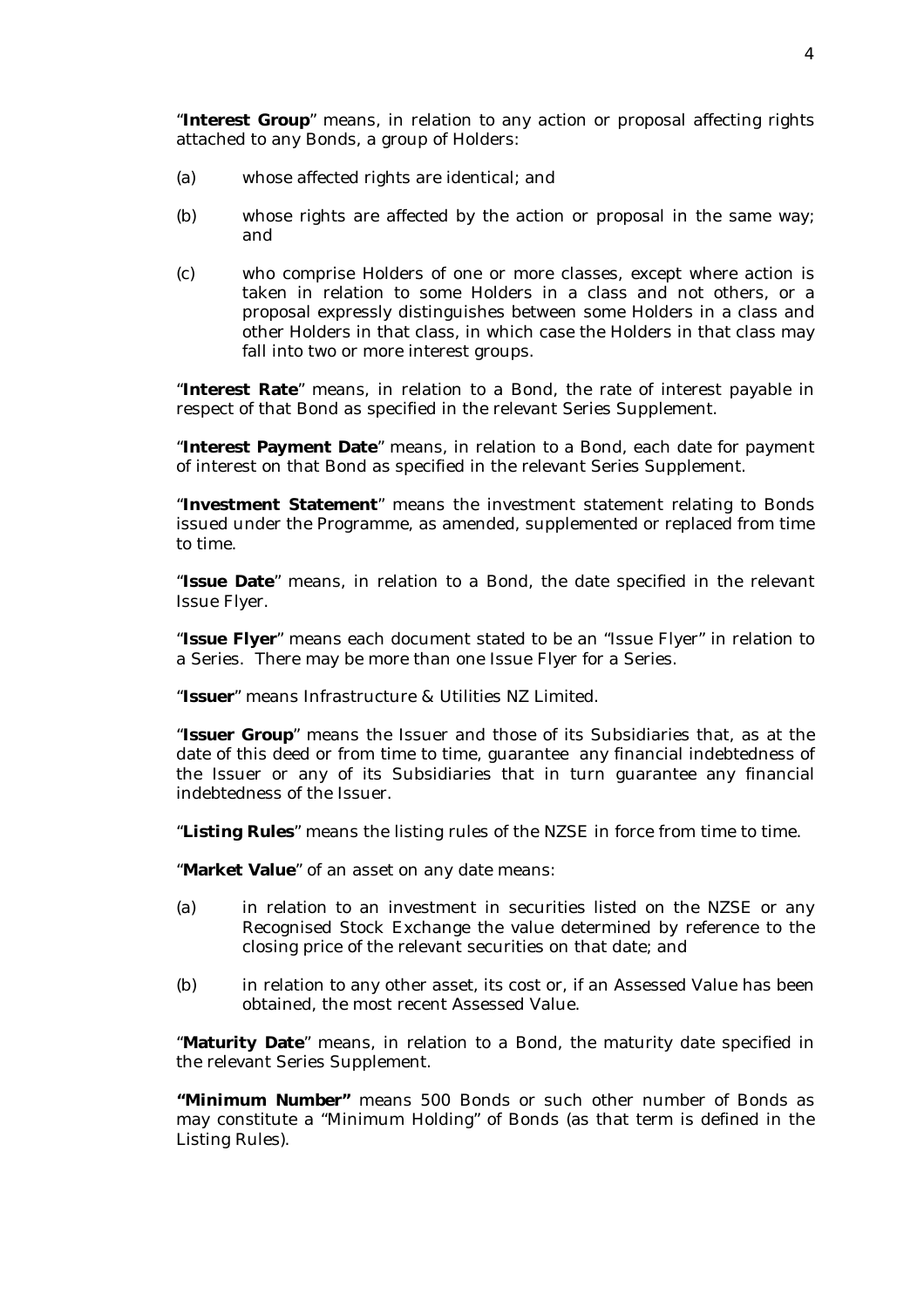"**Interest Group**" means, in relation to any action or proposal affecting rights attached to any Bonds, a group of Holders:

(a) whose affected rights are identical; and

(b) whose rights are affected by the action or proposal in the same way; and

(c) who comprise Holders of one or more classes, except where action is taken in relation to some Holders in a class and not others, or a proposal expressly distinguishes between some Holders in a class and other Holders in that class, in which case the Holders in that class may fall into two or more interest groups.

"**Interest Rate**" means, in relation to a Bond, the rate of interest payable in respect of that Bond as specified in the relevant Series Supplement.

"**Interest Payment Date**" means, in relation to a Bond, each date for payment of interest on that Bond as specified in the relevant Series Supplement.

"**Investment Statement**" means the investment statement relating to Bonds issued under the Programme, as amended, supplemented or replaced from time to time.

"**Issue Date**" means, in relation to a Bond, the date specified in the relevant Issue Flyer.

"**Issue Flyer**" means each document stated to be an "Issue Flyer" in relation to a Series. There may be more than one Issue Flyer for a Series.

"**Issuer**" means Infrastructure & Utilities NZ Limited.

"**Issuer Group**" means the Issuer and those of its Subsidiaries that, as at the date of this deed or from time to time, guarantee any financial indebtedness of the Issuer or any of its Subsidiaries that in turn guarantee any financial indebtedness of the Issuer.

"**Listing Rules**" means the listing rules of the NZSE in force from time to time.

"**Market Value**" of an asset on any date means:

(a) in relation to an investment in securities listed on the NZSE or any Recognised Stock Exchange the value determined by reference to the closing price of the relevant securities on that date; and

(b) in relation to any other asset, its cost or, if an Assessed Value has been obtained, the most recent Assessed Value.

"**Maturity Date**" means, in relation to a Bond, the maturity date specified in the relevant Series Supplement.

**"Minimum Number"** means 500 Bonds or such other number of Bonds as may constitute a "Minimum Holding" of Bonds (as that term is defined in the Listing Rules).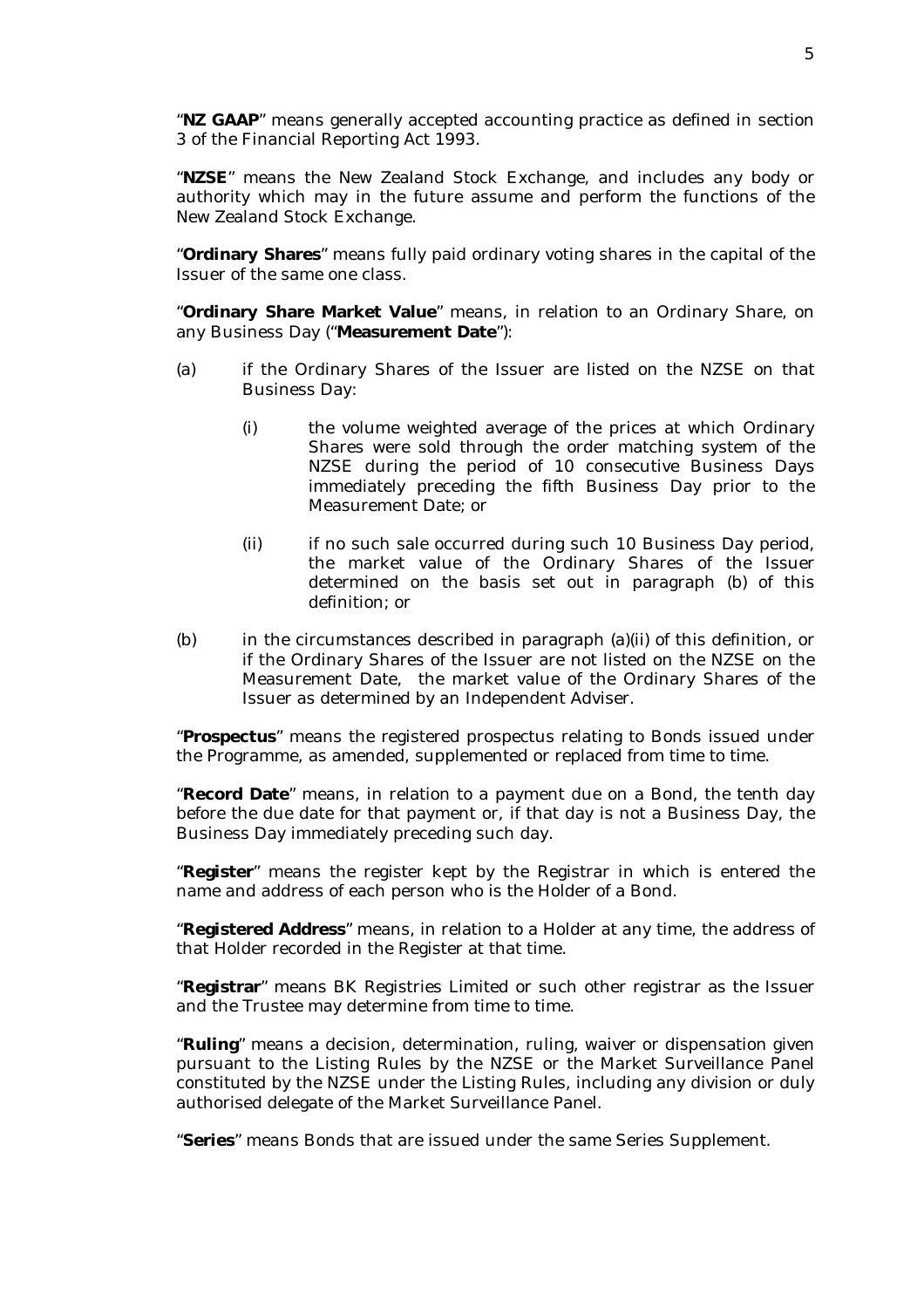"**NZ GAAP**" means generally accepted accounting practice as defined in section 3 of the Financial Reporting Act 1993.

"**NZSE**" means the New Zealand Stock Exchange, and includes any body or authority which may in the future assume and perform the functions of the New Zealand Stock Exchange.

"**Ordinary Shares**" means fully paid ordinary voting shares in the capital of the Issuer of the same one class.

"**Ordinary Share Market Value**" means, in relation to an Ordinary Share, on any Business Day ("**Measurement Date**"):

(a) if the Ordinary Shares of the Issuer are listed on the NZSE on that Business Day:

    (i) the volume weighted average of the prices at which Ordinary Shares were sold through the order matching system of the NZSE during the period of 10 consecutive Business Days immediately preceding the fifth Business Day prior to the Measurement Date; or

    (ii) if no such sale occurred during such 10 Business Day period, the market value of the Ordinary Shares of the Issuer determined on the basis set out in paragraph (b) of this definition; or

(b) in the circumstances described in paragraph (a)(ii) of this definition, or if the Ordinary Shares of the Issuer are not listed on the NZSE on the Measurement Date, the market value of the Ordinary Shares of the Issuer as determined by an Independent Adviser.

"**Prospectus**" means the registered prospectus relating to Bonds issued under the Programme, as amended, supplemented or replaced from time to time.

"**Record Date**" means, in relation to a payment due on a Bond, the tenth day before the due date for that payment or, if that day is not a Business Day, the Business Day immediately preceding such day.

"**Register**" means the register kept by the Registrar in which is entered the name and address of each person who is the Holder of a Bond.

"**Registered Address**" means, in relation to a Holder at any time, the address of that Holder recorded in the Register at that time.

"**Registrar**" means BK Registries Limited or such other registrar as the Issuer and the Trustee may determine from time to time.

"**Ruling**" means a decision, determination, ruling, waiver or dispensation given pursuant to the Listing Rules by the NZSE or the Market Surveillance Panel constituted by the NZSE under the Listing Rules, including any division or duly authorised delegate of the Market Surveillance Panel.

"**Series**" means Bonds that are issued under the same Series Supplement.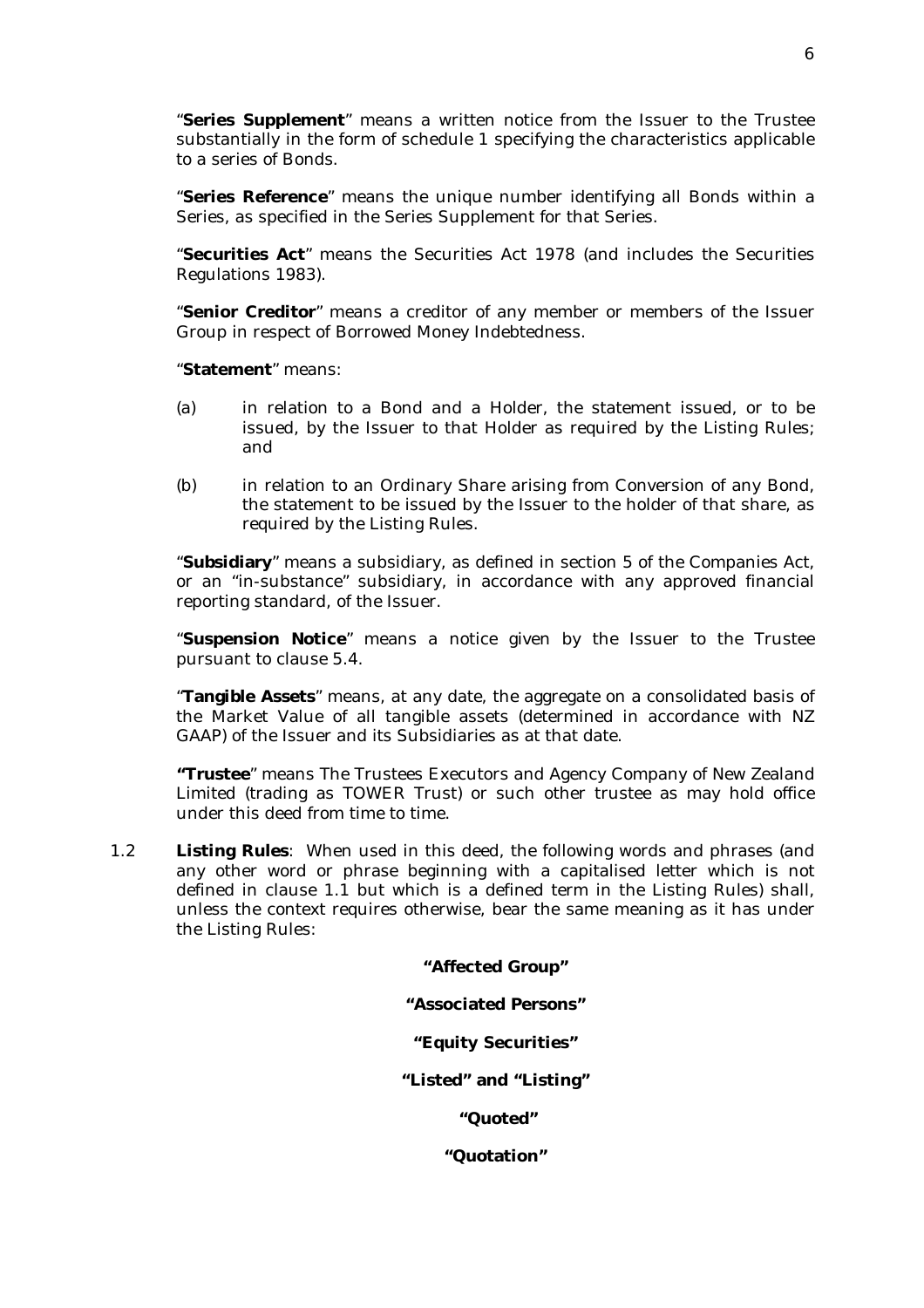"**Series Supplement**" means a written notice from the Issuer to the Trustee substantially in the form of schedule 1 specifying the characteristics applicable to a series of Bonds.

"**Series Reference**" means the unique number identifying all Bonds within a Series, as specified in the Series Supplement for that Series.

"**Securities Act**" means the Securities Act 1978 (and includes the Securities Regulations 1983).

"**Senior Creditor**" means a creditor of any member or members of the Issuer Group in respect of Borrowed Money Indebtedness.

"**Statement**" means:

(a) in relation to a Bond and a Holder, the statement issued, or to be issued, by the Issuer to that Holder as required by the Listing Rules; and

(b) in relation to an Ordinary Share arising from Conversion of any Bond, the statement to be issued by the Issuer to the holder of that share, as required by the Listing Rules.

"**Subsidiary**" means a subsidiary, as defined in section 5 of the Companies Act, or an "in-substance" subsidiary, in accordance with any approved financial reporting standard, of the Issuer.

"**Suspension Notice**" means a notice given by the Issuer to the Trustee pursuant to clause 5.4.

"**Tangible Assets**" means, at any date, the aggregate on a consolidated basis of the Market Value of all tangible assets (determined in accordance with NZ GAAP) of the Issuer and its Subsidiaries as at that date.

**"Trustee**" means The Trustees Executors and Agency Company of New Zealand Limited (trading as TOWER Trust) or such other trustee as may hold office under this deed from time to time.

1.2 **Listing Rules**: When used in this deed, the following words and phrases (and any other word or phrase beginning with a capitalised letter which is not defined in clause 1.1 but which is a defined term in the Listing Rules) shall, unless the context requires otherwise, bear the same meaning as it has under the Listing Rules:

**"Affected Group"**

**"Associated Persons"**

**"Equity Securities"**

**"Listed" and "Listing"**

**"Quoted"**

**"Quotation"**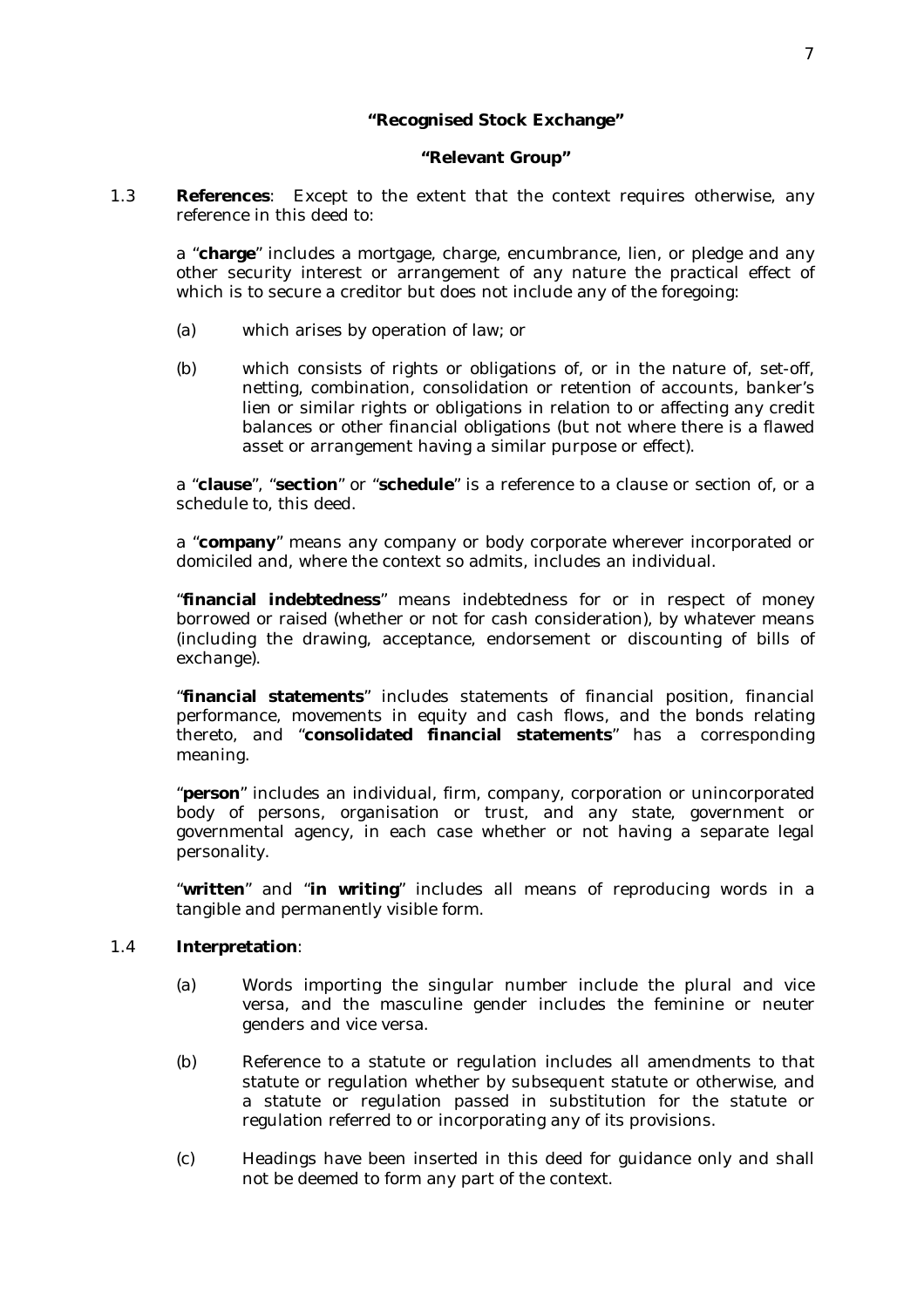**"Recognised Stock Exchange"**

**"Relevant Group"**

1.3 **References**: Except to the extent that the context requires otherwise, any reference in this deed to:

a "**charge**" includes a mortgage, charge, encumbrance, lien, or pledge and any other security interest or arrangement of any nature the practical effect of which is to secure a creditor but does not include any of the foregoing:

(a) which arises by operation of law; or

(b) which consists of rights or obligations of, or in the nature of, set-off, netting, combination, consolidation or retention of accounts, banker's lien or similar rights or obligations in relation to or affecting any credit balances or other financial obligations (but not where there is a flawed asset or arrangement having a similar purpose or effect).

a "**clause**", "**section**" or "**schedule**" is a reference to a clause or section of, or a schedule to, this deed.

a "**company**" means any company or body corporate wherever incorporated or domiciled and, where the context so admits, includes an individual.

"**financial indebtedness**" means indebtedness for or in respect of money borrowed or raised (whether or not for cash consideration), by whatever means (including the drawing, acceptance, endorsement or discounting of bills of exchange).

"**financial statements**" includes statements of financial position, financial performance, movements in equity and cash flows, and the bonds relating thereto, and "**consolidated financial statements**" has a corresponding meaning.

"**person**" includes an individual, firm, company, corporation or unincorporated body of persons, organisation or trust, and any state, government or governmental agency, in each case whether or not having a separate legal personality.

"**written**" and "**in writing**" includes all means of reproducing words in a tangible and permanently visible form.

1.4 **Interpretation**:

(a) Words importing the singular number include the plural and vice versa, and the masculine gender includes the feminine or neuter genders and vice versa.

(b) Reference to a statute or regulation includes all amendments to that statute or regulation whether by subsequent statute or otherwise, and a statute or regulation passed in substitution for the statute or regulation referred to or incorporating any of its provisions.

(c) Headings have been inserted in this deed for guidance only and shall not be deemed to form any part of the context.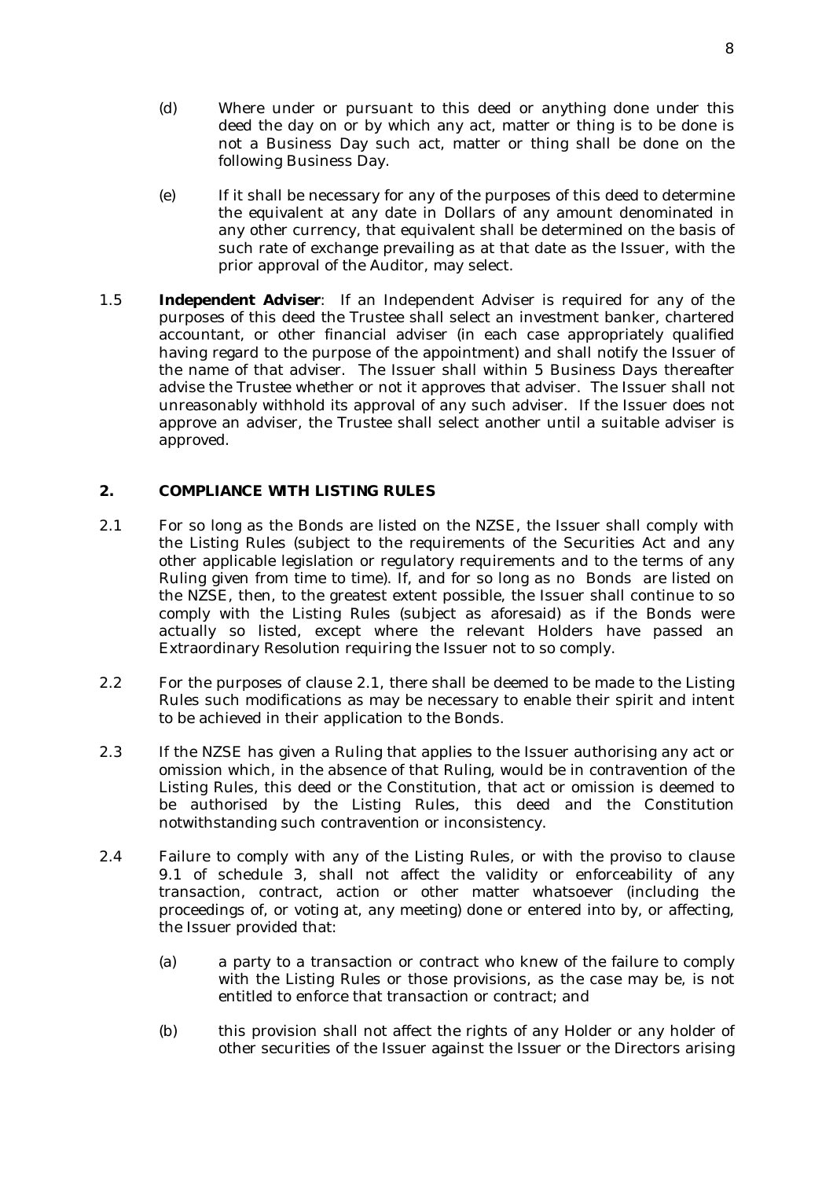(d) Where under or pursuant to this deed or anything done under this deed the day on or by which any act, matter or thing is to be done is not a Business Day such act, matter or thing shall be done on the following Business Day.

(e) If it shall be necessary for any of the purposes of this deed to determine the equivalent at any date in Dollars of any amount denominated in any other currency, that equivalent shall be determined on the basis of such rate of exchange prevailing as at that date as the Issuer, with the prior approval of the Auditor, may select.

1.5 **Independent Adviser**: If an Independent Adviser is required for any of the purposes of this deed the Trustee shall select an investment banker, chartered accountant, or other financial adviser (in each case appropriately qualified having regard to the purpose of the appointment) and shall notify the Issuer of the name of that adviser. The Issuer shall within 5 Business Days thereafter advise the Trustee whether or not it approves that adviser. The Issuer shall not unreasonably withhold its approval of any such adviser. If the Issuer does not approve an adviser, the Trustee shall select another until a suitable adviser is approved.

## 2. COMPLIANCE WITH LISTING RULES

2.1 For so long as the Bonds are listed on the NZSE, the Issuer shall comply with the Listing Rules (subject to the requirements of the Securities Act and any other applicable legislation or regulatory requirements and to the terms of any Ruling given from time to time). If, and for so long as no Bonds are listed on the NZSE, then, to the greatest extent possible, the Issuer shall continue to so comply with the Listing Rules (subject as aforesaid) as if the Bonds were actually so listed, except where the relevant Holders have passed an Extraordinary Resolution requiring the Issuer not to so comply.

2.2 For the purposes of clause 2.1, there shall be deemed to be made to the Listing Rules such modifications as may be necessary to enable their spirit and intent to be achieved in their application to the Bonds.

2.3 If the NZSE has given a Ruling that applies to the Issuer authorising any act or omission which, in the absence of that Ruling, would be in contravention of the Listing Rules, this deed or the Constitution, that act or omission is deemed to be authorised by the Listing Rules, this deed and the Constitution notwithstanding such contravention or inconsistency.

2.4 Failure to comply with any of the Listing Rules, or with the proviso to clause 9.1 of schedule 3, shall not affect the validity or enforceability of any transaction, contract, action or other matter whatsoever (including the proceedings of, or voting at, any meeting) done or entered into by, or affecting, the Issuer provided that:

(a) a party to a transaction or contract who knew of the failure to comply with the Listing Rules or those provisions, as the case may be, is not entitled to enforce that transaction or contract; and

(b) this provision shall not affect the rights of any Holder or any holder of other securities of the Issuer against the Issuer or the Directors arising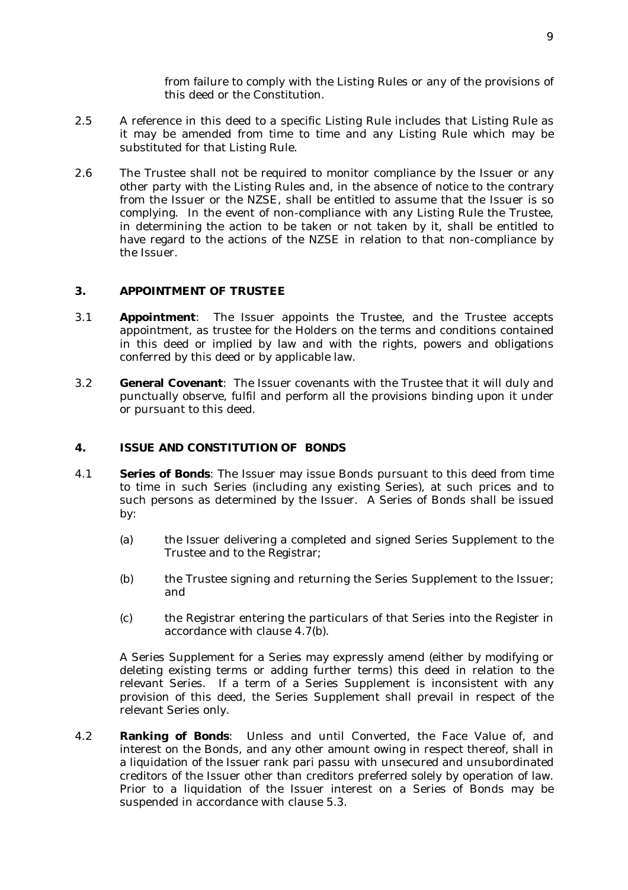from failure to comply with the Listing Rules or any of the provisions of this deed or the Constitution.

2.5 A reference in this deed to a specific Listing Rule includes that Listing Rule as it may be amended from time to time and any Listing Rule which may be substituted for that Listing Rule.

2.6 The Trustee shall not be required to monitor compliance by the Issuer or any other party with the Listing Rules and, in the absence of notice to the contrary from the Issuer or the NZSE, shall be entitled to assume that the Issuer is so complying. In the event of non-compliance with any Listing Rule the Trustee, in determining the action to be taken or not taken by it, shall be entitled to have regard to the actions of the NZSE in relation to that non-compliance by the Issuer.

## 3. APPOINTMENT OF TRUSTEE

3.1 **Appointment**: The Issuer appoints the Trustee, and the Trustee accepts appointment, as trustee for the Holders on the terms and conditions contained in this deed or implied by law and with the rights, powers and obligations conferred by this deed or by applicable law.

3.2 **General Covenant**: The Issuer covenants with the Trustee that it will duly and punctually observe, fulfil and perform all the provisions binding upon it under or pursuant to this deed.

## 4. ISSUE AND CONSTITUTION OF BONDS

4.1 **Series of Bonds**: The Issuer may issue Bonds pursuant to this deed from time to time in such Series (including any existing Series), at such prices and to such persons as determined by the Issuer. A Series of Bonds shall be issued by:

(a) the Issuer delivering a completed and signed Series Supplement to the Trustee and to the Registrar;

(b) the Trustee signing and returning the Series Supplement to the Issuer; and

(c) the Registrar entering the particulars of that Series into the Register in accordance with clause 4.7(b).

A Series Supplement for a Series may expressly amend (either by modifying or deleting existing terms or adding further terms) this deed in relation to the relevant Series. If a term of a Series Supplement is inconsistent with any provision of this deed, the Series Supplement shall prevail in respect of the relevant Series only.

4.2 **Ranking of Bonds**: Unless and until Converted, the Face Value of, and interest on the Bonds, and any other amount owing in respect thereof, shall in a liquidation of the Issuer rank pari passu with unsecured and unsubordinated creditors of the Issuer other than creditors preferred solely by operation of law. Prior to a liquidation of the Issuer interest on a Series of Bonds may be suspended in accordance with clause 5.3.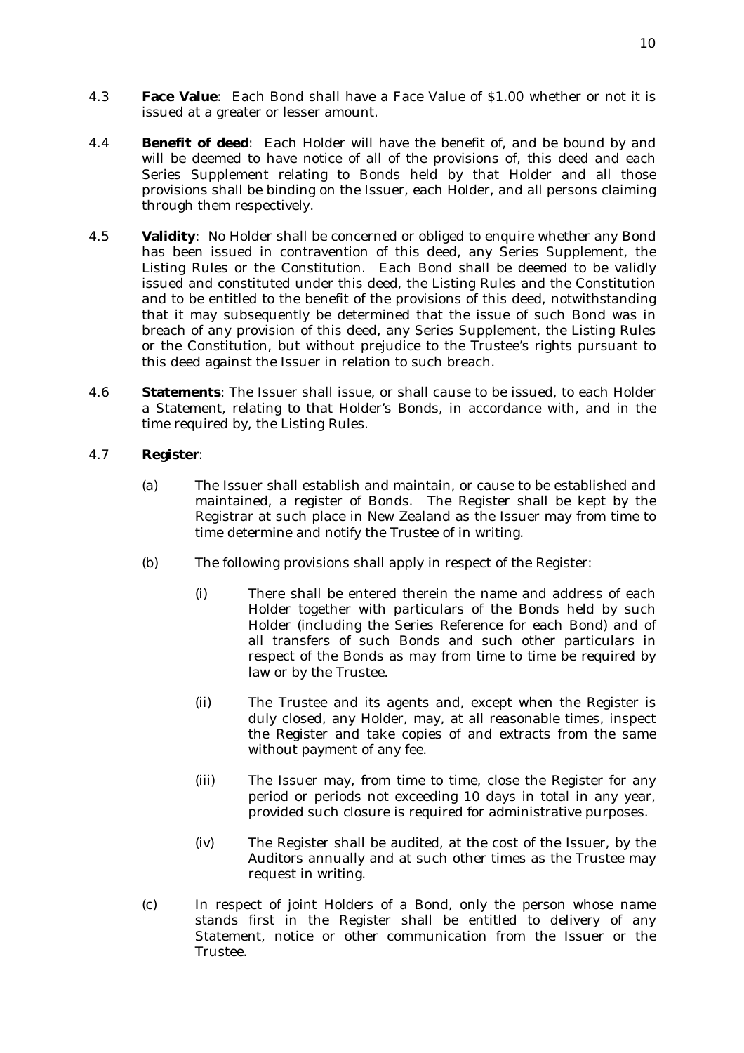4.3 **Face Value**: Each Bond shall have a Face Value of $1.00 whether or not it is issued at a greater or lesser amount.

4.4 **Benefit of deed**: Each Holder will have the benefit of, and be bound by and will be deemed to have notice of all of the provisions of, this deed and each Series Supplement relating to Bonds held by that Holder and all those provisions shall be binding on the Issuer, each Holder, and all persons claiming through them respectively.

4.5 **Validity**: No Holder shall be concerned or obliged to enquire whether any Bond has been issued in contravention of this deed, any Series Supplement, the Listing Rules or the Constitution. Each Bond shall be deemed to be validly issued and constituted under this deed, the Listing Rules and the Constitution and to be entitled to the benefit of the provisions of this deed, notwithstanding that it may subsequently be determined that the issue of such Bond was in breach of any provision of this deed, any Series Supplement, the Listing Rules or the Constitution, but without prejudice to the Trustee's rights pursuant to this deed against the Issuer in relation to such breach.

4.6 **Statements**: The Issuer shall issue, or shall cause to be issued, to each Holder a Statement, relating to that Holder's Bonds, in accordance with, and in the time required by, the Listing Rules.

4.7 **Register**:

(a) The Issuer shall establish and maintain, or cause to be established and maintained, a register of Bonds. The Register shall be kept by the Registrar at such place in New Zealand as the Issuer may from time to time determine and notify the Trustee of in writing.

(b) The following provisions shall apply in respect of the Register:

(i) There shall be entered therein the name and address of each Holder together with particulars of the Bonds held by such Holder (including the Series Reference for each Bond) and of all transfers of such Bonds and such other particulars in respect of the Bonds as may from time to time be required by law or by the Trustee.

(ii) The Trustee and its agents and, except when the Register is duly closed, any Holder, may, at all reasonable times, inspect the Register and take copies of and extracts from the same without payment of any fee.

(iii) The Issuer may, from time to time, close the Register for any period or periods not exceeding 10 days in total in any year, provided such closure is required for administrative purposes.

(iv) The Register shall be audited, at the cost of the Issuer, by the Auditors annually and at such other times as the Trustee may request in writing.

(c) In respect of joint Holders of a Bond, only the person whose name stands first in the Register shall be entitled to delivery of any Statement, notice or other communication from the Issuer or the Trustee.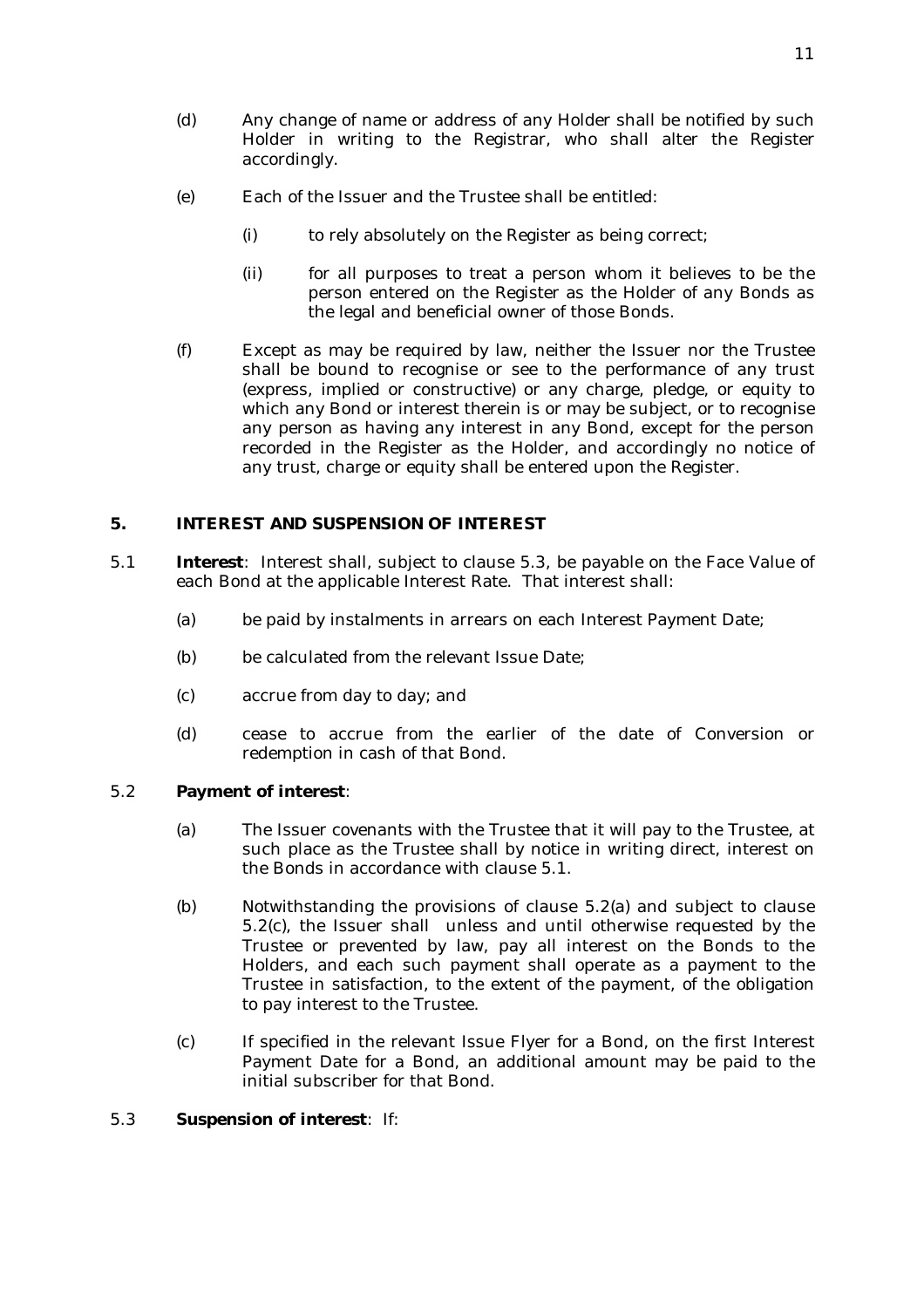(d) Any change of name or address of any Holder shall be notified by such Holder in writing to the Registrar, who shall alter the Register accordingly.

(e) Each of the Issuer and the Trustee shall be entitled:

  (i) to rely absolutely on the Register as being correct;

  (ii) for all purposes to treat a person whom it believes to be the person entered on the Register as the Holder of any Bonds as the legal and beneficial owner of those Bonds.

(f) Except as may be required by law, neither the Issuer nor the Trustee shall be bound to recognise or see to the performance of any trust (express, implied or constructive) or any charge, pledge, or equity to which any Bond or interest therein is or may be subject, or to recognise any person as having any interest in any Bond, except for the person recorded in the Register as the Holder, and accordingly no notice of any trust, charge or equity shall be entered upon the Register.

## 5. INTEREST AND SUSPENSION OF INTEREST

5.1 **Interest**: Interest shall, subject to clause 5.3, be payable on the Face Value of each Bond at the applicable Interest Rate. That interest shall:

  (a) be paid by instalments in arrears on each Interest Payment Date;

  (b) be calculated from the relevant Issue Date;

  (c) accrue from day to day; and

  (d) cease to accrue from the earlier of the date of Conversion or redemption in cash of that Bond.

5.2 **Payment of interest**:

  (a) The Issuer covenants with the Trustee that it will pay to the Trustee, at such place as the Trustee shall by notice in writing direct, interest on the Bonds in accordance with clause 5.1.

  (b) Notwithstanding the provisions of clause 5.2(a) and subject to clause 5.2(c), the Issuer shall unless and until otherwise requested by the Trustee or prevented by law, pay all interest on the Bonds to the Holders, and each such payment shall operate as a payment to the Trustee in satisfaction, to the extent of the payment, of the obligation to pay interest to the Trustee.

  (c) If specified in the relevant Issue Flyer for a Bond, on the first Interest Payment Date for a Bond, an additional amount may be paid to the initial subscriber for that Bond.

5.3 **Suspension of interest**: If: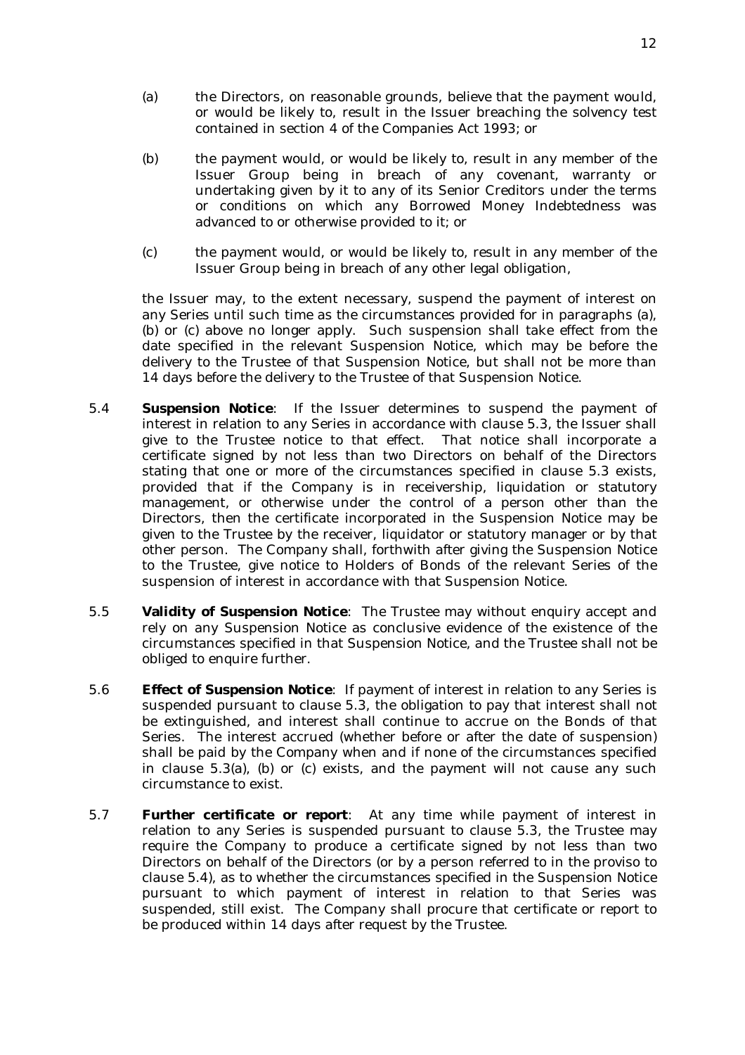(a) the Directors, on reasonable grounds, believe that the payment would, or would be likely to, result in the Issuer breaching the solvency test contained in section 4 of the Companies Act 1993; or

(b) the payment would, or would be likely to, result in any member of the Issuer Group being in breach of any covenant, warranty or undertaking given by it to any of its Senior Creditors under the terms or conditions on which any Borrowed Money Indebtedness was advanced to or otherwise provided to it; or

(c) the payment would, or would be likely to, result in any member of the Issuer Group being in breach of any other legal obligation,

the Issuer may, to the extent necessary, suspend the payment of interest on any Series until such time as the circumstances provided for in paragraphs (a), (b) or (c) above no longer apply. Such suspension shall take effect from the date specified in the relevant Suspension Notice, which may be before the delivery to the Trustee of that Suspension Notice, but shall not be more than 14 days before the delivery to the Trustee of that Suspension Notice.

5.4 **Suspension Notice**: If the Issuer determines to suspend the payment of interest in relation to any Series in accordance with clause 5.3, the Issuer shall give to the Trustee notice to that effect. That notice shall incorporate a certificate signed by not less than two Directors on behalf of the Directors stating that one or more of the circumstances specified in clause 5.3 exists, provided that if the Company is in receivership, liquidation or statutory management, or otherwise under the control of a person other than the Directors, then the certificate incorporated in the Suspension Notice may be given to the Trustee by the receiver, liquidator or statutory manager or by that other person. The Company shall, forthwith after giving the Suspension Notice to the Trustee, give notice to Holders of Bonds of the relevant Series of the suspension of interest in accordance with that Suspension Notice.

5.5 **Validity of Suspension Notice**: The Trustee may without enquiry accept and rely on any Suspension Notice as conclusive evidence of the existence of the circumstances specified in that Suspension Notice, and the Trustee shall not be obliged to enquire further.

5.6 **Effect of Suspension Notice**: If payment of interest in relation to any Series is suspended pursuant to clause 5.3, the obligation to pay that interest shall not be extinguished, and interest shall continue to accrue on the Bonds of that Series. The interest accrued (whether before or after the date of suspension) shall be paid by the Company when and if none of the circumstances specified in clause 5.3(a), (b) or (c) exists, and the payment will not cause any such circumstance to exist.

5.7 **Further certificate or report**: At any time while payment of interest in relation to any Series is suspended pursuant to clause 5.3, the Trustee may require the Company to produce a certificate signed by not less than two Directors on behalf of the Directors (or by a person referred to in the proviso to clause 5.4), as to whether the circumstances specified in the Suspension Notice pursuant to which payment of interest in relation to that Series was suspended, still exist. The Company shall procure that certificate or report to be produced within 14 days after request by the Trustee.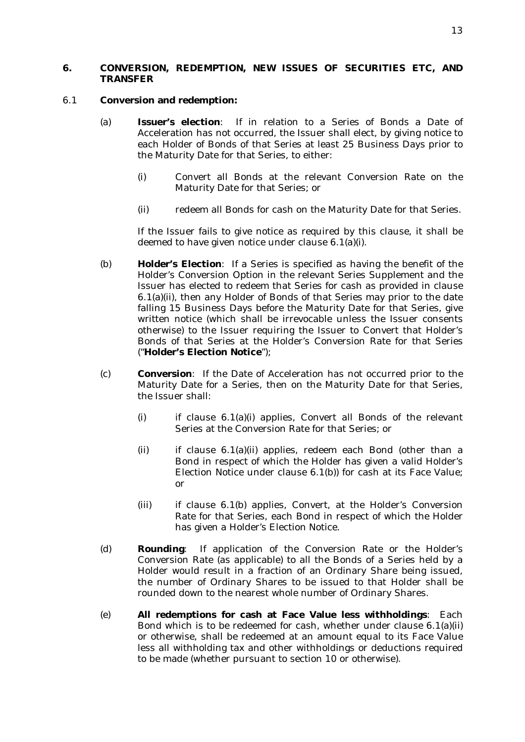## 6. CONVERSION, REDEMPTION, NEW ISSUES OF SECURITIES ETC, AND TRANSFER

6.1 **Conversion and redemption:**

(a) **Issuer's election**: If in relation to a Series of Bonds a Date of Acceleration has not occurred, the Issuer shall elect, by giving notice to each Holder of Bonds of that Series at least 25 Business Days prior to the Maturity Date for that Series, to either:

(i) Convert all Bonds at the relevant Conversion Rate on the Maturity Date for that Series; or

(ii) redeem all Bonds for cash on the Maturity Date for that Series.

If the Issuer fails to give notice as required by this clause, it shall be deemed to have given notice under clause 6.1(a)(i).

(b) **Holder's Election**: If a Series is specified as having the benefit of the Holder's Conversion Option in the relevant Series Supplement and the Issuer has elected to redeem that Series for cash as provided in clause 6.1(a)(ii), then any Holder of Bonds of that Series may prior to the date falling 15 Business Days before the Maturity Date for that Series, give written notice (which shall be irrevocable unless the Issuer consents otherwise) to the Issuer requiring the Issuer to Convert that Holder's Bonds of that Series at the Holder's Conversion Rate for that Series ("**Holder's Election Notice**");

(c) **Conversion**: If the Date of Acceleration has not occurred prior to the Maturity Date for a Series, then on the Maturity Date for that Series, the Issuer shall:

(i) if clause 6.1(a)(i) applies, Convert all Bonds of the relevant Series at the Conversion Rate for that Series; or

(ii) if clause 6.1(a)(ii) applies, redeem each Bond (other than a Bond in respect of which the Holder has given a valid Holder's Election Notice under clause 6.1(b)) for cash at its Face Value; or

(iii) if clause 6.1(b) applies, Convert, at the Holder's Conversion Rate for that Series, each Bond in respect of which the Holder has given a Holder's Election Notice.

(d) **Rounding**: If application of the Conversion Rate or the Holder's Conversion Rate (as applicable) to all the Bonds of a Series held by a Holder would result in a fraction of an Ordinary Share being issued, the number of Ordinary Shares to be issued to that Holder shall be rounded down to the nearest whole number of Ordinary Shares.

(e) **All redemptions for cash at Face Value less withholdings**: Each Bond which is to be redeemed for cash, whether under clause 6.1(a)(ii) or otherwise, shall be redeemed at an amount equal to its Face Value less all withholding tax and other withholdings or deductions required to be made (whether pursuant to section 10 or otherwise).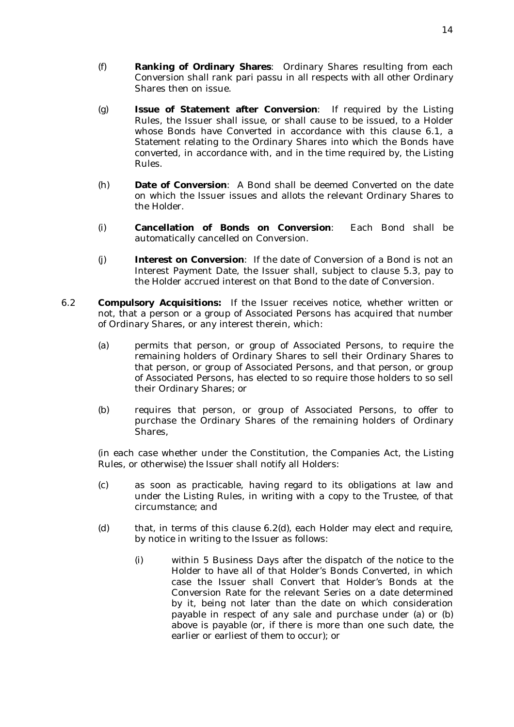(f) **Ranking of Ordinary Shares**: Ordinary Shares resulting from each Conversion shall rank pari passu in all respects with all other Ordinary Shares then on issue.

(g) **Issue of Statement after Conversion**: If required by the Listing Rules, the Issuer shall issue, or shall cause to be issued, to a Holder whose Bonds have Converted in accordance with this clause 6.1, a Statement relating to the Ordinary Shares into which the Bonds have converted, in accordance with, and in the time required by, the Listing Rules.

(h) **Date of Conversion**: A Bond shall be deemed Converted on the date on which the Issuer issues and allots the relevant Ordinary Shares to the Holder.

(i) **Cancellation of Bonds on Conversion**: Each Bond shall be automatically cancelled on Conversion.

(j) **Interest on Conversion**: If the date of Conversion of a Bond is not an Interest Payment Date, the Issuer shall, subject to clause 5.3, pay to the Holder accrued interest on that Bond to the date of Conversion.

6.2 **Compulsory Acquisitions:** If the Issuer receives notice, whether written or not, that a person or a group of Associated Persons has acquired that number of Ordinary Shares, or any interest therein, which:

(a) permits that person, or group of Associated Persons, to require the remaining holders of Ordinary Shares to sell their Ordinary Shares to that person, or group of Associated Persons, and that person, or group of Associated Persons, has elected to so require those holders to so sell their Ordinary Shares; or

(b) requires that person, or group of Associated Persons, to offer to purchase the Ordinary Shares of the remaining holders of Ordinary Shares,

(in each case whether under the Constitution, the Companies Act, the Listing Rules, or otherwise) the Issuer shall notify all Holders:

(c) as soon as practicable, having regard to its obligations at law and under the Listing Rules, in writing with a copy to the Trustee, of that circumstance; and

(d) that, in terms of this clause 6.2(d), each Holder may elect and require, by notice in writing to the Issuer as follows:

(i) within 5 Business Days after the dispatch of the notice to the Holder to have all of that Holder's Bonds Converted, in which case the Issuer shall Convert that Holder's Bonds at the Conversion Rate for the relevant Series on a date determined by it, being not later than the date on which consideration payable in respect of any sale and purchase under (a) or (b) above is payable (or, if there is more than one such date, the earlier or earliest of them to occur); or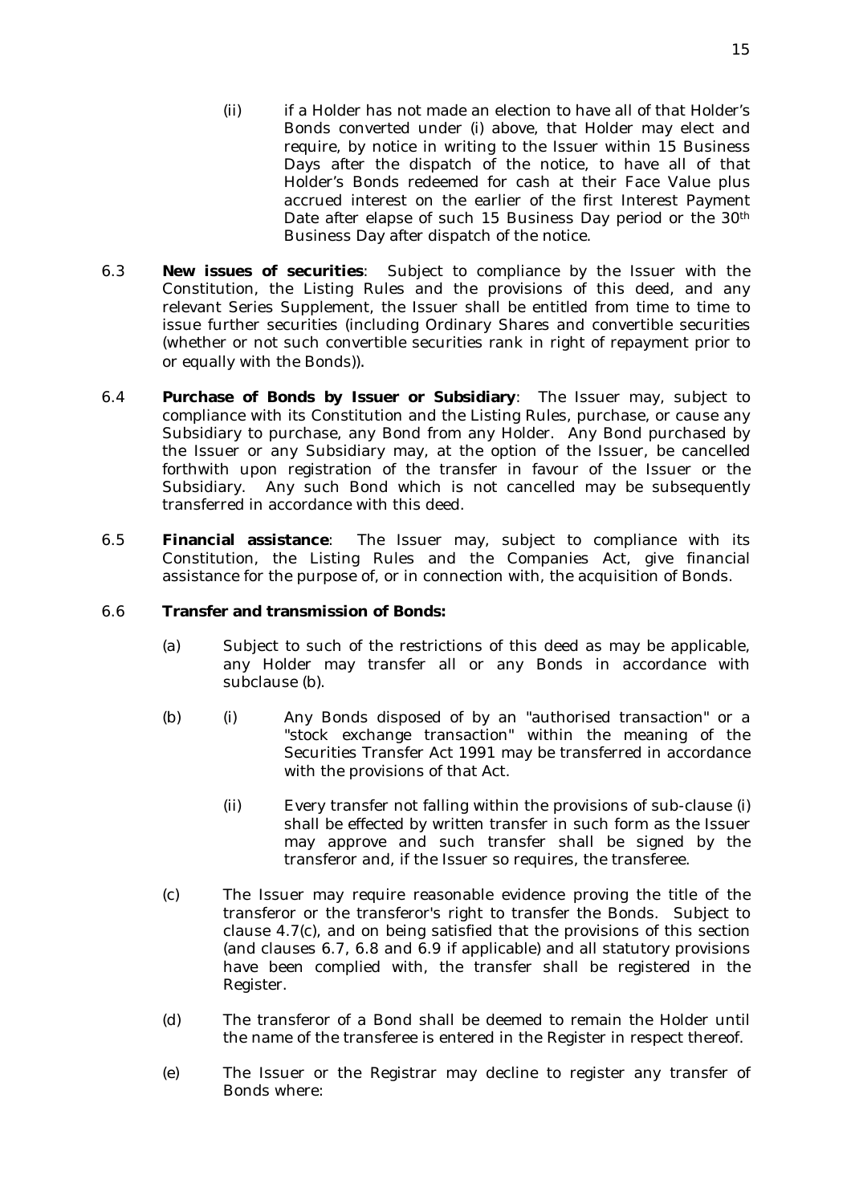(ii) if a Holder has not made an election to have all of that Holder's Bonds converted under (i) above, that Holder may elect and require, by notice in writing to the Issuer within 15 Business Days after the dispatch of the notice, to have all of that Holder's Bonds redeemed for cash at their Face Value plus accrued interest on the earlier of the first Interest Payment Date after elapse of such 15 Business Day period or the 30th Business Day after dispatch of the notice.

6.3 **New issues of securities**: Subject to compliance by the Issuer with the Constitution, the Listing Rules and the provisions of this deed, and any relevant Series Supplement, the Issuer shall be entitled from time to time to issue further securities (including Ordinary Shares and convertible securities (whether or not such convertible securities rank in right of repayment prior to or equally with the Bonds)).

6.4 **Purchase of Bonds by Issuer or Subsidiary**: The Issuer may, subject to compliance with its Constitution and the Listing Rules, purchase, or cause any Subsidiary to purchase, any Bond from any Holder. Any Bond purchased by the Issuer or any Subsidiary may, at the option of the Issuer, be cancelled forthwith upon registration of the transfer in favour of the Issuer or the Subsidiary. Any such Bond which is not cancelled may be subsequently transferred in accordance with this deed.

6.5 **Financial assistance**: The Issuer may, subject to compliance with its Constitution, the Listing Rules and the Companies Act, give financial assistance for the purpose of, or in connection with, the acquisition of Bonds.

6.6 **Transfer and transmission of Bonds:**

(a) Subject to such of the restrictions of this deed as may be applicable, any Holder may transfer all or any Bonds in accordance with subclause (b).

(b) (i) Any Bonds disposed of by an "authorised transaction" or a "stock exchange transaction" within the meaning of the Securities Transfer Act 1991 may be transferred in accordance with the provisions of that Act.

(ii) Every transfer not falling within the provisions of sub-clause (i) shall be effected by written transfer in such form as the Issuer may approve and such transfer shall be signed by the transferor and, if the Issuer so requires, the transferee.

(c) The Issuer may require reasonable evidence proving the title of the transferor or the transferor's right to transfer the Bonds. Subject to clause 4.7(c), and on being satisfied that the provisions of this section (and clauses 6.7, 6.8 and 6.9 if applicable) and all statutory provisions have been complied with, the transfer shall be registered in the Register.

(d) The transferor of a Bond shall be deemed to remain the Holder until the name of the transferee is entered in the Register in respect thereof.

(e) The Issuer or the Registrar may decline to register any transfer of Bonds where: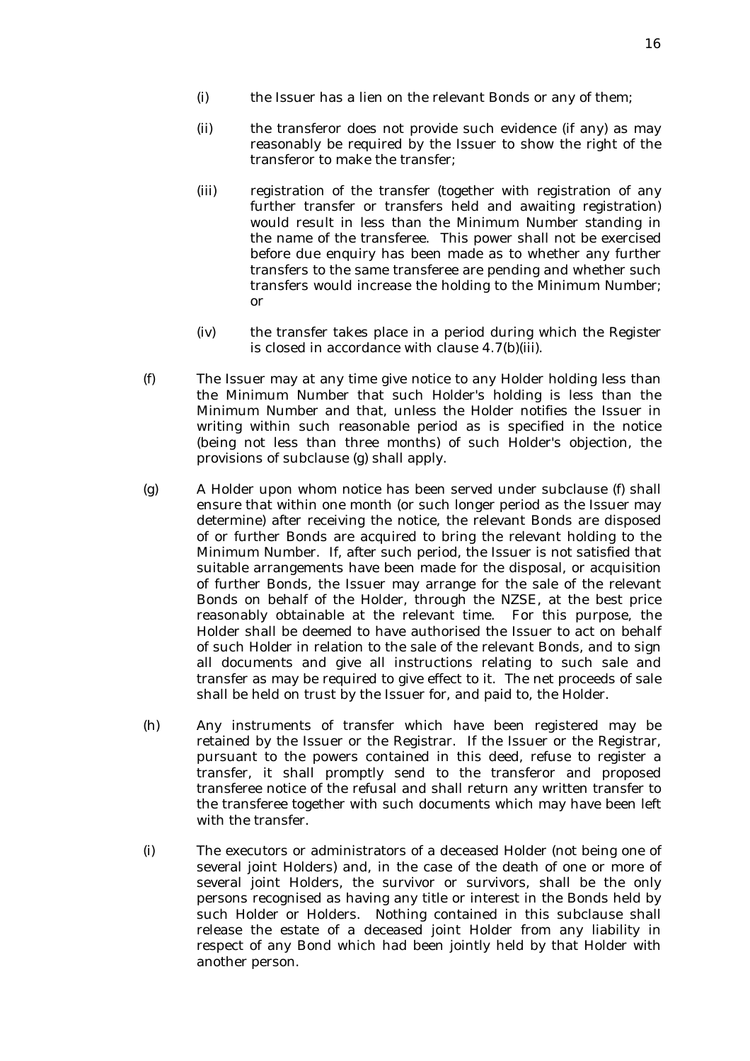(i) the Issuer has a lien on the relevant Bonds or any of them;

(ii) the transferor does not provide such evidence (if any) as may reasonably be required by the Issuer to show the right of the transferor to make the transfer;

(iii) registration of the transfer (together with registration of any further transfer or transfers held and awaiting registration) would result in less than the Minimum Number standing in the name of the transferee. This power shall not be exercised before due enquiry has been made as to whether any further transfers to the same transferee are pending and whether such transfers would increase the holding to the Minimum Number; or

(iv) the transfer takes place in a period during which the Register is closed in accordance with clause 4.7(b)(iii).

(f) The Issuer may at any time give notice to any Holder holding less than the Minimum Number that such Holder's holding is less than the Minimum Number and that, unless the Holder notifies the Issuer in writing within such reasonable period as is specified in the notice (being not less than three months) of such Holder's objection, the provisions of subclause (g) shall apply.

(g) A Holder upon whom notice has been served under subclause (f) shall ensure that within one month (or such longer period as the Issuer may determine) after receiving the notice, the relevant Bonds are disposed of or further Bonds are acquired to bring the relevant holding to the Minimum Number. If, after such period, the Issuer is not satisfied that suitable arrangements have been made for the disposal, or acquisition of further Bonds, the Issuer may arrange for the sale of the relevant Bonds on behalf of the Holder, through the NZSE, at the best price reasonably obtainable at the relevant time. For this purpose, the Holder shall be deemed to have authorised the Issuer to act on behalf of such Holder in relation to the sale of the relevant Bonds, and to sign all documents and give all instructions relating to such sale and transfer as may be required to give effect to it. The net proceeds of sale shall be held on trust by the Issuer for, and paid to, the Holder.

(h) Any instruments of transfer which have been registered may be retained by the Issuer or the Registrar. If the Issuer or the Registrar, pursuant to the powers contained in this deed, refuse to register a transfer, it shall promptly send to the transferor and proposed transferee notice of the refusal and shall return any written transfer to the transferee together with such documents which may have been left with the transfer.

(i) The executors or administrators of a deceased Holder (not being one of several joint Holders) and, in the case of the death of one or more of several joint Holders, the survivor or survivors, shall be the only persons recognised as having any title or interest in the Bonds held by such Holder or Holders. Nothing contained in this subclause shall release the estate of a deceased joint Holder from any liability in respect of any Bond which had been jointly held by that Holder with another person.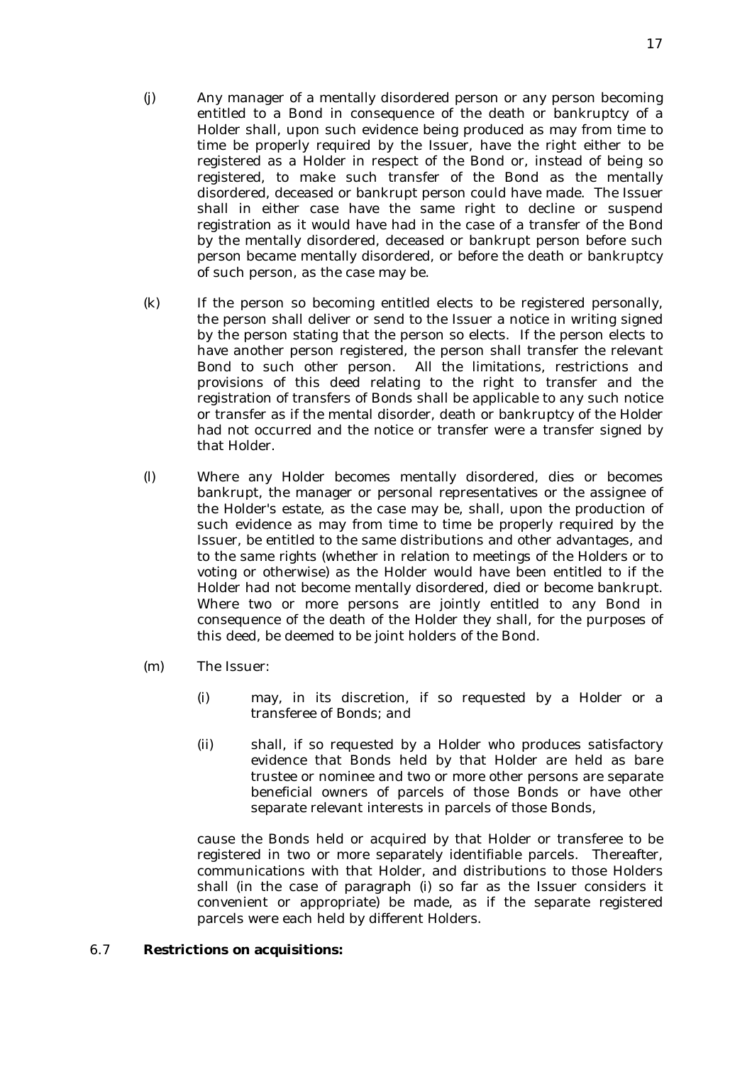(j) Any manager of a mentally disordered person or any person becoming entitled to a Bond in consequence of the death or bankruptcy of a Holder shall, upon such evidence being produced as may from time to time be properly required by the Issuer, have the right either to be registered as a Holder in respect of the Bond or, instead of being so registered, to make such transfer of the Bond as the mentally disordered, deceased or bankrupt person could have made. The Issuer shall in either case have the same right to decline or suspend registration as it would have had in the case of a transfer of the Bond by the mentally disordered, deceased or bankrupt person before such person became mentally disordered, or before the death or bankruptcy of such person, as the case may be.

(k) If the person so becoming entitled elects to be registered personally, the person shall deliver or send to the Issuer a notice in writing signed by the person stating that the person so elects. If the person elects to have another person registered, the person shall transfer the relevant Bond to such other person. All the limitations, restrictions and provisions of this deed relating to the right to transfer and the registration of transfers of Bonds shall be applicable to any such notice or transfer as if the mental disorder, death or bankruptcy of the Holder had not occurred and the notice or transfer were a transfer signed by that Holder.

(l) Where any Holder becomes mentally disordered, dies or becomes bankrupt, the manager or personal representatives or the assignee of the Holder's estate, as the case may be, shall, upon the production of such evidence as may from time to time be properly required by the Issuer, be entitled to the same distributions and other advantages, and to the same rights (whether in relation to meetings of the Holders or to voting or otherwise) as the Holder would have been entitled to if the Holder had not become mentally disordered, died or become bankrupt. Where two or more persons are jointly entitled to any Bond in consequence of the death of the Holder they shall, for the purposes of this deed, be deemed to be joint holders of the Bond.

(m) The Issuer:

(i) may, in its discretion, if so requested by a Holder or a transferee of Bonds; and

(ii) shall, if so requested by a Holder who produces satisfactory evidence that Bonds held by that Holder are held as bare trustee or nominee and two or more other persons are separate beneficial owners of parcels of those Bonds or have other separate relevant interests in parcels of those Bonds,

cause the Bonds held or acquired by that Holder or transferee to be registered in two or more separately identifiable parcels. Thereafter, communications with that Holder, and distributions to those Holders shall (in the case of paragraph (i) so far as the Issuer considers it convenient or appropriate) be made, as if the separate registered parcels were each held by different Holders.

6.7 **Restrictions on acquisitions:**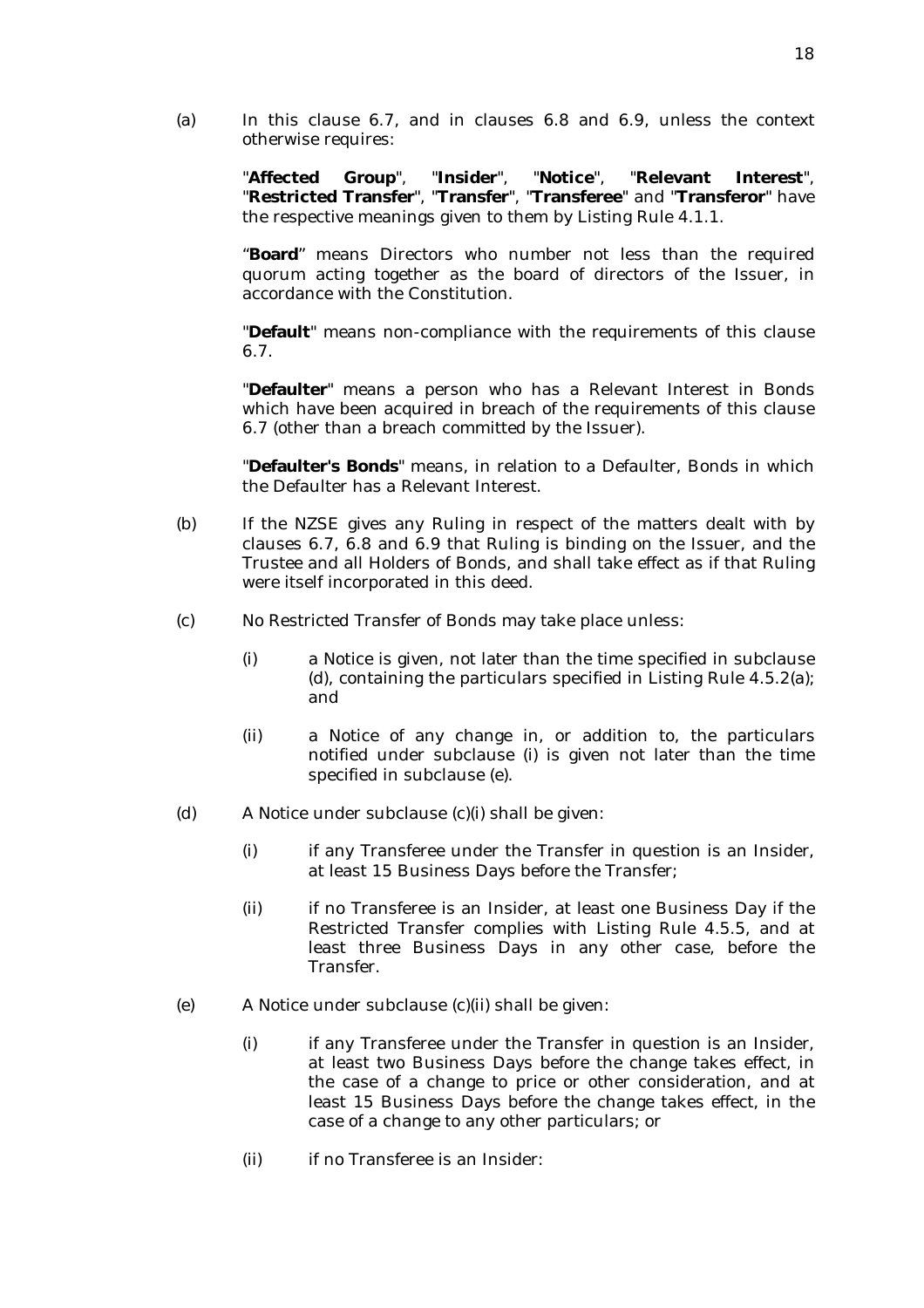(a) In this clause 6.7, and in clauses 6.8 and 6.9, unless the context otherwise requires:

"**Affected Group**", "**Insider**", "**Notice**", "**Relevant Interest**", "**Restricted Transfer**", "**Transfer**", "**Transferee**" and "**Transferor**" have the respective meanings given to them by Listing Rule 4.1.1.

"**Board**" means Directors who number not less than the required quorum acting together as the board of directors of the Issuer, in accordance with the Constitution.

"**Default**" means non-compliance with the requirements of this clause 6.7.

"**Defaulter**" means a person who has a Relevant Interest in Bonds which have been acquired in breach of the requirements of this clause 6.7 (other than a breach committed by the Issuer).

"**Defaulter's Bonds**" means, in relation to a Defaulter, Bonds in which the Defaulter has a Relevant Interest.

(b) If the NZSE gives any Ruling in respect of the matters dealt with by clauses 6.7, 6.8 and 6.9 that Ruling is binding on the Issuer, and the Trustee and all Holders of Bonds, and shall take effect as if that Ruling were itself incorporated in this deed.

(c) No Restricted Transfer of Bonds may take place unless:

   (i) a Notice is given, not later than the time specified in subclause (d), containing the particulars specified in Listing Rule 4.5.2(a); and

   (ii) a Notice of any change in, or addition to, the particulars notified under subclause (i) is given not later than the time specified in subclause (e).

(d) A Notice under subclause (c)(i) shall be given:

   (i) if any Transferee under the Transfer in question is an Insider, at least 15 Business Days before the Transfer;

   (ii) if no Transferee is an Insider, at least one Business Day if the Restricted Transfer complies with Listing Rule 4.5.5, and at least three Business Days in any other case, before the Transfer.

(e) A Notice under subclause (c)(ii) shall be given:

   (i) if any Transferee under the Transfer in question is an Insider, at least two Business Days before the change takes effect, in the case of a change to price or other consideration, and at least 15 Business Days before the change takes effect, in the case of a change to any other particulars; or

   (ii) if no Transferee is an Insider: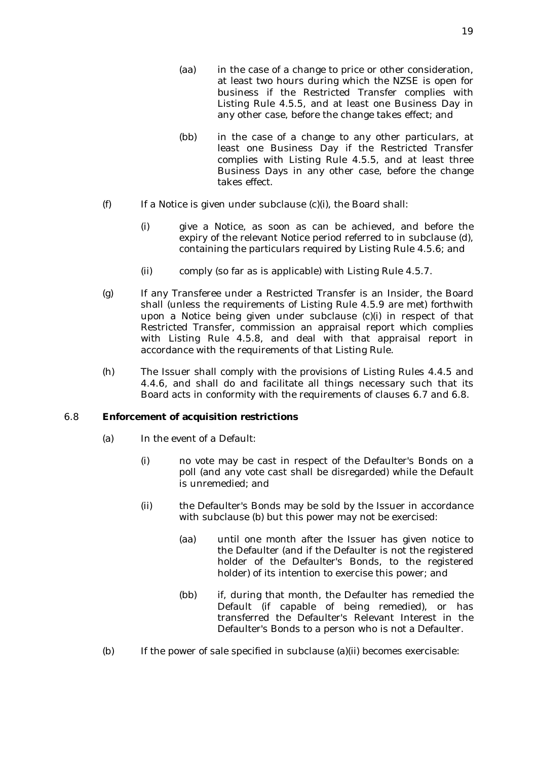(aa) in the case of a change to price or other consideration, at least two hours during which the NZSE is open for business if the Restricted Transfer complies with Listing Rule 4.5.5, and at least one Business Day in any other case, before the change takes effect; and

(bb) in the case of a change to any other particulars, at least one Business Day if the Restricted Transfer complies with Listing Rule 4.5.5, and at least three Business Days in any other case, before the change takes effect.

(f) If a Notice is given under subclause (c)(i), the Board shall:

(i) give a Notice, as soon as can be achieved, and before the expiry of the relevant Notice period referred to in subclause (d), containing the particulars required by Listing Rule 4.5.6; and

(ii) comply (so far as is applicable) with Listing Rule 4.5.7.

(g) If any Transferee under a Restricted Transfer is an Insider, the Board shall (unless the requirements of Listing Rule 4.5.9 are met) forthwith upon a Notice being given under subclause (c)(i) in respect of that Restricted Transfer, commission an appraisal report which complies with Listing Rule 4.5.8, and deal with that appraisal report in accordance with the requirements of that Listing Rule.

(h) The Issuer shall comply with the provisions of Listing Rules 4.4.5 and 4.4.6, and shall do and facilitate all things necessary such that its Board acts in conformity with the requirements of clauses 6.7 and 6.8.

6.8 **Enforcement of acquisition restrictions**

(a) In the event of a Default:

(i) no vote may be cast in respect of the Defaulter's Bonds on a poll (and any vote cast shall be disregarded) while the Default is unremedied; and

(ii) the Defaulter's Bonds may be sold by the Issuer in accordance with subclause (b) but this power may not be exercised:

(aa) until one month after the Issuer has given notice to the Defaulter (and if the Defaulter is not the registered holder of the Defaulter's Bonds, to the registered holder) of its intention to exercise this power; and

(bb) if, during that month, the Defaulter has remedied the Default (if capable of being remedied), or has transferred the Defaulter's Relevant Interest in the Defaulter's Bonds to a person who is not a Defaulter.

(b) If the power of sale specified in subclause (a)(ii) becomes exercisable: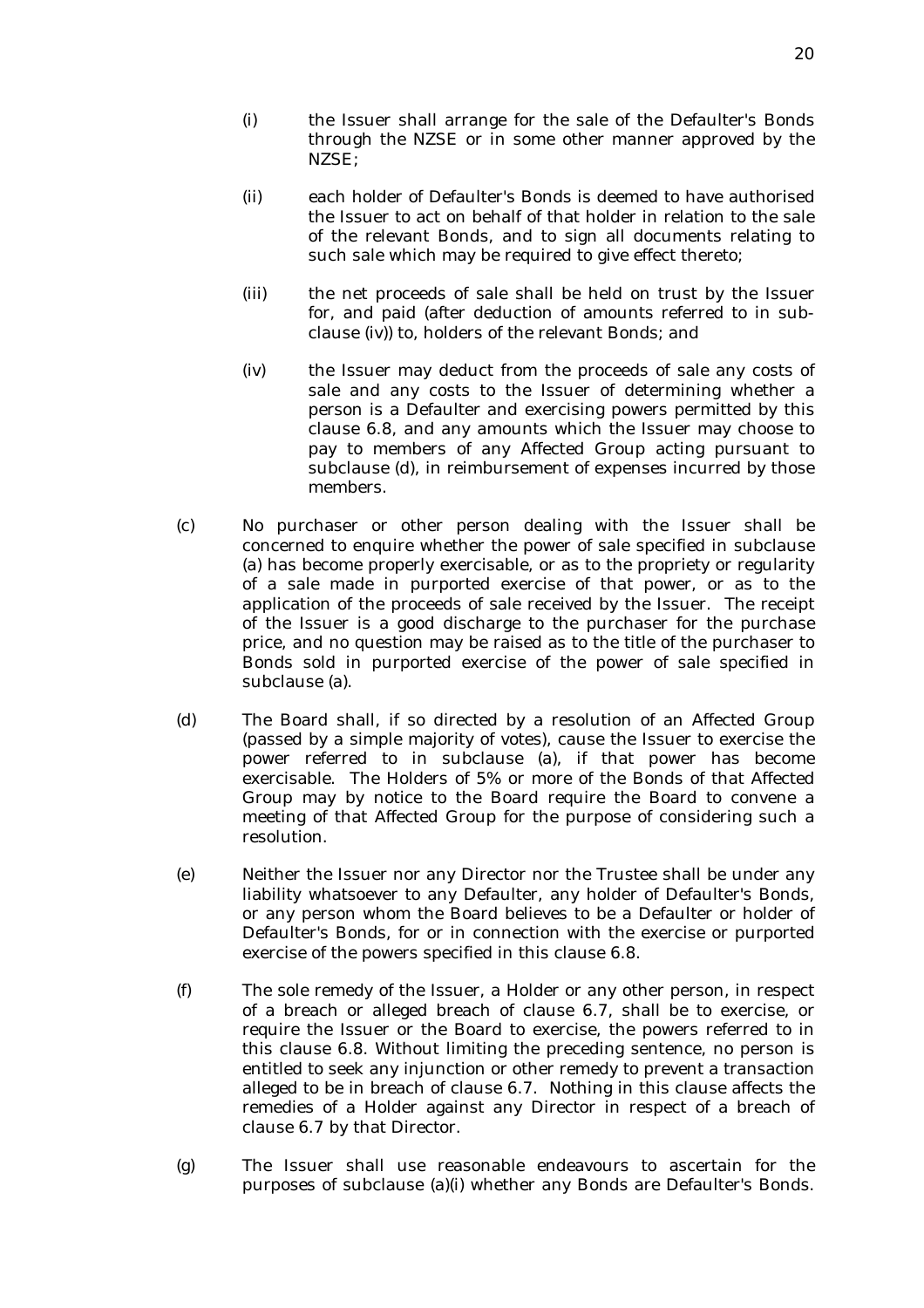(i) the Issuer shall arrange for the sale of the Defaulter's Bonds through the NZSE or in some other manner approved by the NZSE;

(ii) each holder of Defaulter's Bonds is deemed to have authorised the Issuer to act on behalf of that holder in relation to the sale of the relevant Bonds, and to sign all documents relating to such sale which may be required to give effect thereto;

(iii) the net proceeds of sale shall be held on trust by the Issuer for, and paid (after deduction of amounts referred to in sub-clause (iv)) to, holders of the relevant Bonds; and

(iv) the Issuer may deduct from the proceeds of sale any costs of sale and any costs to the Issuer of determining whether a person is a Defaulter and exercising powers permitted by this clause 6.8, and any amounts which the Issuer may choose to pay to members of any Affected Group acting pursuant to subclause (d), in reimbursement of expenses incurred by those members.

(c) No purchaser or other person dealing with the Issuer shall be concerned to enquire whether the power of sale specified in subclause (a) has become properly exercisable, or as to the propriety or regularity of a sale made in purported exercise of that power, or as to the application of the proceeds of sale received by the Issuer. The receipt of the Issuer is a good discharge to the purchaser for the purchase price, and no question may be raised as to the title of the purchaser to Bonds sold in purported exercise of the power of sale specified in subclause (a).

(d) The Board shall, if so directed by a resolution of an Affected Group (passed by a simple majority of votes), cause the Issuer to exercise the power referred to in subclause (a), if that power has become exercisable. The Holders of 5% or more of the Bonds of that Affected Group may by notice to the Board require the Board to convene a meeting of that Affected Group for the purpose of considering such a resolution.

(e) Neither the Issuer nor any Director nor the Trustee shall be under any liability whatsoever to any Defaulter, any holder of Defaulter's Bonds, or any person whom the Board believes to be a Defaulter or holder of Defaulter's Bonds, for or in connection with the exercise or purported exercise of the powers specified in this clause 6.8.

(f) The sole remedy of the Issuer, a Holder or any other person, in respect of a breach or alleged breach of clause 6.7, shall be to exercise, or require the Issuer or the Board to exercise, the powers referred to in this clause 6.8. Without limiting the preceding sentence, no person is entitled to seek any injunction or other remedy to prevent a transaction alleged to be in breach of clause 6.7. Nothing in this clause affects the remedies of a Holder against any Director in respect of a breach of clause 6.7 by that Director.

(g) The Issuer shall use reasonable endeavours to ascertain for the purposes of subclause (a)(i) whether any Bonds are Defaulter's Bonds.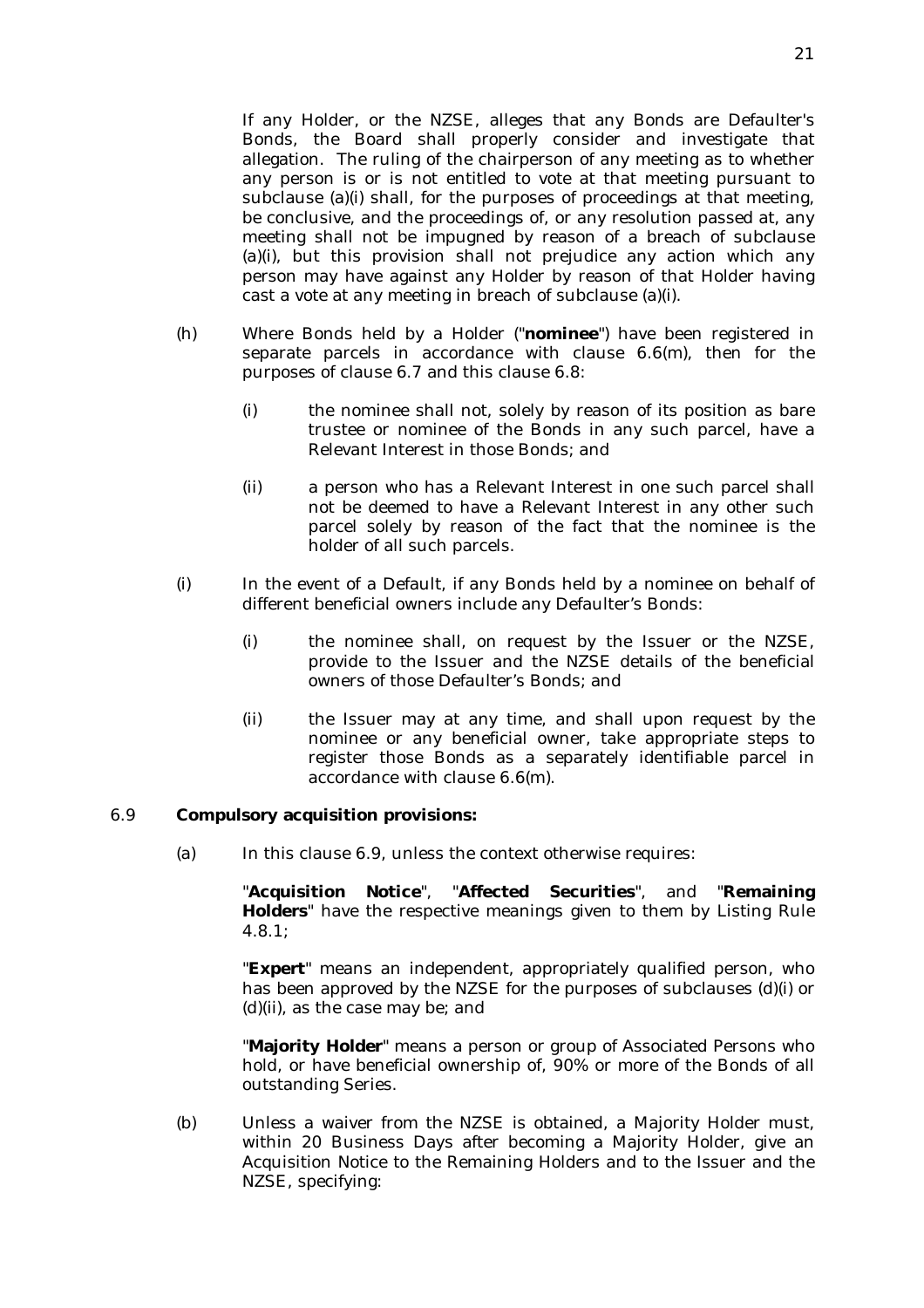If any Holder, or the NZSE, alleges that any Bonds are Defaulter's Bonds, the Board shall properly consider and investigate that allegation. The ruling of the chairperson of any meeting as to whether any person is or is not entitled to vote at that meeting pursuant to subclause (a)(i) shall, for the purposes of proceedings at that meeting, be conclusive, and the proceedings of, or any resolution passed at, any meeting shall not be impugned by reason of a breach of subclause (a)(i), but this provision shall not prejudice any action which any person may have against any Holder by reason of that Holder having cast a vote at any meeting in breach of subclause (a)(i).

(h) Where Bonds held by a Holder ("**nominee**") have been registered in separate parcels in accordance with clause 6.6(m), then for the purposes of clause 6.7 and this clause 6.8:

(i) the nominee shall not, solely by reason of its position as bare trustee or nominee of the Bonds in any such parcel, have a Relevant Interest in those Bonds; and

(ii) a person who has a Relevant Interest in one such parcel shall not be deemed to have a Relevant Interest in any other such parcel solely by reason of the fact that the nominee is the holder of all such parcels.

(i) In the event of a Default, if any Bonds held by a nominee on behalf of different beneficial owners include any Defaulter's Bonds:

(i) the nominee shall, on request by the Issuer or the NZSE, provide to the Issuer and the NZSE details of the beneficial owners of those Defaulter's Bonds; and

(ii) the Issuer may at any time, and shall upon request by the nominee or any beneficial owner, take appropriate steps to register those Bonds as a separately identifiable parcel in accordance with clause 6.6(m).

6.9 **Compulsory acquisition provisions:**

(a) In this clause 6.9, unless the context otherwise requires:

"**Acquisition Notice**", "**Affected Securities**", and "**Remaining Holders**" have the respective meanings given to them by Listing Rule 4.8.1;

"**Expert**" means an independent, appropriately qualified person, who has been approved by the NZSE for the purposes of subclauses (d)(i) or (d)(ii), as the case may be; and

"**Majority Holder**" means a person or group of Associated Persons who hold, or have beneficial ownership of, 90% or more of the Bonds of all outstanding Series.

(b) Unless a waiver from the NZSE is obtained, a Majority Holder must, within 20 Business Days after becoming a Majority Holder, give an Acquisition Notice to the Remaining Holders and to the Issuer and the NZSE, specifying: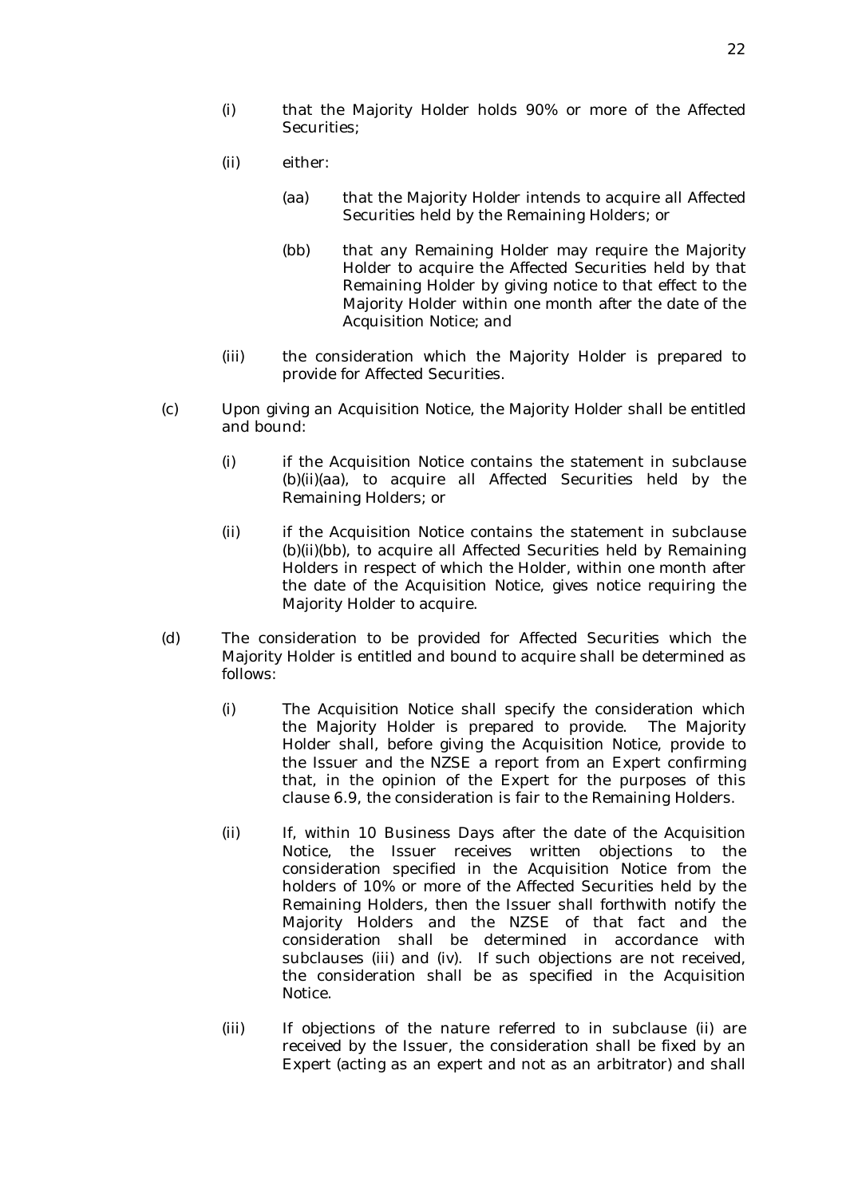(i) that the Majority Holder holds 90% or more of the Affected Securities;

(ii) either:

(aa) that the Majority Holder intends to acquire all Affected Securities held by the Remaining Holders; or

(bb) that any Remaining Holder may require the Majority Holder to acquire the Affected Securities held by that Remaining Holder by giving notice to that effect to the Majority Holder within one month after the date of the Acquisition Notice; and

(iii) the consideration which the Majority Holder is prepared to provide for Affected Securities.

(c) Upon giving an Acquisition Notice, the Majority Holder shall be entitled and bound:

(i) if the Acquisition Notice contains the statement in subclause (b)(ii)(aa), to acquire all Affected Securities held by the Remaining Holders; or

(ii) if the Acquisition Notice contains the statement in subclause (b)(ii)(bb), to acquire all Affected Securities held by Remaining Holders in respect of which the Holder, within one month after the date of the Acquisition Notice, gives notice requiring the Majority Holder to acquire.

(d) The consideration to be provided for Affected Securities which the Majority Holder is entitled and bound to acquire shall be determined as follows:

(i) The Acquisition Notice shall specify the consideration which the Majority Holder is prepared to provide. The Majority Holder shall, before giving the Acquisition Notice, provide to the Issuer and the NZSE a report from an Expert confirming that, in the opinion of the Expert for the purposes of this clause 6.9, the consideration is fair to the Remaining Holders.

(ii) If, within 10 Business Days after the date of the Acquisition Notice, the Issuer receives written objections to the consideration specified in the Acquisition Notice from the holders of 10% or more of the Affected Securities held by the Remaining Holders, then the Issuer shall forthwith notify the Majority Holders and the NZSE of that fact and the consideration shall be determined in accordance with subclauses (iii) and (iv). If such objections are not received, the consideration shall be as specified in the Acquisition Notice.

(iii) If objections of the nature referred to in subclause (ii) are received by the Issuer, the consideration shall be fixed by an Expert (acting as an expert and not as an arbitrator) and shall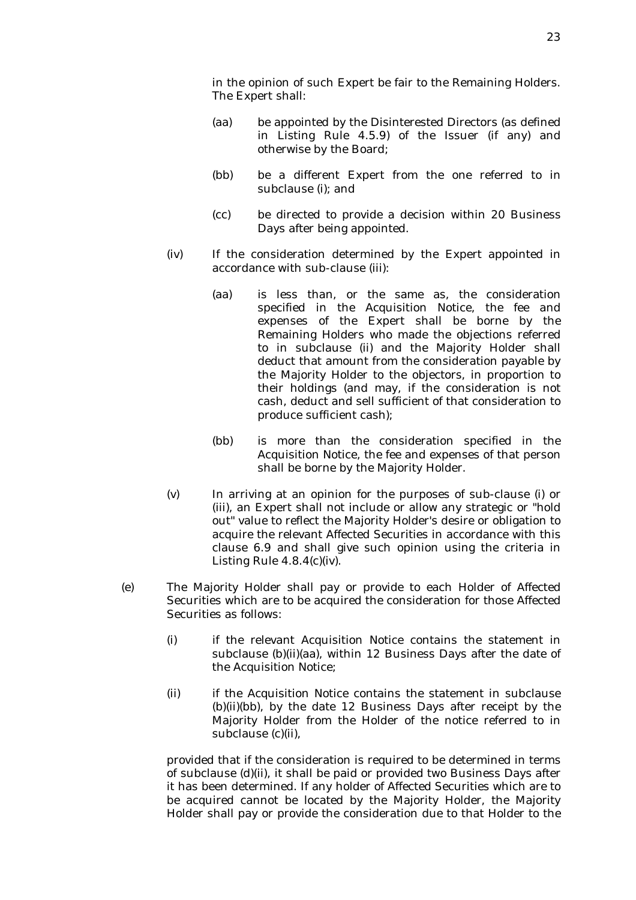in the opinion of such Expert be fair to the Remaining Holders. The Expert shall:

- (aa) be appointed by the Disinterested Directors (as defined in Listing Rule 4.5.9) of the Issuer (if any) and otherwise by the Board;
- (bb) be a different Expert from the one referred to in subclause (i); and
- (cc) be directed to provide a decision within 20 Business Days after being appointed.

(iv) If the consideration determined by the Expert appointed in accordance with sub-clause (iii):

- (aa) is less than, or the same as, the consideration specified in the Acquisition Notice, the fee and expenses of the Expert shall be borne by the Remaining Holders who made the objections referred to in subclause (ii) and the Majority Holder shall deduct that amount from the consideration payable by the Majority Holder to the objectors, in proportion to their holdings (and may, if the consideration is not cash, deduct and sell sufficient of that consideration to produce sufficient cash);
- (bb) is more than the consideration specified in the Acquisition Notice, the fee and expenses of that person shall be borne by the Majority Holder.

(v) In arriving at an opinion for the purposes of sub-clause (i) or (iii), an Expert shall not include or allow any strategic or "hold out" value to reflect the Majority Holder's desire or obligation to acquire the relevant Affected Securities in accordance with this clause 6.9 and shall give such opinion using the criteria in Listing Rule 4.8.4(c)(iv).

(e) The Majority Holder shall pay or provide to each Holder of Affected Securities which are to be acquired the consideration for those Affected Securities as follows:

- (i) if the relevant Acquisition Notice contains the statement in subclause (b)(ii)(aa), within 12 Business Days after the date of the Acquisition Notice;
- (ii) if the Acquisition Notice contains the statement in subclause (b)(ii)(bb), by the date 12 Business Days after receipt by the Majority Holder from the Holder of the notice referred to in subclause (c)(ii),

provided that if the consideration is required to be determined in terms of subclause (d)(ii), it shall be paid or provided two Business Days after it has been determined. If any holder of Affected Securities which are to be acquired cannot be located by the Majority Holder, the Majority Holder shall pay or provide the consideration due to that Holder to the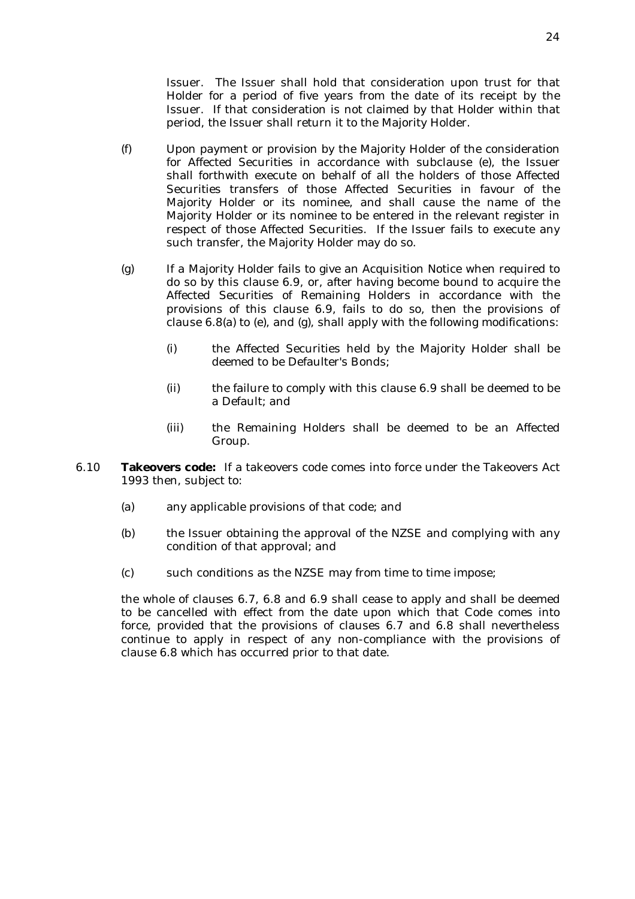Issuer. The Issuer shall hold that consideration upon trust for that Holder for a period of five years from the date of its receipt by the Issuer. If that consideration is not claimed by that Holder within that period, the Issuer shall return it to the Majority Holder.

(f) Upon payment or provision by the Majority Holder of the consideration for Affected Securities in accordance with subclause (e), the Issuer shall forthwith execute on behalf of all the holders of those Affected Securities transfers of those Affected Securities in favour of the Majority Holder or its nominee, and shall cause the name of the Majority Holder or its nominee to be entered in the relevant register in respect of those Affected Securities. If the Issuer fails to execute any such transfer, the Majority Holder may do so.

(g) If a Majority Holder fails to give an Acquisition Notice when required to do so by this clause 6.9, or, after having become bound to acquire the Affected Securities of Remaining Holders in accordance with the provisions of this clause 6.9, fails to do so, then the provisions of clause 6.8(a) to (e), and (g), shall apply with the following modifications:

   (i) the Affected Securities held by the Majority Holder shall be deemed to be Defaulter's Bonds;

   (ii) the failure to comply with this clause 6.9 shall be deemed to be a Default; and

   (iii) the Remaining Holders shall be deemed to be an Affected Group.

6.10 **Takeovers code:** If a takeovers code comes into force under the Takeovers Act 1993 then, subject to:

(a) any applicable provisions of that code; and

(b) the Issuer obtaining the approval of the NZSE and complying with any condition of that approval; and

(c) such conditions as the NZSE may from time to time impose;

the whole of clauses 6.7, 6.8 and 6.9 shall cease to apply and shall be deemed to be cancelled with effect from the date upon which that Code comes into force, provided that the provisions of clauses 6.7 and 6.8 shall nevertheless continue to apply in respect of any non-compliance with the provisions of clause 6.8 which has occurred prior to that date.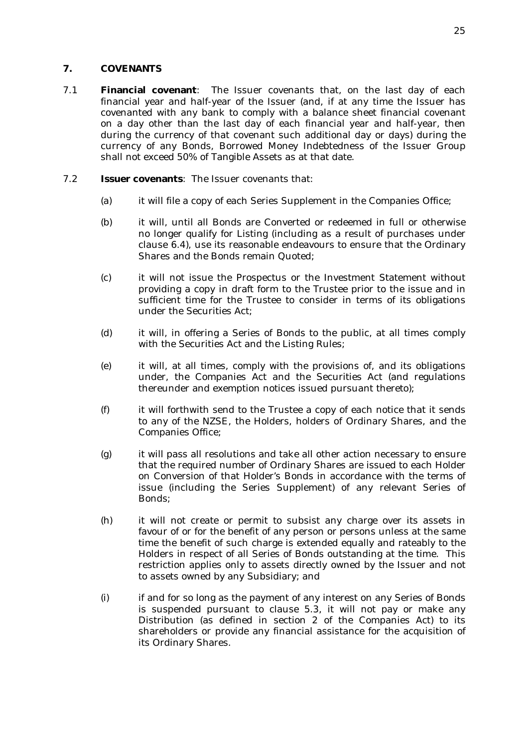## 7. COVENANTS

7.1 **Financial covenant**: The Issuer covenants that, on the last day of each financial year and half-year of the Issuer (and, if at any time the Issuer has covenanted with any bank to comply with a balance sheet financial covenant on a day other than the last day of each financial year and half-year, then during the currency of that covenant such additional day or days) during the currency of any Bonds, Borrowed Money Indebtedness of the Issuer Group shall not exceed 50% of Tangible Assets as at that date.

7.2 **Issuer covenants**: The Issuer covenants that:

(a) it will file a copy of each Series Supplement in the Companies Office;

(b) it will, until all Bonds are Converted or redeemed in full or otherwise no longer qualify for Listing (including as a result of purchases under clause 6.4), use its reasonable endeavours to ensure that the Ordinary Shares and the Bonds remain Quoted;

(c) it will not issue the Prospectus or the Investment Statement without providing a copy in draft form to the Trustee prior to the issue and in sufficient time for the Trustee to consider in terms of its obligations under the Securities Act;

(d) it will, in offering a Series of Bonds to the public, at all times comply with the Securities Act and the Listing Rules;

(e) it will, at all times, comply with the provisions of, and its obligations under, the Companies Act and the Securities Act (and regulations thereunder and exemption notices issued pursuant thereto);

(f) it will forthwith send to the Trustee a copy of each notice that it sends to any of the NZSE, the Holders, holders of Ordinary Shares, and the Companies Office;

(g) it will pass all resolutions and take all other action necessary to ensure that the required number of Ordinary Shares are issued to each Holder on Conversion of that Holder's Bonds in accordance with the terms of issue (including the Series Supplement) of any relevant Series of Bonds;

(h) it will not create or permit to subsist any charge over its assets in favour of or for the benefit of any person or persons unless at the same time the benefit of such charge is extended equally and rateably to the Holders in respect of all Series of Bonds outstanding at the time. This restriction applies only to assets directly owned by the Issuer and not to assets owned by any Subsidiary; and

(i) if and for so long as the payment of any interest on any Series of Bonds is suspended pursuant to clause 5.3, it will not pay or make any Distribution (as defined in section 2 of the Companies Act) to its shareholders or provide any financial assistance for the acquisition of its Ordinary Shares.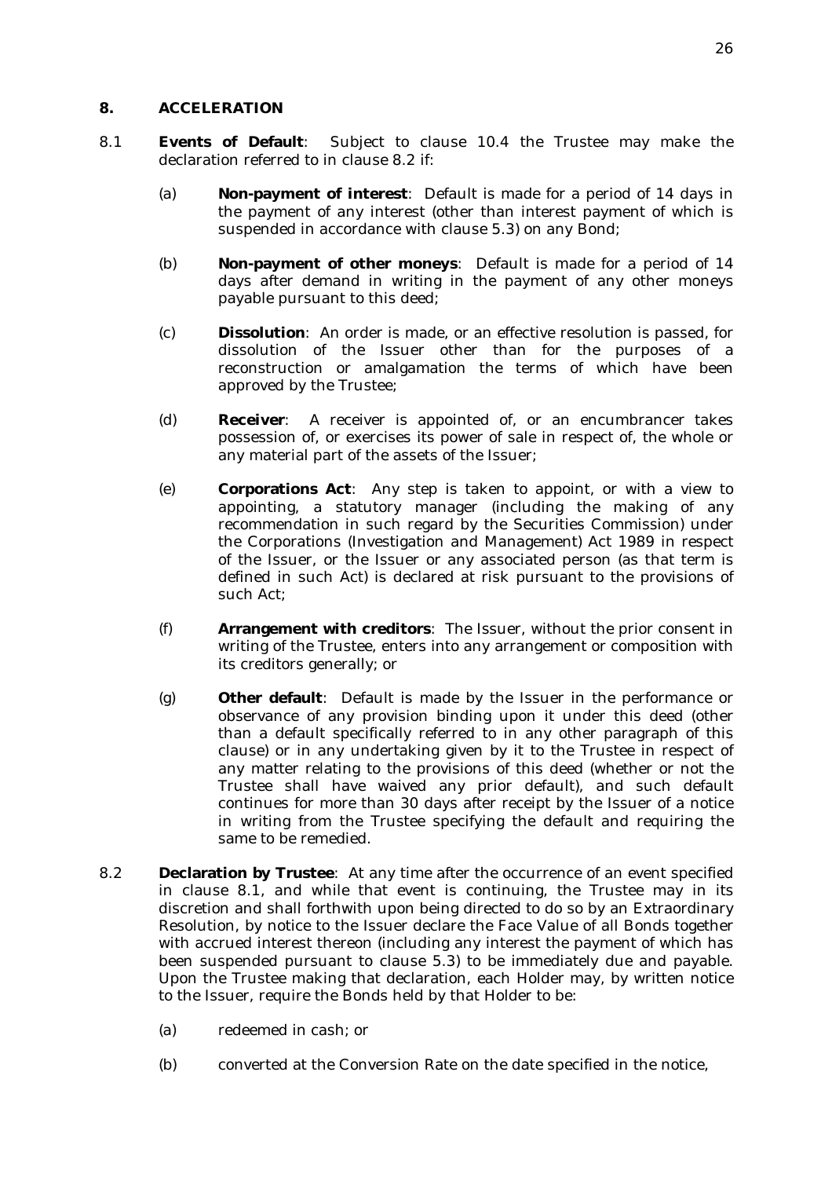## 8. ACCELERATION

8.1 **Events of Default**: Subject to clause 10.4 the Trustee may make the declaration referred to in clause 8.2 if:

(a) **Non-payment of interest**: Default is made for a period of 14 days in the payment of any interest (other than interest payment of which is suspended in accordance with clause 5.3) on any Bond;

(b) **Non-payment of other moneys**: Default is made for a period of 14 days after demand in writing in the payment of any other moneys payable pursuant to this deed;

(c) **Dissolution**: An order is made, or an effective resolution is passed, for dissolution of the Issuer other than for the purposes of a reconstruction or amalgamation the terms of which have been approved by the Trustee;

(d) **Receiver**: A receiver is appointed of, or an encumbrancer takes possession of, or exercises its power of sale in respect of, the whole or any material part of the assets of the Issuer;

(e) **Corporations Act**: Any step is taken to appoint, or with a view to appointing, a statutory manager (including the making of any recommendation in such regard by the Securities Commission) under the Corporations (Investigation and Management) Act 1989 in respect of the Issuer, or the Issuer or any associated person (as that term is defined in such Act) is declared at risk pursuant to the provisions of such Act;

(f) **Arrangement with creditors**: The Issuer, without the prior consent in writing of the Trustee, enters into any arrangement or composition with its creditors generally; or

(g) **Other default**: Default is made by the Issuer in the performance or observance of any provision binding upon it under this deed (other than a default specifically referred to in any other paragraph of this clause) or in any undertaking given by it to the Trustee in respect of any matter relating to the provisions of this deed (whether or not the Trustee shall have waived any prior default), and such default continues for more than 30 days after receipt by the Issuer of a notice in writing from the Trustee specifying the default and requiring the same to be remedied.

8.2 **Declaration by Trustee**: At any time after the occurrence of an event specified in clause 8.1, and while that event is continuing, the Trustee may in its discretion and shall forthwith upon being directed to do so by an Extraordinary Resolution, by notice to the Issuer declare the Face Value of all Bonds together with accrued interest thereon (including any interest the payment of which has been suspended pursuant to clause 5.3) to be immediately due and payable. Upon the Trustee making that declaration, each Holder may, by written notice to the Issuer, require the Bonds held by that Holder to be:

(a) redeemed in cash; or

(b) converted at the Conversion Rate on the date specified in the notice,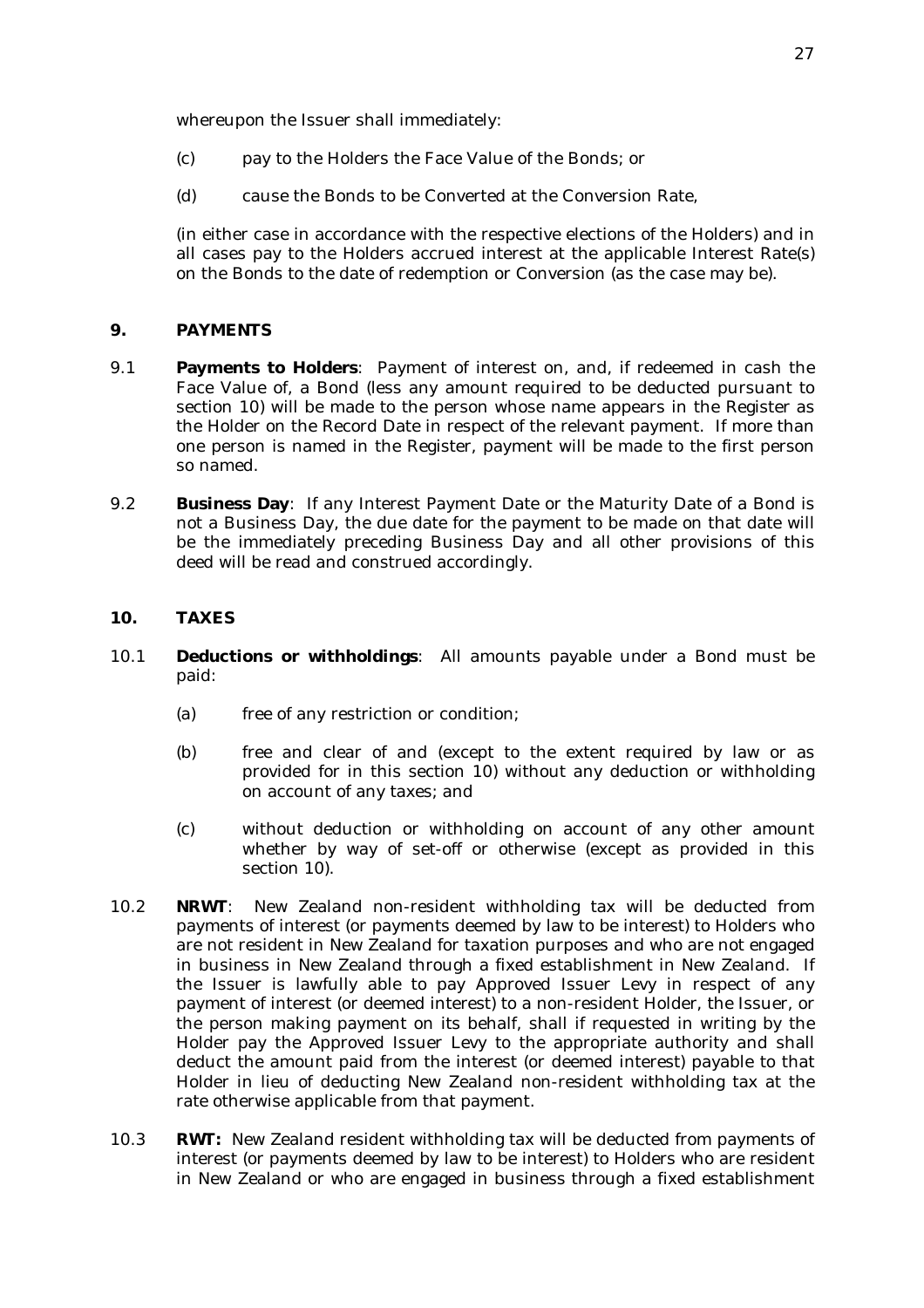whereupon the Issuer shall immediately:

(c) pay to the Holders the Face Value of the Bonds; or

(d) cause the Bonds to be Converted at the Conversion Rate,

(in either case in accordance with the respective elections of the Holders) and in all cases pay to the Holders accrued interest at the applicable Interest Rate(s) on the Bonds to the date of redemption or Conversion (as the case may be).

## 9. PAYMENTS

9.1 **Payments to Holders**: Payment of interest on, and, if redeemed in cash the Face Value of, a Bond (less any amount required to be deducted pursuant to section 10) will be made to the person whose name appears in the Register as the Holder on the Record Date in respect of the relevant payment. If more than one person is named in the Register, payment will be made to the first person so named.

9.2 **Business Day**: If any Interest Payment Date or the Maturity Date of a Bond is not a Business Day, the due date for the payment to be made on that date will be the immediately preceding Business Day and all other provisions of this deed will be read and construed accordingly.

## 10. TAXES

10.1 **Deductions or withholdings**: All amounts payable under a Bond must be paid:

(a) free of any restriction or condition;

(b) free and clear of and (except to the extent required by law or as provided for in this section 10) without any deduction or withholding on account of any taxes; and

(c) without deduction or withholding on account of any other amount whether by way of set-off or otherwise (except as provided in this section 10).

10.2 **NRWT**: New Zealand non-resident withholding tax will be deducted from payments of interest (or payments deemed by law to be interest) to Holders who are not resident in New Zealand for taxation purposes and who are not engaged in business in New Zealand through a fixed establishment in New Zealand. If the Issuer is lawfully able to pay Approved Issuer Levy in respect of any payment of interest (or deemed interest) to a non-resident Holder, the Issuer, or the person making payment on its behalf, shall if requested in writing by the Holder pay the Approved Issuer Levy to the appropriate authority and shall deduct the amount paid from the interest (or deemed interest) payable to that Holder in lieu of deducting New Zealand non-resident withholding tax at the rate otherwise applicable from that payment.

10.3 **RWT:** New Zealand resident withholding tax will be deducted from payments of interest (or payments deemed by law to be interest) to Holders who are resident in New Zealand or who are engaged in business through a fixed establishment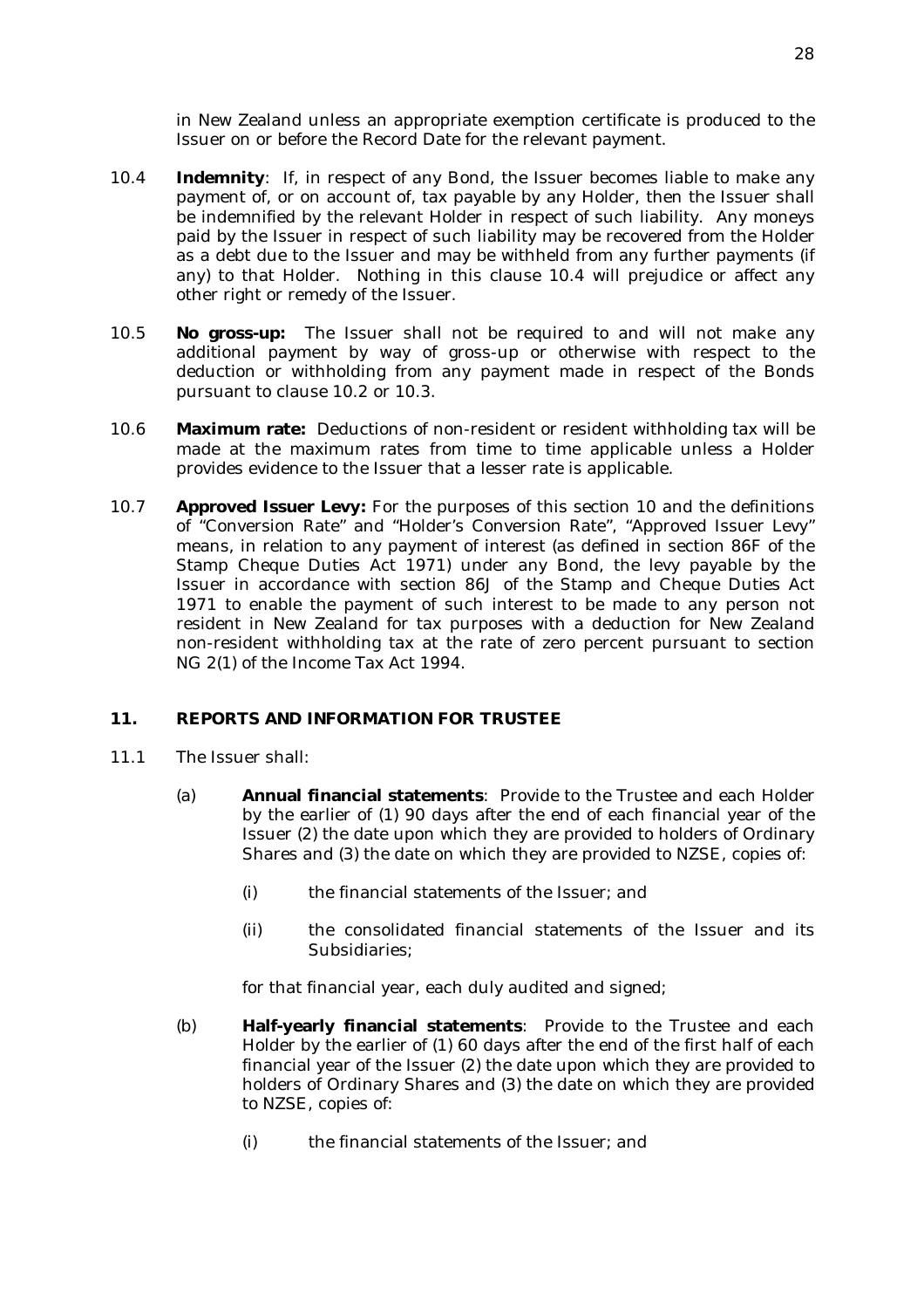in New Zealand unless an appropriate exemption certificate is produced to the Issuer on or before the Record Date for the relevant payment.

10.4 **Indemnity**: If, in respect of any Bond, the Issuer becomes liable to make any payment of, or on account of, tax payable by any Holder, then the Issuer shall be indemnified by the relevant Holder in respect of such liability. Any moneys paid by the Issuer in respect of such liability may be recovered from the Holder as a debt due to the Issuer and may be withheld from any further payments (if any) to that Holder. Nothing in this clause 10.4 will prejudice or affect any other right or remedy of the Issuer.

10.5 **No gross-up:** The Issuer shall not be required to and will not make any additional payment by way of gross-up or otherwise with respect to the deduction or withholding from any payment made in respect of the Bonds pursuant to clause 10.2 or 10.3.

10.6 **Maximum rate:** Deductions of non-resident or resident withholding tax will be made at the maximum rates from time to time applicable unless a Holder provides evidence to the Issuer that a lesser rate is applicable.

10.7 **Approved Issuer Levy:** For the purposes of this section 10 and the definitions of "Conversion Rate" and "Holder's Conversion Rate", "Approved Issuer Levy" means, in relation to any payment of interest (as defined in section 86F of the Stamp Cheque Duties Act 1971) under any Bond, the levy payable by the Issuer in accordance with section 86J of the Stamp and Cheque Duties Act 1971 to enable the payment of such interest to be made to any person not resident in New Zealand for tax purposes with a deduction for New Zealand non-resident withholding tax at the rate of zero percent pursuant to section NG 2(1) of the Income Tax Act 1994.

## 11. REPORTS AND INFORMATION FOR TRUSTEE

11.1 The Issuer shall:

(a) **Annual financial statements**: Provide to the Trustee and each Holder by the earlier of (1) 90 days after the end of each financial year of the Issuer (2) the date upon which they are provided to holders of Ordinary Shares and (3) the date on which they are provided to NZSE, copies of:

(i) the financial statements of the Issuer; and

(ii) the consolidated financial statements of the Issuer and its Subsidiaries;

for that financial year, each duly audited and signed;

(b) **Half-yearly financial statements**: Provide to the Trustee and each Holder by the earlier of (1) 60 days after the end of the first half of each financial year of the Issuer (2) the date upon which they are provided to holders of Ordinary Shares and (3) the date on which they are provided to NZSE, copies of:

(i) the financial statements of the Issuer; and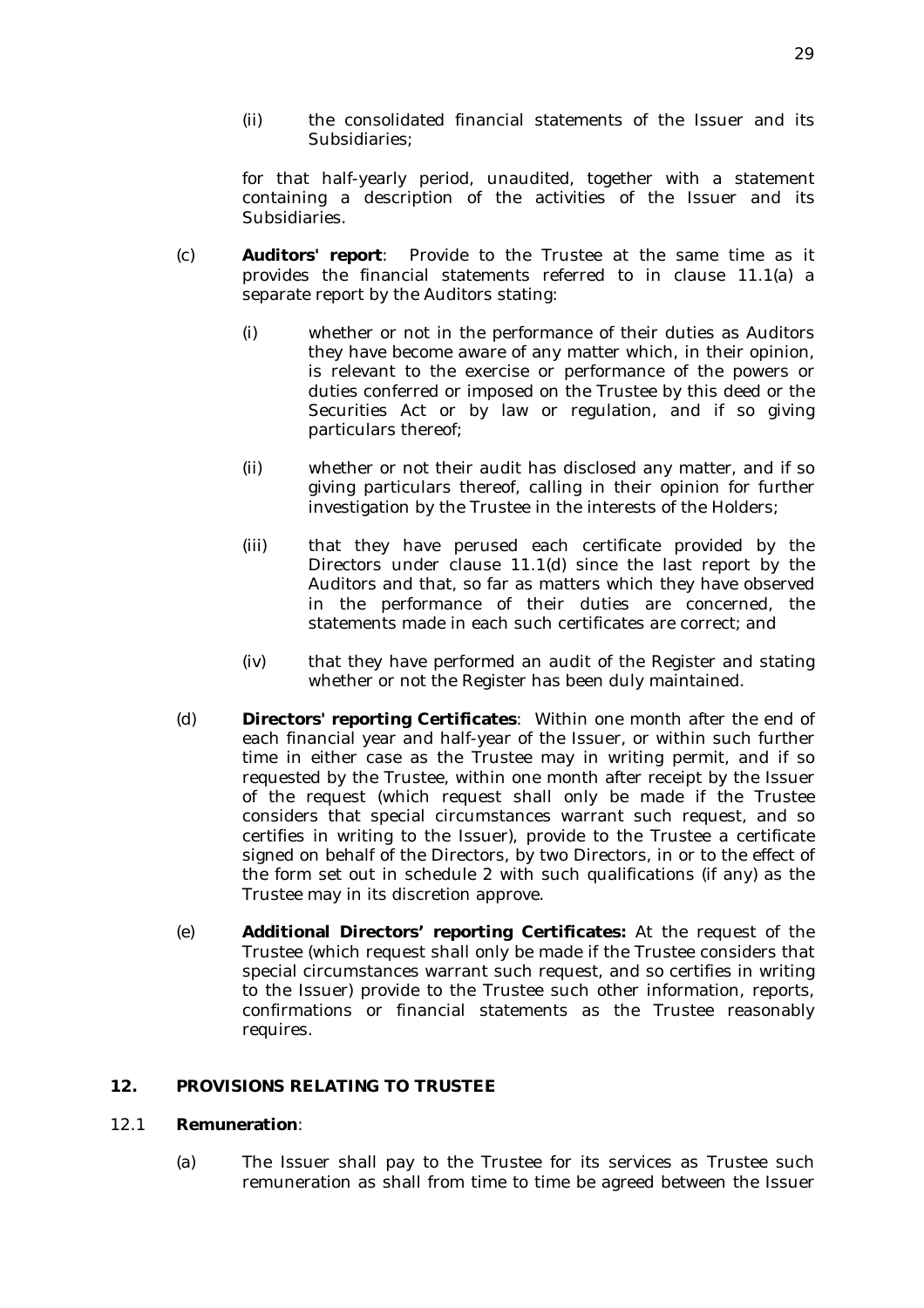(ii) the consolidated financial statements of the Issuer and its Subsidiaries;

for that half-yearly period, unaudited, together with a statement containing a description of the activities of the Issuer and its Subsidiaries.

(c) **Auditors' report**: Provide to the Trustee at the same time as it provides the financial statements referred to in clause 11.1(a) a separate report by the Auditors stating:

(i) whether or not in the performance of their duties as Auditors they have become aware of any matter which, in their opinion, is relevant to the exercise or performance of the powers or duties conferred or imposed on the Trustee by this deed or the Securities Act or by law or regulation, and if so giving particulars thereof;

(ii) whether or not their audit has disclosed any matter, and if so giving particulars thereof, calling in their opinion for further investigation by the Trustee in the interests of the Holders;

(iii) that they have perused each certificate provided by the Directors under clause 11.1(d) since the last report by the Auditors and that, so far as matters which they have observed in the performance of their duties are concerned, the statements made in each such certificates are correct; and

(iv) that they have performed an audit of the Register and stating whether or not the Register has been duly maintained.

(d) **Directors' reporting Certificates**: Within one month after the end of each financial year and half-year of the Issuer, or within such further time in either case as the Trustee may in writing permit, and if so requested by the Trustee, within one month after receipt by the Issuer of the request (which request shall only be made if the Trustee considers that special circumstances warrant such request, and so certifies in writing to the Issuer), provide to the Trustee a certificate signed on behalf of the Directors, by two Directors, in or to the effect of the form set out in schedule 2 with such qualifications (if any) as the Trustee may in its discretion approve.

(e) **Additional Directors' reporting Certificates:** At the request of the Trustee (which request shall only be made if the Trustee considers that special circumstances warrant such request, and so certifies in writing to the Issuer) provide to the Trustee such other information, reports, confirmations or financial statements as the Trustee reasonably requires.

## 12. PROVISIONS RELATING TO TRUSTEE

### 12.1 Remuneration:

(a) The Issuer shall pay to the Trustee for its services as Trustee such remuneration as shall from time to time be agreed between the Issuer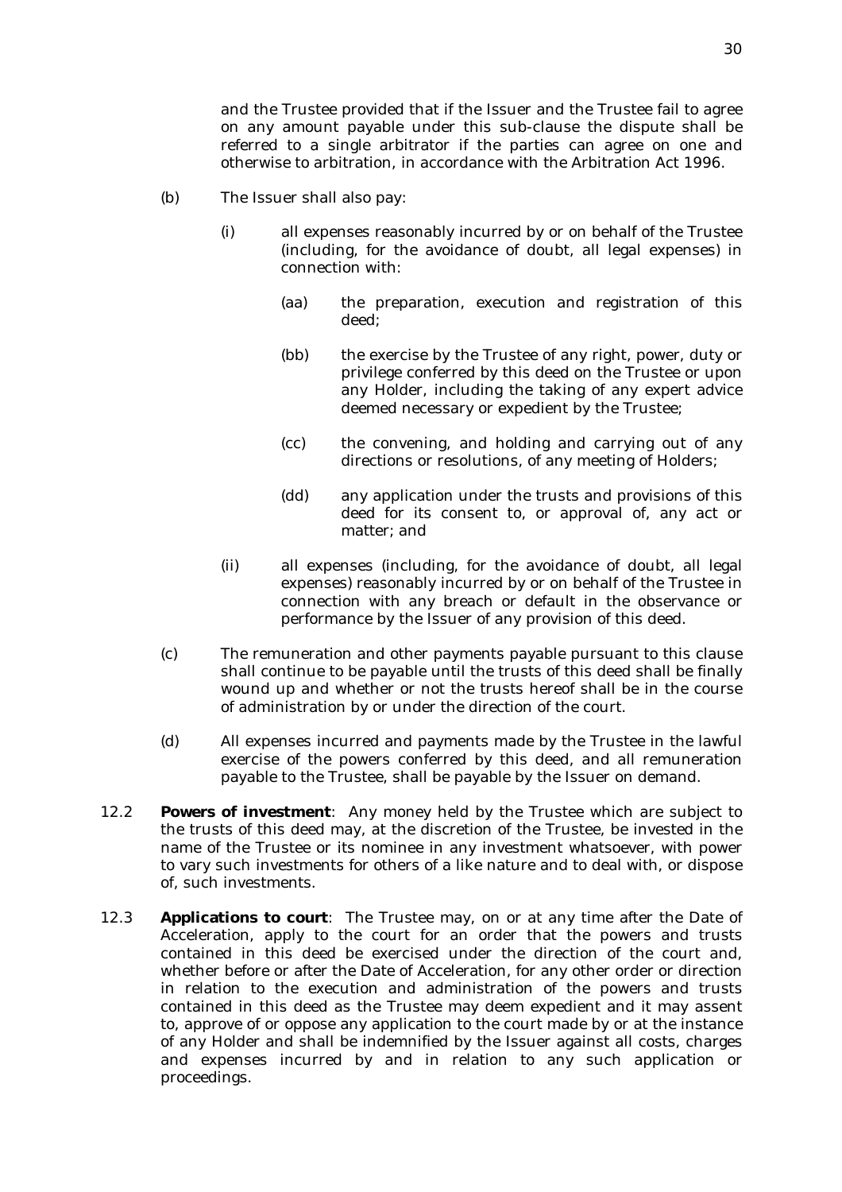and the Trustee provided that if the Issuer and the Trustee fail to agree on any amount payable under this sub-clause the dispute shall be referred to a single arbitrator if the parties can agree on one and otherwise to arbitration, in accordance with the Arbitration Act 1996.

(b) The Issuer shall also pay:

   (i) all expenses reasonably incurred by or on behalf of the Trustee (including, for the avoidance of doubt, all legal expenses) in connection with:

      (aa) the preparation, execution and registration of this deed;

      (bb) the exercise by the Trustee of any right, power, duty or privilege conferred by this deed on the Trustee or upon any Holder, including the taking of any expert advice deemed necessary or expedient by the Trustee;

      (cc) the convening, and holding and carrying out of any directions or resolutions, of any meeting of Holders;

      (dd) any application under the trusts and provisions of this deed for its consent to, or approval of, any act or matter; and

   (ii) all expenses (including, for the avoidance of doubt, all legal expenses) reasonably incurred by or on behalf of the Trustee in connection with any breach or default in the observance or performance by the Issuer of any provision of this deed.

(c) The remuneration and other payments payable pursuant to this clause shall continue to be payable until the trusts of this deed shall be finally wound up and whether or not the trusts hereof shall be in the course of administration by or under the direction of the court.

(d) All expenses incurred and payments made by the Trustee in the lawful exercise of the powers conferred by this deed, and all remuneration payable to the Trustee, shall be payable by the Issuer on demand.

12.2 **Powers of investment**: Any money held by the Trustee which are subject to the trusts of this deed may, at the discretion of the Trustee, be invested in the name of the Trustee or its nominee in any investment whatsoever, with power to vary such investments for others of a like nature and to deal with, or dispose of, such investments.

12.3 **Applications to court**: The Trustee may, on or at any time after the Date of Acceleration, apply to the court for an order that the powers and trusts contained in this deed be exercised under the direction of the court and, whether before or after the Date of Acceleration, for any other order or direction in relation to the execution and administration of the powers and trusts contained in this deed as the Trustee may deem expedient and it may assent to, approve of or oppose any application to the court made by or at the instance of any Holder and shall be indemnified by the Issuer against all costs, charges and expenses incurred by and in relation to any such application or proceedings.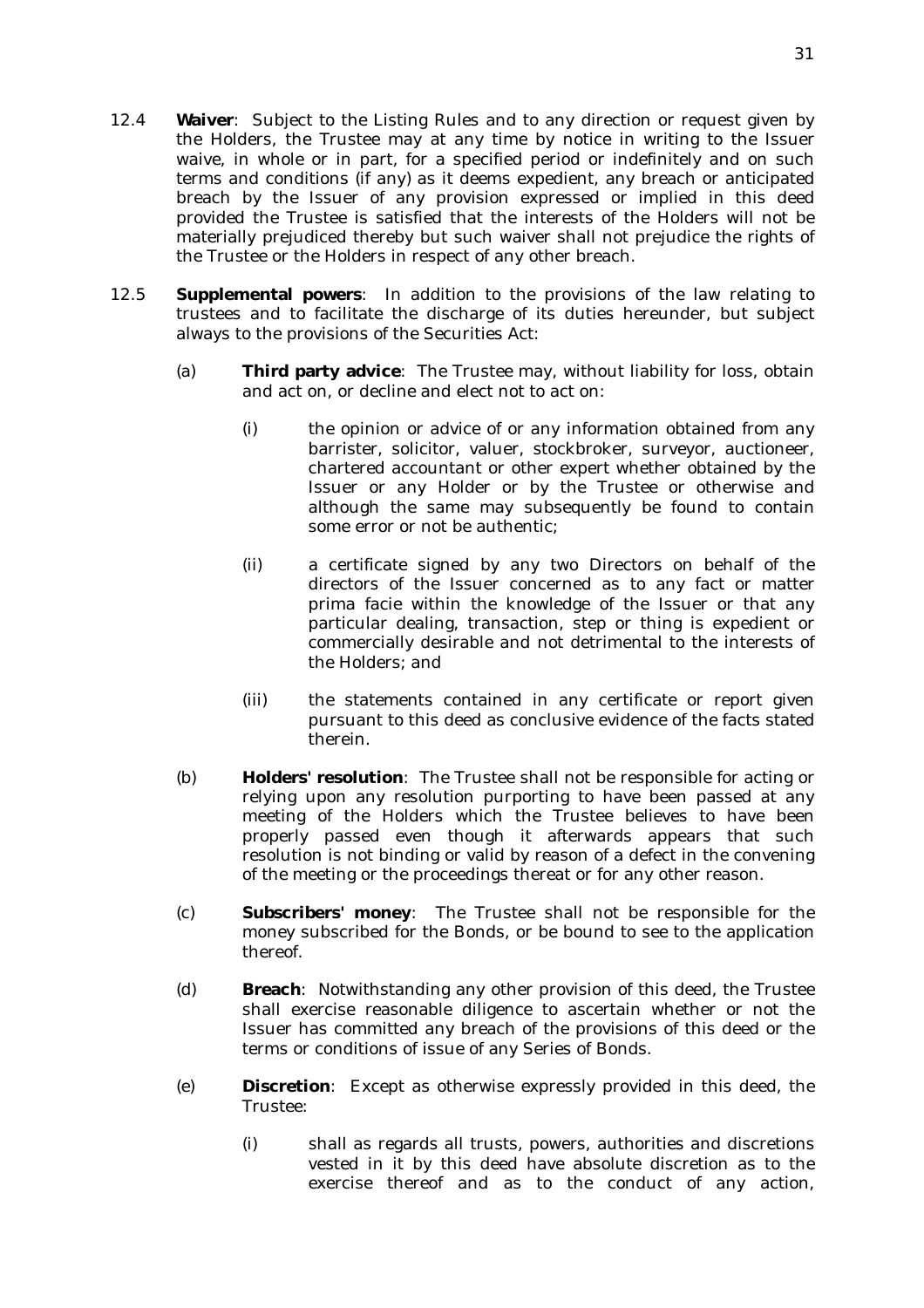12.4 **Waiver**: Subject to the Listing Rules and to any direction or request given by the Holders, the Trustee may at any time by notice in writing to the Issuer waive, in whole or in part, for a specified period or indefinitely and on such terms and conditions (if any) as it deems expedient, any breach or anticipated breach by the Issuer of any provision expressed or implied in this deed provided the Trustee is satisfied that the interests of the Holders will not be materially prejudiced thereby but such waiver shall not prejudice the rights of the Trustee or the Holders in respect of any other breach.

12.5 **Supplemental powers**: In addition to the provisions of the law relating to trustees and to facilitate the discharge of its duties hereunder, but subject always to the provisions of the Securities Act:

(a) **Third party advice**: The Trustee may, without liability for loss, obtain and act on, or decline and elect not to act on:

(i) the opinion or advice of or any information obtained from any barrister, solicitor, valuer, stockbroker, surveyor, auctioneer, chartered accountant or other expert whether obtained by the Issuer or any Holder or by the Trustee or otherwise and although the same may subsequently be found to contain some error or not be authentic;

(ii) a certificate signed by any two Directors on behalf of the directors of the Issuer concerned as to any fact or matter prima facie within the knowledge of the Issuer or that any particular dealing, transaction, step or thing is expedient or commercially desirable and not detrimental to the interests of the Holders; and

(iii) the statements contained in any certificate or report given pursuant to this deed as conclusive evidence of the facts stated therein.

(b) **Holders' resolution**: The Trustee shall not be responsible for acting or relying upon any resolution purporting to have been passed at any meeting of the Holders which the Trustee believes to have been properly passed even though it afterwards appears that such resolution is not binding or valid by reason of a defect in the convening of the meeting or the proceedings thereat or for any other reason.

(c) **Subscribers' money**: The Trustee shall not be responsible for the money subscribed for the Bonds, or be bound to see to the application thereof.

(d) **Breach**: Notwithstanding any other provision of this deed, the Trustee shall exercise reasonable diligence to ascertain whether or not the Issuer has committed any breach of the provisions of this deed or the terms or conditions of issue of any Series of Bonds.

(e) **Discretion**: Except as otherwise expressly provided in this deed, the Trustee:

(i) shall as regards all trusts, powers, authorities and discretions vested in it by this deed have absolute discretion as to the exercise thereof and as to the conduct of any action,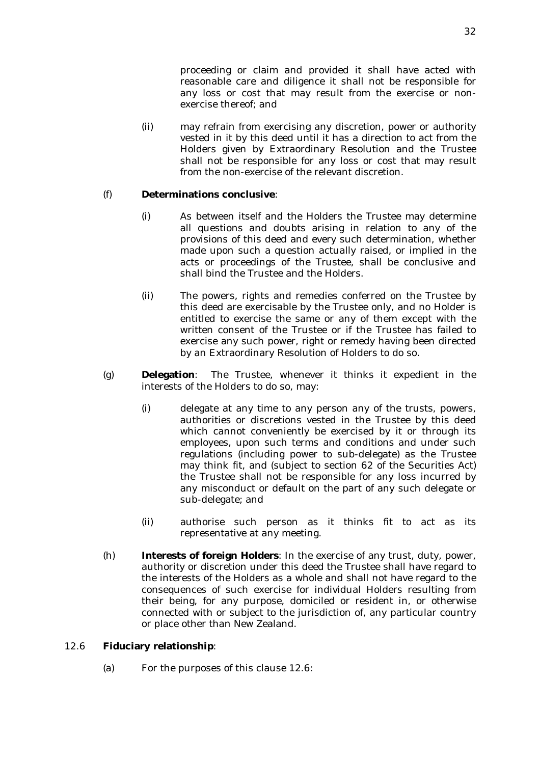proceeding or claim and provided it shall have acted with reasonable care and diligence it shall not be responsible for any loss or cost that may result from the exercise or non-exercise thereof; and

(ii) may refrain from exercising any discretion, power or authority vested in it by this deed until it has a direction to act from the Holders given by Extraordinary Resolution and the Trustee shall not be responsible for any loss or cost that may result from the non-exercise of the relevant discretion.

(f) **Determinations conclusive**:

(i) As between itself and the Holders the Trustee may determine all questions and doubts arising in relation to any of the provisions of this deed and every such determination, whether made upon such a question actually raised, or implied in the acts or proceedings of the Trustee, shall be conclusive and shall bind the Trustee and the Holders.

(ii) The powers, rights and remedies conferred on the Trustee by this deed are exercisable by the Trustee only, and no Holder is entitled to exercise the same or any of them except with the written consent of the Trustee or if the Trustee has failed to exercise any such power, right or remedy having been directed by an Extraordinary Resolution of Holders to do so.

(g) **Delegation**: The Trustee, whenever it thinks it expedient in the interests of the Holders to do so, may:

(i) delegate at any time to any person any of the trusts, powers, authorities or discretions vested in the Trustee by this deed which cannot conveniently be exercised by it or through its employees, upon such terms and conditions and under such regulations (including power to sub-delegate) as the Trustee may think fit, and (subject to section 62 of the Securities Act) the Trustee shall not be responsible for any loss incurred by any misconduct or default on the part of any such delegate or sub-delegate; and

(ii) authorise such person as it thinks fit to act as its representative at any meeting.

(h) **Interests of foreign Holders**: In the exercise of any trust, duty, power, authority or discretion under this deed the Trustee shall have regard to the interests of the Holders as a whole and shall not have regard to the consequences of such exercise for individual Holders resulting from their being, for any purpose, domiciled or resident in, or otherwise connected with or subject to the jurisdiction of, any particular country or place other than New Zealand.

12.6 **Fiduciary relationship**:

(a) For the purposes of this clause 12.6: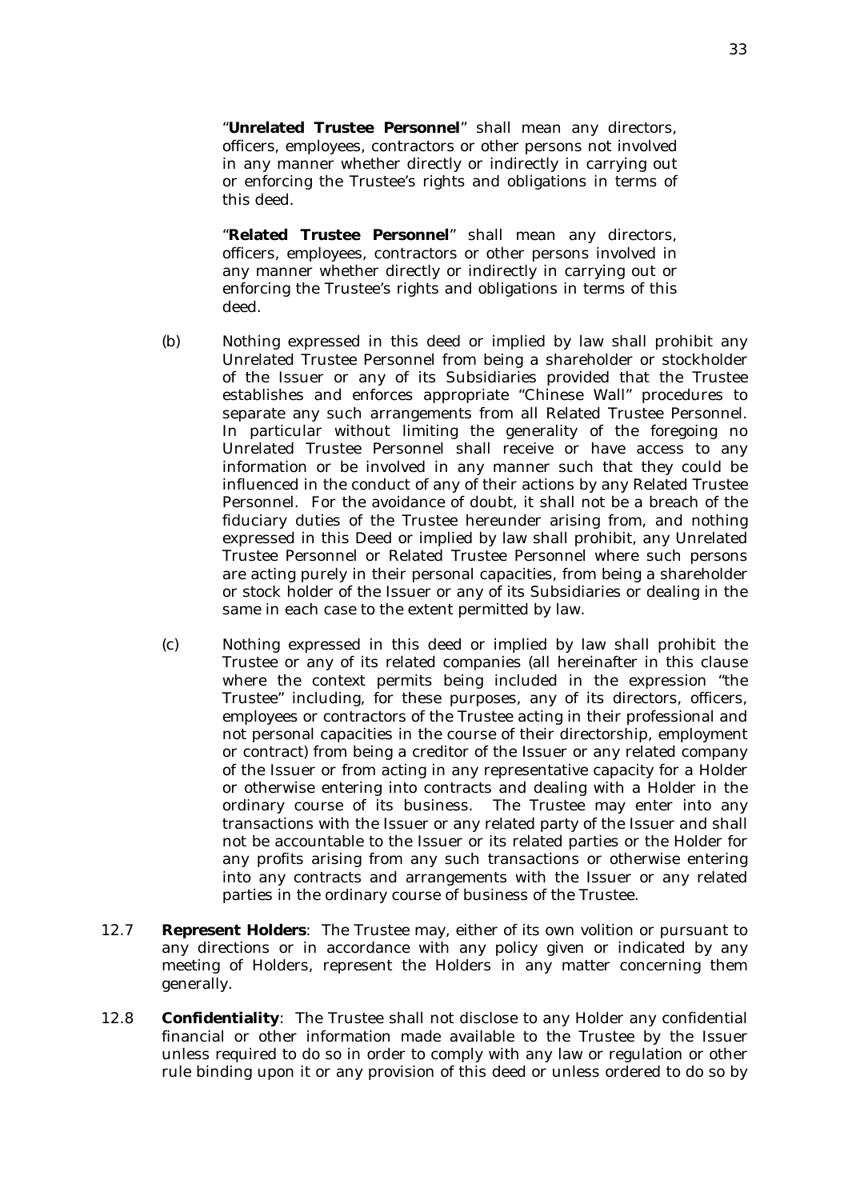"**Unrelated Trustee Personnel**" shall mean any directors, officers, employees, contractors or other persons not involved in any manner whether directly or indirectly in carrying out or enforcing the Trustee's rights and obligations in terms of this deed.

"**Related Trustee Personnel**" shall mean any directors, officers, employees, contractors or other persons involved in any manner whether directly or indirectly in carrying out or enforcing the Trustee's rights and obligations in terms of this deed.

(b) Nothing expressed in this deed or implied by law shall prohibit any Unrelated Trustee Personnel from being a shareholder or stockholder of the Issuer or any of its Subsidiaries provided that the Trustee establishes and enforces appropriate "Chinese Wall" procedures to separate any such arrangements from all Related Trustee Personnel. In particular without limiting the generality of the foregoing no Unrelated Trustee Personnel shall receive or have access to any information or be involved in any manner such that they could be influenced in the conduct of any of their actions by any Related Trustee Personnel. For the avoidance of doubt, it shall not be a breach of the fiduciary duties of the Trustee hereunder arising from, and nothing expressed in this Deed or implied by law shall prohibit, any Unrelated Trustee Personnel or Related Trustee Personnel where such persons are acting purely in their personal capacities, from being a shareholder or stock holder of the Issuer or any of its Subsidiaries or dealing in the same in each case to the extent permitted by law.

(c) Nothing expressed in this deed or implied by law shall prohibit the Trustee or any of its related companies (all hereinafter in this clause where the context permits being included in the expression "the Trustee" including, for these purposes, any of its directors, officers, employees or contractors of the Trustee acting in their professional and not personal capacities in the course of their directorship, employment or contract) from being a creditor of the Issuer or any related company of the Issuer or from acting in any representative capacity for a Holder or otherwise entering into contracts and dealing with a Holder in the ordinary course of its business. The Trustee may enter into any transactions with the Issuer or any related party of the Issuer and shall not be accountable to the Issuer or its related parties or the Holder for any profits arising from any such transactions or otherwise entering into any contracts and arrangements with the Issuer or any related parties in the ordinary course of business of the Trustee.

12.7 **Represent Holders**: The Trustee may, either of its own volition or pursuant to any directions or in accordance with any policy given or indicated by any meeting of Holders, represent the Holders in any matter concerning them generally.

12.8 **Confidentiality**: The Trustee shall not disclose to any Holder any confidential financial or other information made available to the Trustee by the Issuer unless required to do so in order to comply with any law or regulation or other rule binding upon it or any provision of this deed or unless ordered to do so by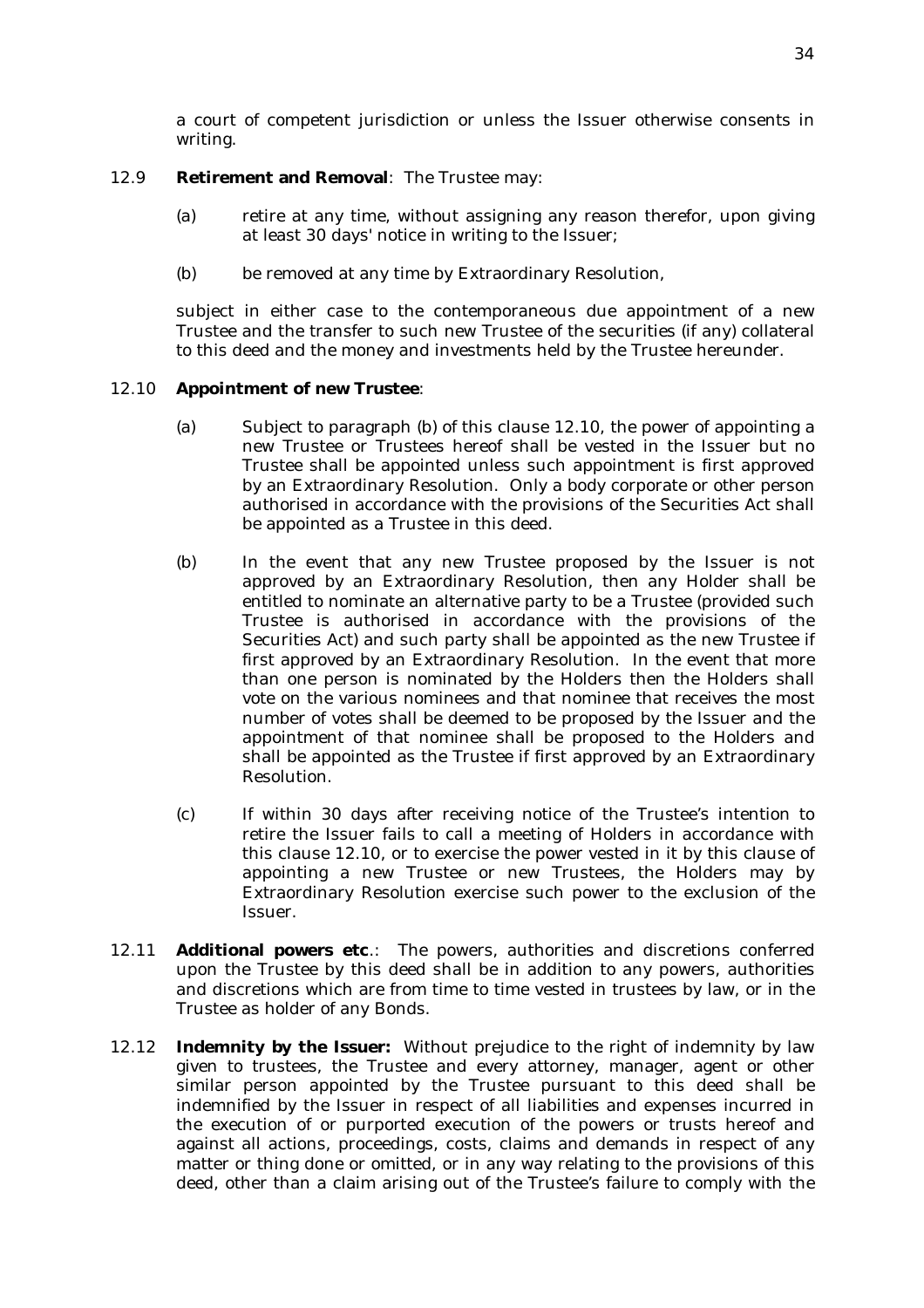a court of competent jurisdiction or unless the Issuer otherwise consents in writing.

12.9 **Retirement and Removal**: The Trustee may:

(a) retire at any time, without assigning any reason therefor, upon giving at least 30 days' notice in writing to the Issuer;

(b) be removed at any time by Extraordinary Resolution,

subject in either case to the contemporaneous due appointment of a new Trustee and the transfer to such new Trustee of the securities (if any) collateral to this deed and the money and investments held by the Trustee hereunder.

12.10 **Appointment of new Trustee**:

(a) Subject to paragraph (b) of this clause 12.10, the power of appointing a new Trustee or Trustees hereof shall be vested in the Issuer but no Trustee shall be appointed unless such appointment is first approved by an Extraordinary Resolution. Only a body corporate or other person authorised in accordance with the provisions of the Securities Act shall be appointed as a Trustee in this deed.

(b) In the event that any new Trustee proposed by the Issuer is not approved by an Extraordinary Resolution, then any Holder shall be entitled to nominate an alternative party to be a Trustee (provided such Trustee is authorised in accordance with the provisions of the Securities Act) and such party shall be appointed as the new Trustee if first approved by an Extraordinary Resolution. In the event that more than one person is nominated by the Holders then the Holders shall vote on the various nominees and that nominee that receives the most number of votes shall be deemed to be proposed by the Issuer and the appointment of that nominee shall be proposed to the Holders and shall be appointed as the Trustee if first approved by an Extraordinary Resolution.

(c) If within 30 days after receiving notice of the Trustee's intention to retire the Issuer fails to call a meeting of Holders in accordance with this clause 12.10, or to exercise the power vested in it by this clause of appointing a new Trustee or new Trustees, the Holders may by Extraordinary Resolution exercise such power to the exclusion of the Issuer.

12.11 **Additional powers etc.**: The powers, authorities and discretions conferred upon the Trustee by this deed shall be in addition to any powers, authorities and discretions which are from time to time vested in trustees by law, or in the Trustee as holder of any Bonds.

12.12 **Indemnity by the Issuer:** Without prejudice to the right of indemnity by law given to trustees, the Trustee and every attorney, manager, agent or other similar person appointed by the Trustee pursuant to this deed shall be indemnified by the Issuer in respect of all liabilities and expenses incurred in the execution of or purported execution of the powers or trusts hereof and against all actions, proceedings, costs, claims and demands in respect of any matter or thing done or omitted, or in any way relating to the provisions of this deed, other than a claim arising out of the Trustee's failure to comply with the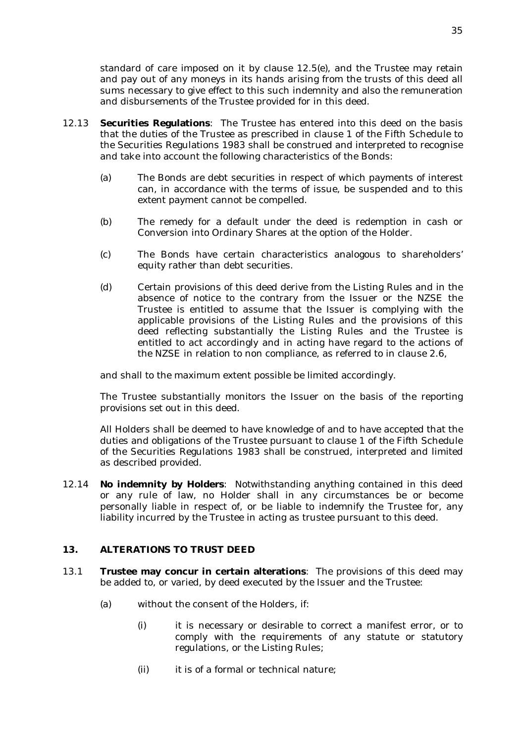standard of care imposed on it by clause 12.5(e), and the Trustee may retain and pay out of any moneys in its hands arising from the trusts of this deed all sums necessary to give effect to this such indemnity and also the remuneration and disbursements of the Trustee provided for in this deed.

12.13 **Securities Regulations**: The Trustee has entered into this deed on the basis that the duties of the Trustee as prescribed in clause 1 of the Fifth Schedule to the Securities Regulations 1983 shall be construed and interpreted to recognise and take into account the following characteristics of the Bonds:

(a) The Bonds are debt securities in respect of which payments of interest can, in accordance with the terms of issue, be suspended and to this extent payment cannot be compelled.

(b) The remedy for a default under the deed is redemption in cash or Conversion into Ordinary Shares at the option of the Holder.

(c) The Bonds have certain characteristics analogous to shareholders' equity rather than debt securities.

(d) Certain provisions of this deed derive from the Listing Rules and in the absence of notice to the contrary from the Issuer or the NZSE the Trustee is entitled to assume that the Issuer is complying with the applicable provisions of the Listing Rules and the provisions of this deed reflecting substantially the Listing Rules and the Trustee is entitled to act accordingly and in acting have regard to the actions of the NZSE in relation to non compliance, as referred to in clause 2.6,

and shall to the maximum extent possible be limited accordingly.

The Trustee substantially monitors the Issuer on the basis of the reporting provisions set out in this deed.

All Holders shall be deemed to have knowledge of and to have accepted that the duties and obligations of the Trustee pursuant to clause 1 of the Fifth Schedule of the Securities Regulations 1983 shall be construed, interpreted and limited as described provided.

12.14 **No indemnity by Holders**: Notwithstanding anything contained in this deed or any rule of law, no Holder shall in any circumstances be or become personally liable in respect of, or be liable to indemnify the Trustee for, any liability incurred by the Trustee in acting as trustee pursuant to this deed.

## 13. ALTERATIONS TO TRUST DEED

13.1 **Trustee may concur in certain alterations**: The provisions of this deed may be added to, or varied, by deed executed by the Issuer and the Trustee:

(a) without the consent of the Holders, if:

(i) it is necessary or desirable to correct a manifest error, or to comply with the requirements of any statute or statutory regulations, or the Listing Rules;

(ii) it is of a formal or technical nature;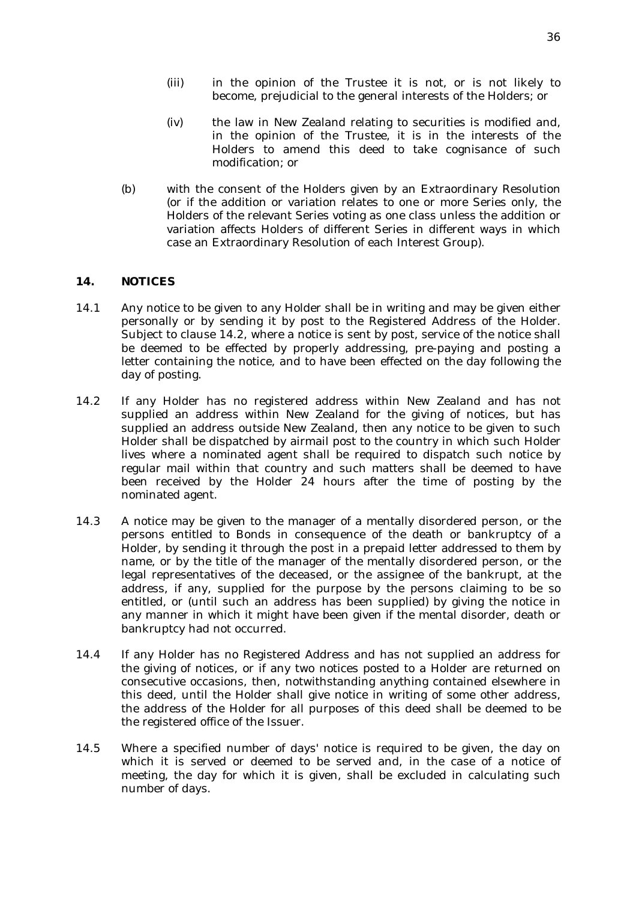(iii) in the opinion of the Trustee it is not, or is not likely to become, prejudicial to the general interests of the Holders; or

(iv) the law in New Zealand relating to securities is modified and, in the opinion of the Trustee, it is in the interests of the Holders to amend this deed to take cognisance of such modification; or

(b) with the consent of the Holders given by an Extraordinary Resolution (or if the addition or variation relates to one or more Series only, the Holders of the relevant Series voting as one class unless the addition or variation affects Holders of different Series in different ways in which case an Extraordinary Resolution of each Interest Group).

## 14. NOTICES

14.1 Any notice to be given to any Holder shall be in writing and may be given either personally or by sending it by post to the Registered Address of the Holder. Subject to clause 14.2, where a notice is sent by post, service of the notice shall be deemed to be effected by properly addressing, pre-paying and posting a letter containing the notice, and to have been effected on the day following the day of posting.

14.2 If any Holder has no registered address within New Zealand and has not supplied an address within New Zealand for the giving of notices, but has supplied an address outside New Zealand, then any notice to be given to such Holder shall be dispatched by airmail post to the country in which such Holder lives where a nominated agent shall be required to dispatch such notice by regular mail within that country and such matters shall be deemed to have been received by the Holder 24 hours after the time of posting by the nominated agent.

14.3 A notice may be given to the manager of a mentally disordered person, or the persons entitled to Bonds in consequence of the death or bankruptcy of a Holder, by sending it through the post in a prepaid letter addressed to them by name, or by the title of the manager of the mentally disordered person, or the legal representatives of the deceased, or the assignee of the bankrupt, at the address, if any, supplied for the purpose by the persons claiming to be so entitled, or (until such an address has been supplied) by giving the notice in any manner in which it might have been given if the mental disorder, death or bankruptcy had not occurred.

14.4 If any Holder has no Registered Address and has not supplied an address for the giving of notices, or if any two notices posted to a Holder are returned on consecutive occasions, then, notwithstanding anything contained elsewhere in this deed, until the Holder shall give notice in writing of some other address, the address of the Holder for all purposes of this deed shall be deemed to be the registered office of the Issuer.

14.5 Where a specified number of days' notice is required to be given, the day on which it is served or deemed to be served and, in the case of a notice of meeting, the day for which it is given, shall be excluded in calculating such number of days.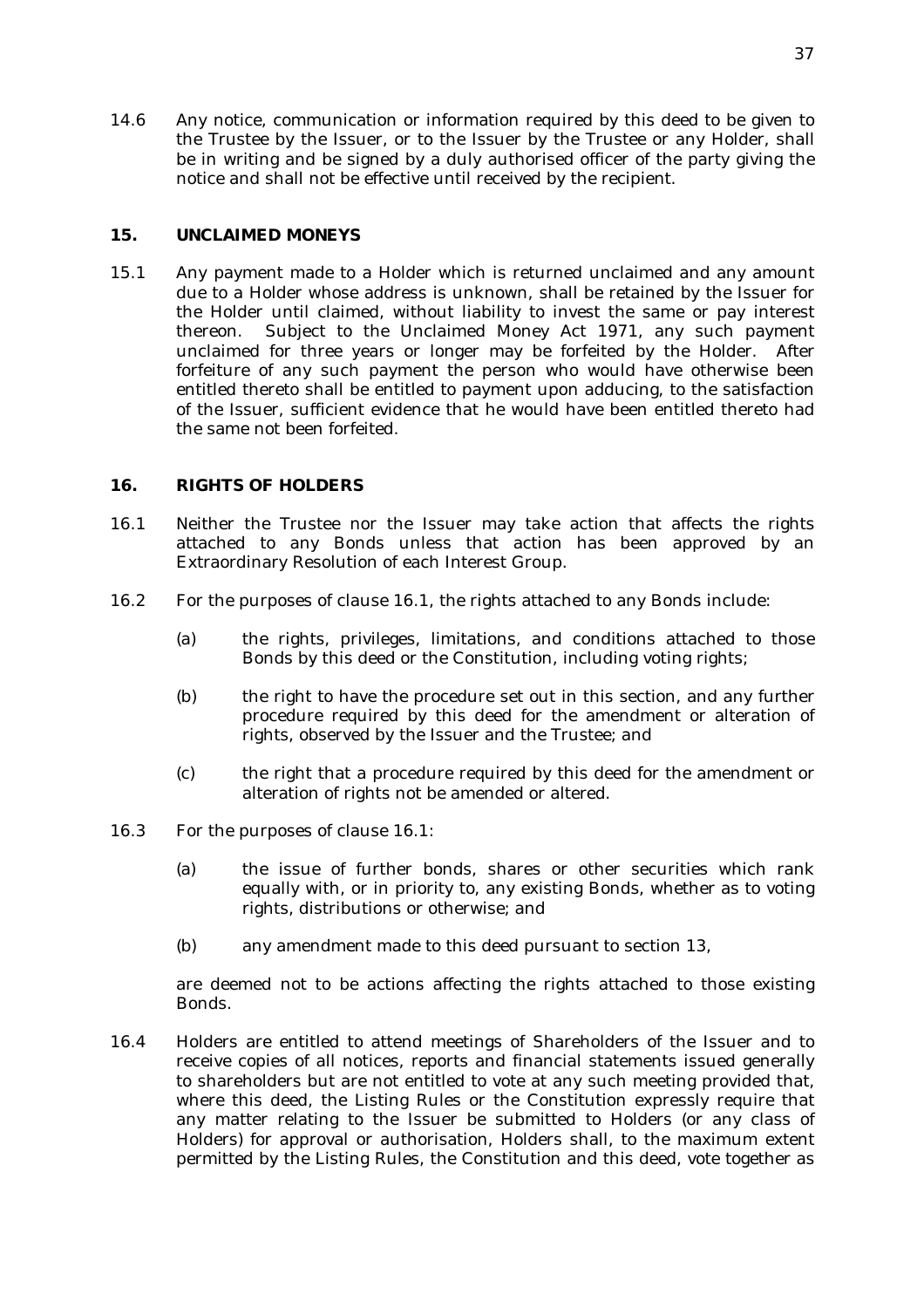14.6 Any notice, communication or information required by this deed to be given to the Trustee by the Issuer, or to the Issuer by the Trustee or any Holder, shall be in writing and be signed by a duly authorised officer of the party giving the notice and shall not be effective until received by the recipient.

## 15. UNCLAIMED MONEYS

15.1 Any payment made to a Holder which is returned unclaimed and any amount due to a Holder whose address is unknown, shall be retained by the Issuer for the Holder until claimed, without liability to invest the same or pay interest thereon. Subject to the Unclaimed Money Act 1971, any such payment unclaimed for three years or longer may be forfeited by the Holder. After forfeiture of any such payment the person who would have otherwise been entitled thereto shall be entitled to payment upon adducing, to the satisfaction of the Issuer, sufficient evidence that he would have been entitled thereto had the same not been forfeited.

## 16. RIGHTS OF HOLDERS

16.1 Neither the Trustee nor the Issuer may take action that affects the rights attached to any Bonds unless that action has been approved by an Extraordinary Resolution of each Interest Group.

16.2 For the purposes of clause 16.1, the rights attached to any Bonds include:

(a) the rights, privileges, limitations, and conditions attached to those Bonds by this deed or the Constitution, including voting rights;

(b) the right to have the procedure set out in this section, and any further procedure required by this deed for the amendment or alteration of rights, observed by the Issuer and the Trustee; and

(c) the right that a procedure required by this deed for the amendment or alteration of rights not be amended or altered.

16.3 For the purposes of clause 16.1:

(a) the issue of further bonds, shares or other securities which rank equally with, or in priority to, any existing Bonds, whether as to voting rights, distributions or otherwise; and

(b) any amendment made to this deed pursuant to section 13,

are deemed not to be actions affecting the rights attached to those existing Bonds.

16.4 Holders are entitled to attend meetings of Shareholders of the Issuer and to receive copies of all notices, reports and financial statements issued generally to shareholders but are not entitled to vote at any such meeting provided that, where this deed, the Listing Rules or the Constitution expressly require that any matter relating to the Issuer be submitted to Holders (or any class of Holders) for approval or authorisation, Holders shall, to the maximum extent permitted by the Listing Rules, the Constitution and this deed, vote together as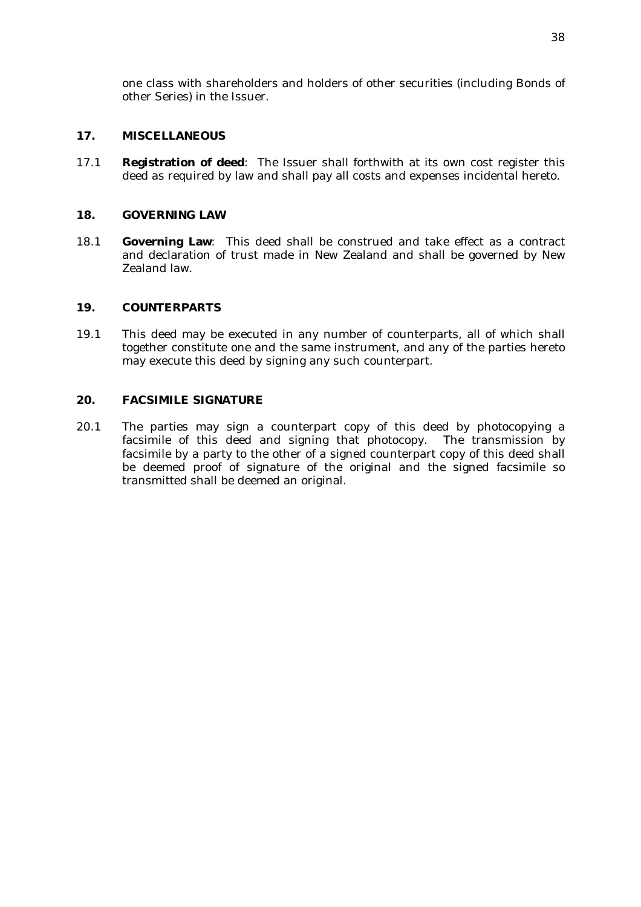one class with shareholders and holders of other securities (including Bonds of other Series) in the Issuer.

## 17. MISCELLANEOUS

17.1 **Registration of deed**: The Issuer shall forthwith at its own cost register this deed as required by law and shall pay all costs and expenses incidental hereto.

## 18. GOVERNING LAW

18.1 **Governing Law**: This deed shall be construed and take effect as a contract and declaration of trust made in New Zealand and shall be governed by New Zealand law.

## 19. COUNTERPARTS

19.1 This deed may be executed in any number of counterparts, all of which shall together constitute one and the same instrument, and any of the parties hereto may execute this deed by signing any such counterpart.

## 20. FACSIMILE SIGNATURE

20.1 The parties may sign a counterpart copy of this deed by photocopying a facsimile of this deed and signing that photocopy. The transmission by facsimile by a party to the other of a signed counterpart copy of this deed shall be deemed proof of signature of the original and the signed facsimile so transmitted shall be deemed an original.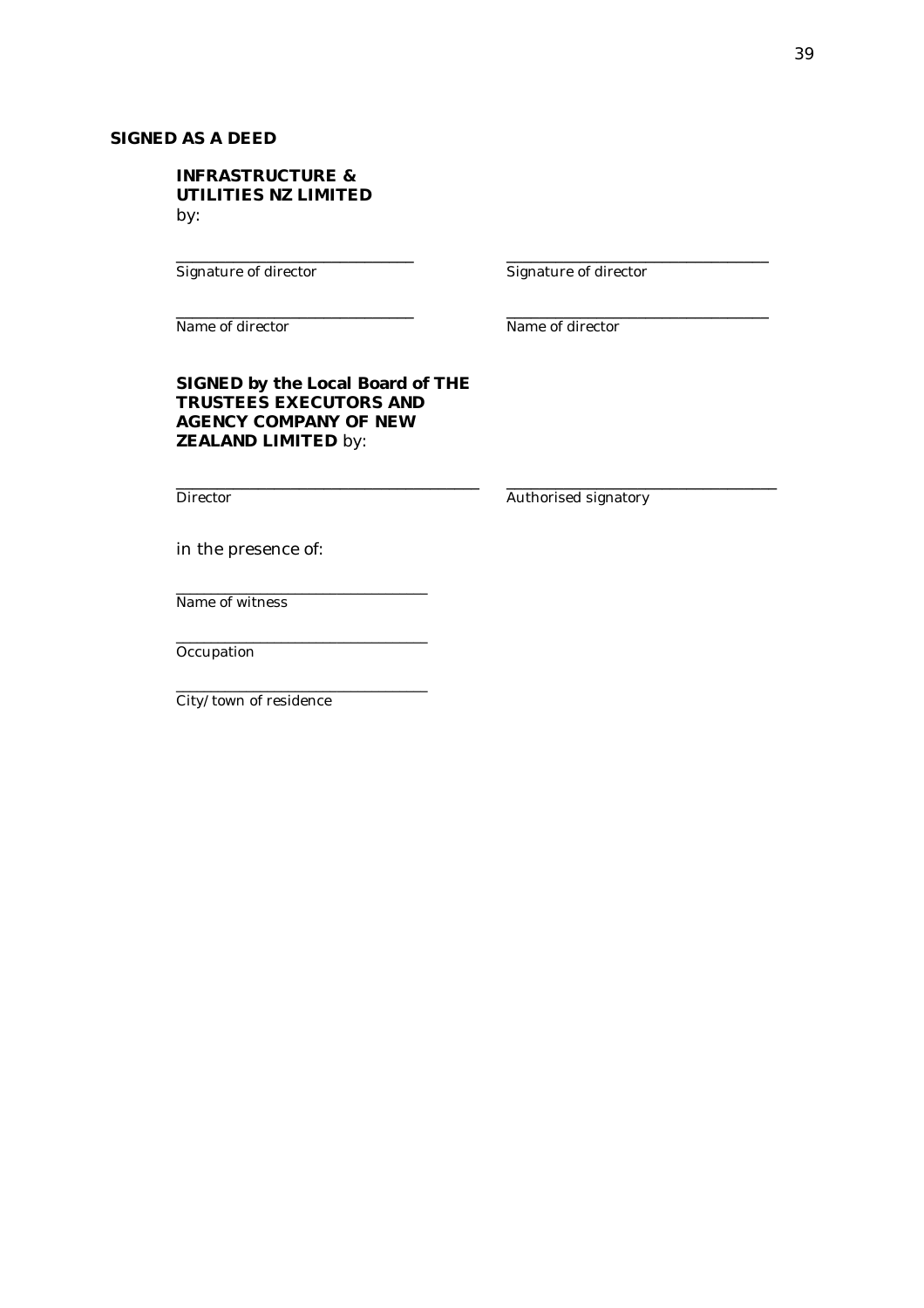**SIGNED AS A DEED**

**INFRASTRUCTURE & UTILITIES NZ LIMITED** by:

| | |
|---|---|
| ______________________________ | ______________________________ |
| Signature of director | Signature of director |
| ______________________________ | ______________________________ |
| Name of director | Name of director |

**SIGNED by the Local Board of THE TRUSTEES EXECUTORS AND AGENCY COMPANY OF NEW ZEALAND LIMITED** by:

| | |
|---|---|
| ______________________________ | ______________________________ |
| Director | Authorised signatory |

in the presence of:

______________________________
Name of witness

______________________________
Occupation

______________________________
City/town of residence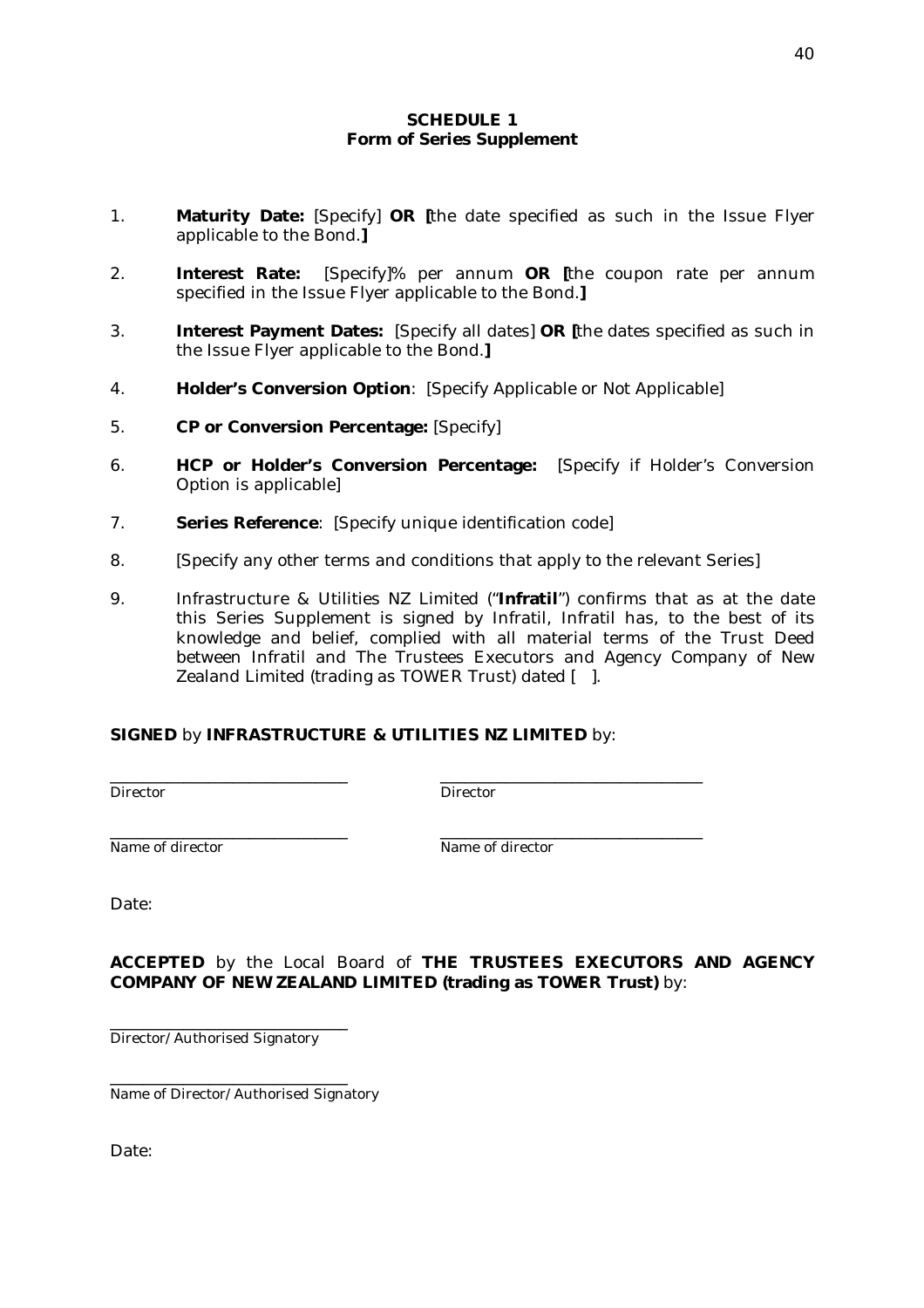**SCHEDULE 1**
**Form of Series Supplement**

1. **Maturity Date:** [Specify] **OR [**the date specified as such in the Issue Flyer applicable to the Bond.**]**

2. **Interest Rate:** [Specify]% per annum **OR [**the coupon rate per annum specified in the Issue Flyer applicable to the Bond.**]**

3. **Interest Payment Dates:** [Specify all dates] **OR [**the dates specified as such in the Issue Flyer applicable to the Bond.**]**

4. **Holder's Conversion Option**: [Specify Applicable or Not Applicable]

5. **CP or Conversion Percentage:** [Specify]

6. **HCP or Holder's Conversion Percentage:** [Specify if Holder's Conversion Option is applicable]

7. **Series Reference**: [Specify unique identification code]

8. [Specify any other terms and conditions that apply to the relevant Series]

9. Infrastructure & Utilities NZ Limited ("**Infratil**") confirms that as at the date this Series Supplement is signed by Infratil, Infratil has, to the best of its knowledge and belief, complied with all material terms of the Trust Deed between Infratil and The Trustees Executors and Agency Company of New Zealand Limited (trading as TOWER Trust) dated [ ].

**SIGNED** by **INFRASTRUCTURE & UTILITIES NZ LIMITED** by:

| | |
|---|---|
| ______________________ | ______________________ |
| Director | Director |
| ______________________ | ______________________ |
| Name of director | Name of director |

Date:

**ACCEPTED** by the Local Board of **THE TRUSTEES EXECUTORS AND AGENCY COMPANY OF NEW ZEALAND LIMITED (trading as TOWER Trust)** by:

______________________
Director/Authorised Signatory

______________________
Name of Director/Authorised Signatory

Date: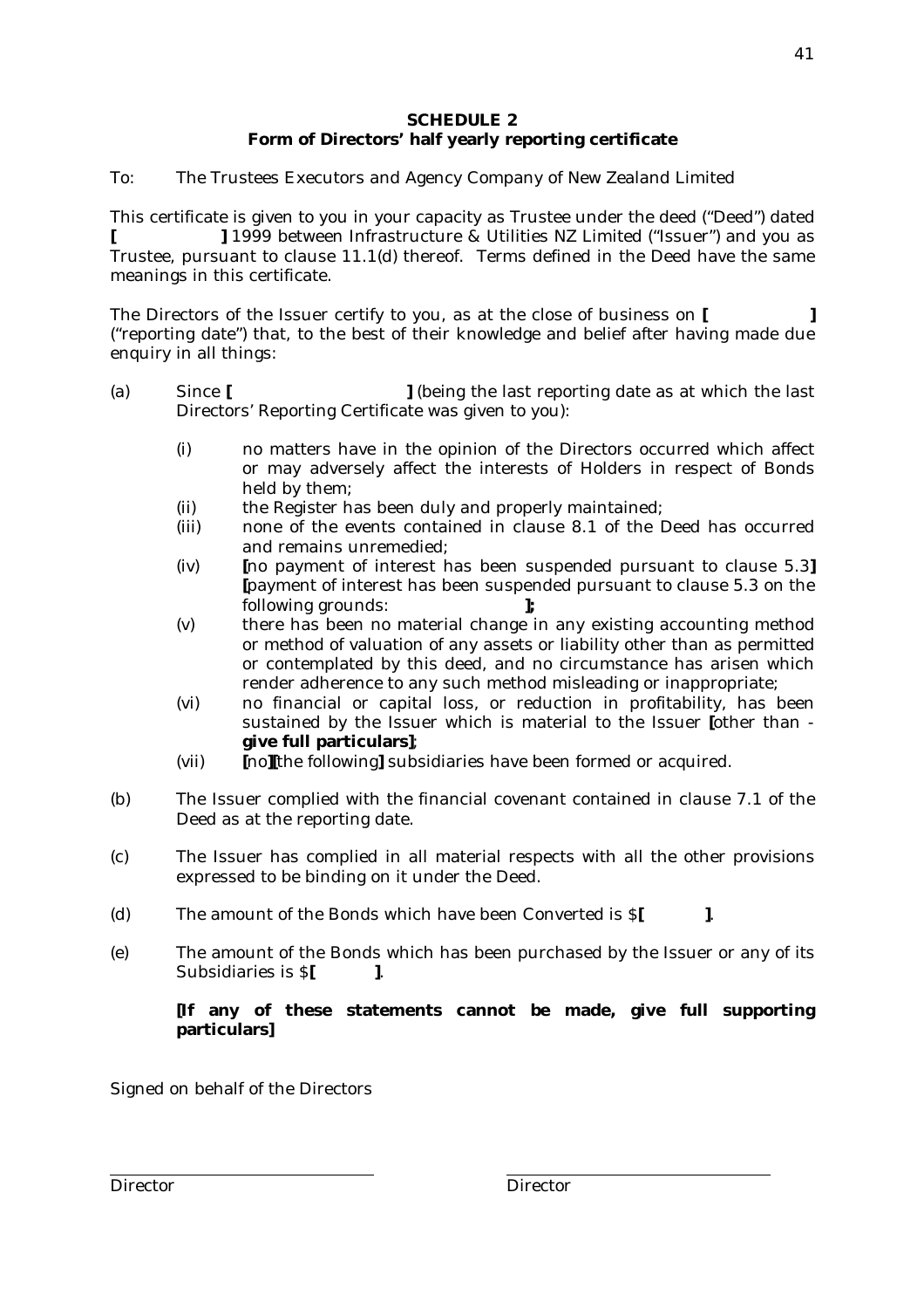## SCHEDULE 2
### Form of Directors' half yearly reporting certificate

To: The Trustees Executors and Agency Company of New Zealand Limited

This certificate is given to you in your capacity as Trustee under the deed ("Deed") dated **[ ]** 1999 between Infrastructure & Utilities NZ Limited ("Issuer") and you as Trustee, pursuant to clause 11.1(d) thereof. Terms defined in the Deed have the same meanings in this certificate.

The Directors of the Issuer certify to you, as at the close of business on **[ ]** ("reporting date") that, to the best of their knowledge and belief after having made due enquiry in all things:

(a) Since **[ ]** (being the last reporting date as at which the last Directors' Reporting Certificate was given to you):

  (i) no matters have in the opinion of the Directors occurred which affect or may adversely affect the interests of Holders in respect of Bonds held by them;

  (ii) the Register has been duly and properly maintained;

  (iii) none of the events contained in clause 8.1 of the Deed has occurred and remains unremedied;

  (iv) **[**no payment of interest has been suspended pursuant to clause 5.3**]** **[**payment of interest has been suspended pursuant to clause 5.3 on the following grounds: **]**;

  (v) there has been no material change in any existing accounting method or method of valuation of any assets or liability other than as permitted or contemplated by this deed, and no circumstance has arisen which render adherence to any such method misleading or inappropriate;

  (vi) no financial or capital loss, or reduction in profitability, has been sustained by the Issuer which is material to the Issuer **[**other than - **give full particulars]**;

  (vii) **[**no**][**the following**]** subsidiaries have been formed or acquired.

(b) The Issuer complied with the financial covenant contained in clause 7.1 of the Deed as at the reporting date.

(c) The Issuer has complied in all material respects with all the other provisions expressed to be binding on it under the Deed.

(d) The amount of the Bonds which have been Converted is $**[ ]**.

(e) The amount of the Bonds which has been purchased by the Issuer or any of its Subsidiaries is $**[ ]**.

**[If any of these statements cannot be made, give full supporting particulars]**

Signed on behalf of the Directors

Director Director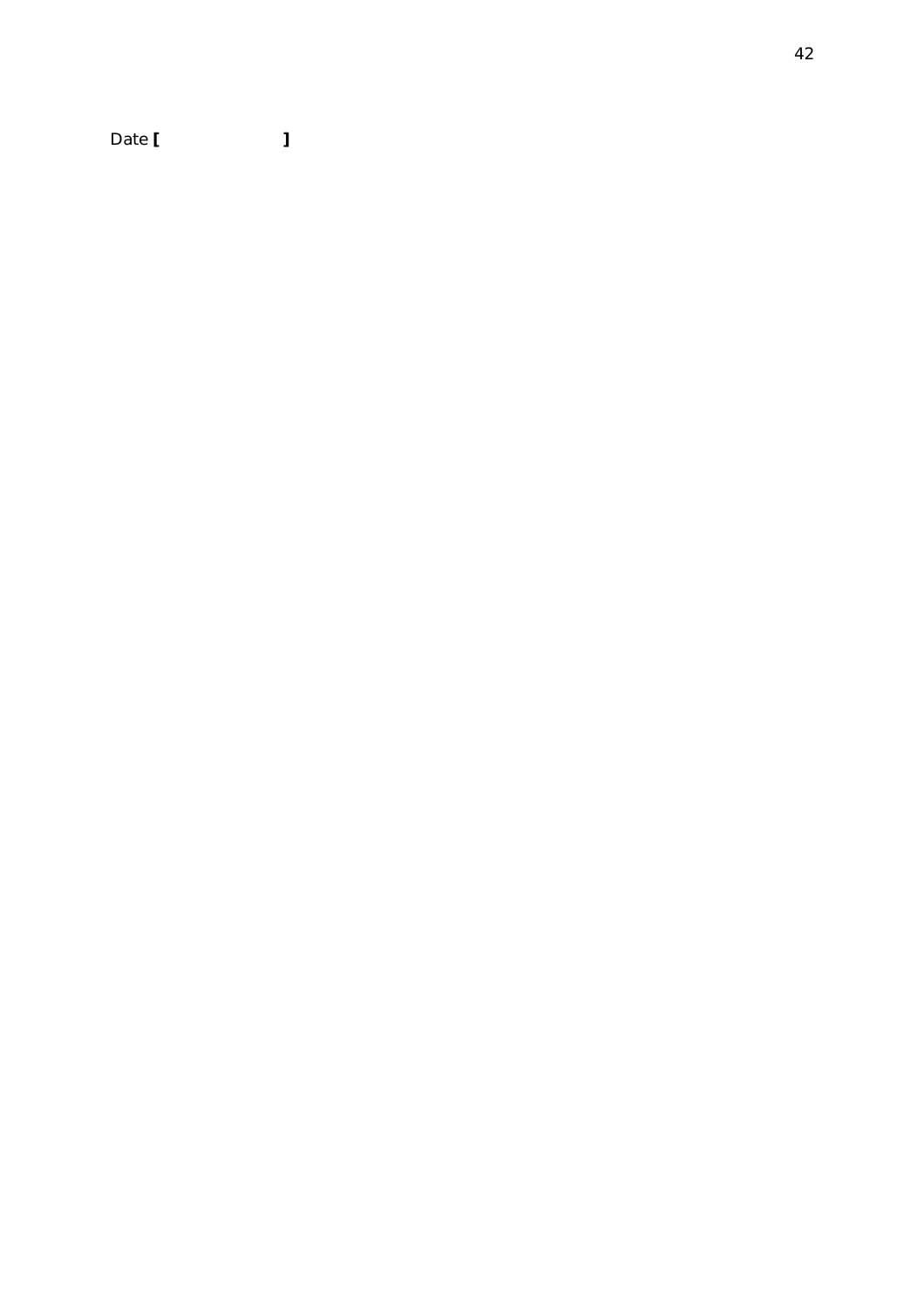Date [                    ]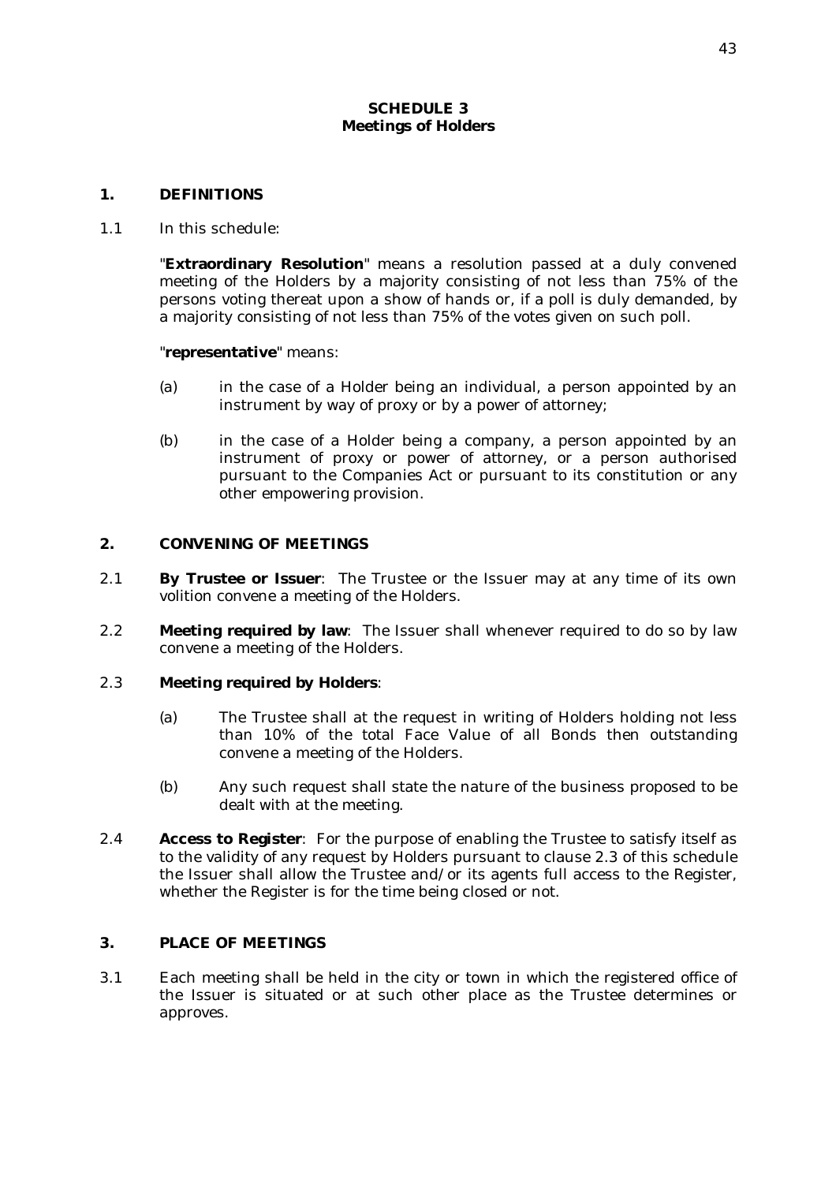# SCHEDULE 3
## Meetings of Holders

### 1. DEFINITIONS

1.1 In this schedule:

"**Extraordinary Resolution**" means a resolution passed at a duly convened meeting of the Holders by a majority consisting of not less than 75% of the persons voting thereat upon a show of hands or, if a poll is duly demanded, by a majority consisting of not less than 75% of the votes given on such poll.

"**representative**" means:

(a) in the case of a Holder being an individual, a person appointed by an instrument by way of proxy or by a power of attorney;

(b) in the case of a Holder being a company, a person appointed by an instrument of proxy or power of attorney, or a person authorised pursuant to the Companies Act or pursuant to its constitution or any other empowering provision.

### 2. CONVENING OF MEETINGS

2.1 **By Trustee or Issuer**: The Trustee or the Issuer may at any time of its own volition convene a meeting of the Holders.

2.2 **Meeting required by law**: The Issuer shall whenever required to do so by law convene a meeting of the Holders.

2.3 **Meeting required by Holders**:

(a) The Trustee shall at the request in writing of Holders holding not less than 10% of the total Face Value of all Bonds then outstanding convene a meeting of the Holders.

(b) Any such request shall state the nature of the business proposed to be dealt with at the meeting.

2.4 **Access to Register**: For the purpose of enabling the Trustee to satisfy itself as to the validity of any request by Holders pursuant to clause 2.3 of this schedule the Issuer shall allow the Trustee and/or its agents full access to the Register, whether the Register is for the time being closed or not.

### 3. PLACE OF MEETINGS

3.1 Each meeting shall be held in the city or town in which the registered office of the Issuer is situated or at such other place as the Trustee determines or approves.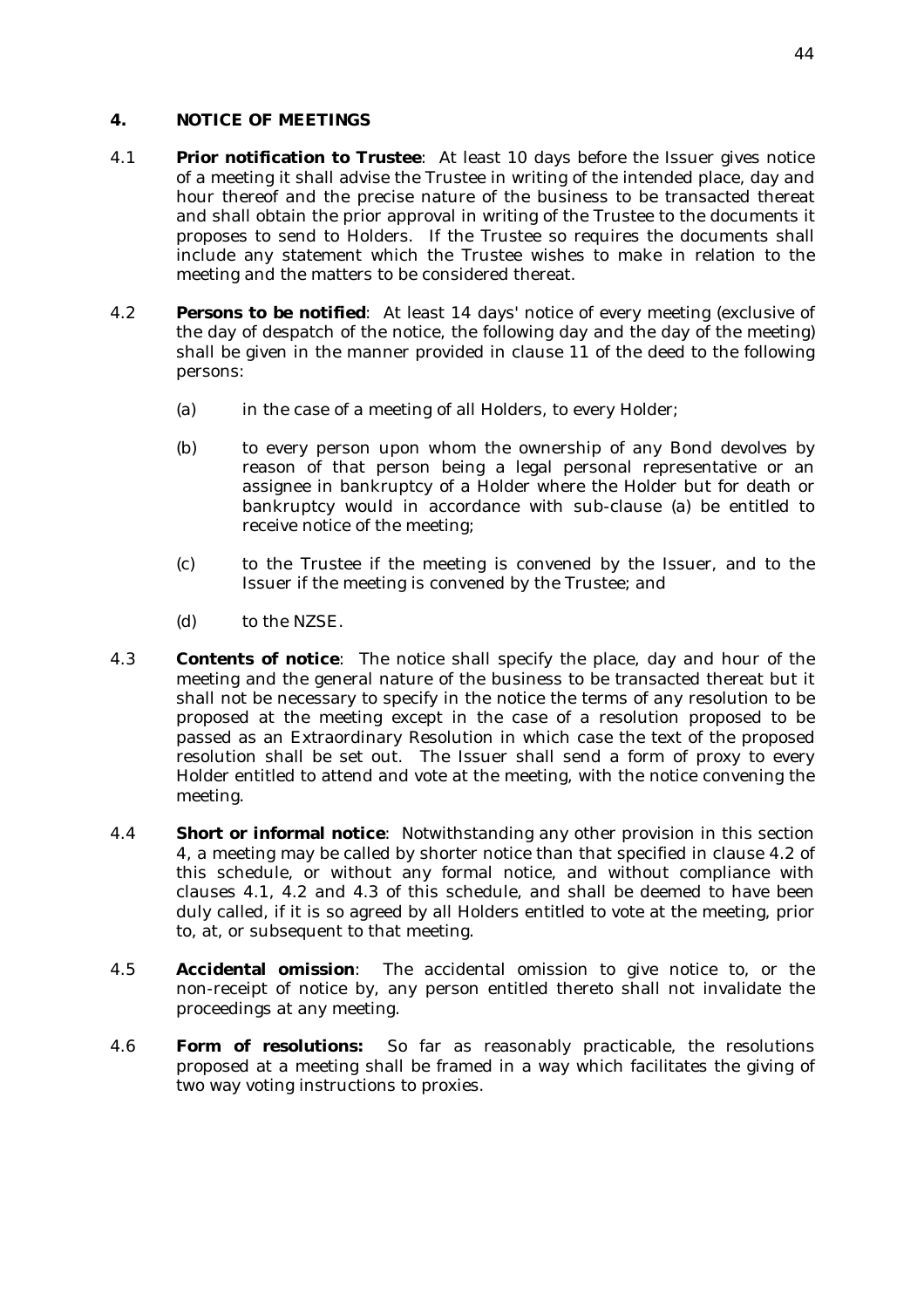## 4. NOTICE OF MEETINGS

4.1 **Prior notification to Trustee**: At least 10 days before the Issuer gives notice of a meeting it shall advise the Trustee in writing of the intended place, day and hour thereof and the precise nature of the business to be transacted thereat and shall obtain the prior approval in writing of the Trustee to the documents it proposes to send to Holders. If the Trustee so requires the documents shall include any statement which the Trustee wishes to make in relation to the meeting and the matters to be considered thereat.

4.2 **Persons to be notified**: At least 14 days' notice of every meeting (exclusive of the day of despatch of the notice, the following day and the day of the meeting) shall be given in the manner provided in clause 11 of the deed to the following persons:

(a) in the case of a meeting of all Holders, to every Holder;

(b) to every person upon whom the ownership of any Bond devolves by reason of that person being a legal personal representative or an assignee in bankruptcy of a Holder where the Holder but for death or bankruptcy would in accordance with sub-clause (a) be entitled to receive notice of the meeting;

(c) to the Trustee if the meeting is convened by the Issuer, and to the Issuer if the meeting is convened by the Trustee; and

(d) to the NZSE.

4.3 **Contents of notice**: The notice shall specify the place, day and hour of the meeting and the general nature of the business to be transacted thereat but it shall not be necessary to specify in the notice the terms of any resolution to be proposed at the meeting except in the case of a resolution proposed to be passed as an Extraordinary Resolution in which case the text of the proposed resolution shall be set out. The Issuer shall send a form of proxy to every Holder entitled to attend and vote at the meeting, with the notice convening the meeting.

4.4 **Short or informal notice**: Notwithstanding any other provision in this section 4, a meeting may be called by shorter notice than that specified in clause 4.2 of this schedule, or without any formal notice, and without compliance with clauses 4.1, 4.2 and 4.3 of this schedule, and shall be deemed to have been duly called, if it is so agreed by all Holders entitled to vote at the meeting, prior to, at, or subsequent to that meeting.

4.5 **Accidental omission**: The accidental omission to give notice to, or the non-receipt of notice by, any person entitled thereto shall not invalidate the proceedings at any meeting.

4.6 **Form of resolutions:** So far as reasonably practicable, the resolutions proposed at a meeting shall be framed in a way which facilitates the giving of two way voting instructions to proxies.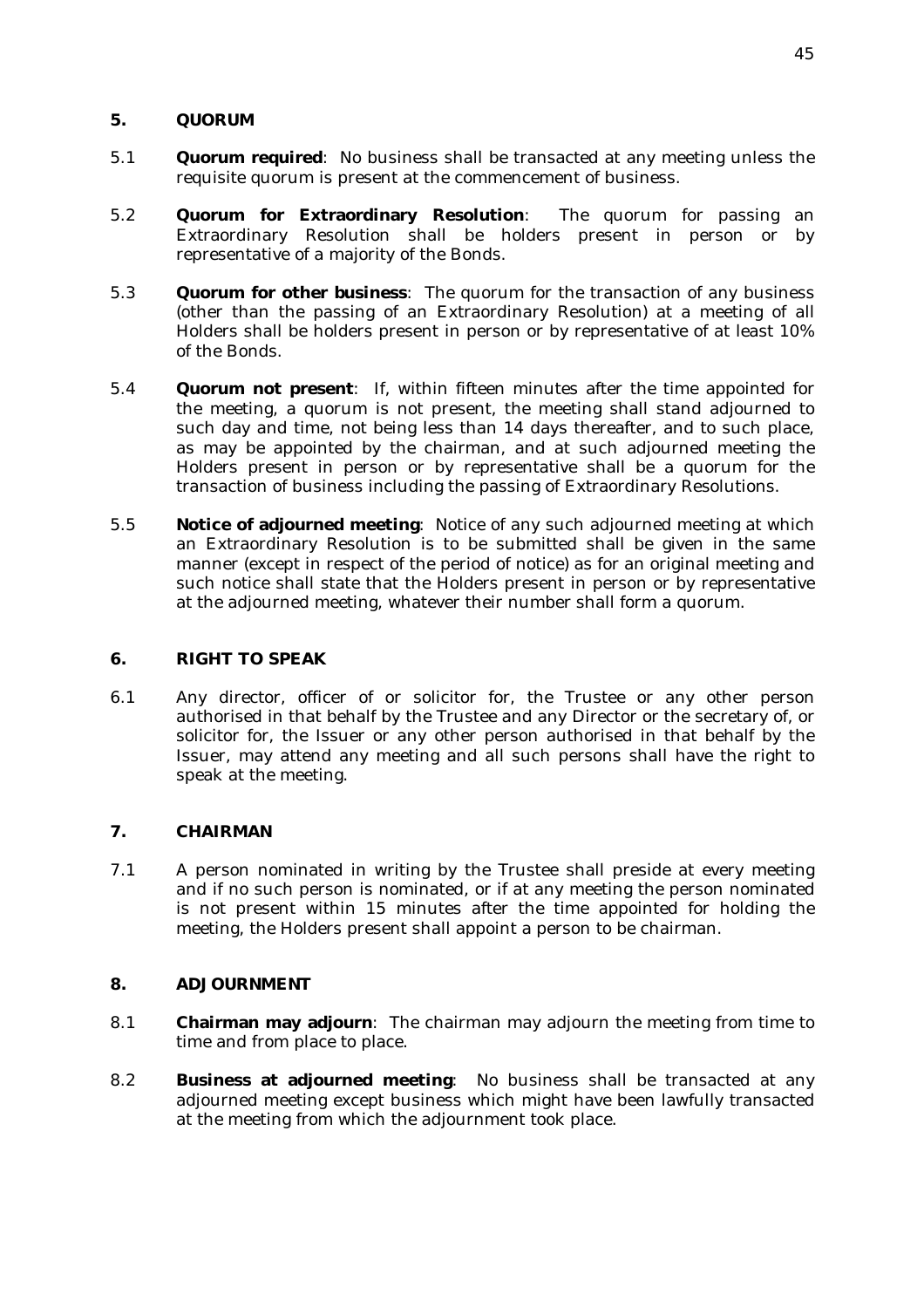## 5. QUORUM

5.1 **Quorum required**: No business shall be transacted at any meeting unless the requisite quorum is present at the commencement of business.

5.2 **Quorum for Extraordinary Resolution**: The quorum for passing an Extraordinary Resolution shall be holders present in person or by representative of a majority of the Bonds.

5.3 **Quorum for other business**: The quorum for the transaction of any business (other than the passing of an Extraordinary Resolution) at a meeting of all Holders shall be holders present in person or by representative of at least 10% of the Bonds.

5.4 **Quorum not present**: If, within fifteen minutes after the time appointed for the meeting, a quorum is not present, the meeting shall stand adjourned to such day and time, not being less than 14 days thereafter, and to such place, as may be appointed by the chairman, and at such adjourned meeting the Holders present in person or by representative shall be a quorum for the transaction of business including the passing of Extraordinary Resolutions.

5.5 **Notice of adjourned meeting**: Notice of any such adjourned meeting at which an Extraordinary Resolution is to be submitted shall be given in the same manner (except in respect of the period of notice) as for an original meeting and such notice shall state that the Holders present in person or by representative at the adjourned meeting, whatever their number shall form a quorum.

## 6. RIGHT TO SPEAK

6.1 Any director, officer of or solicitor for, the Trustee or any other person authorised in that behalf by the Trustee and any Director or the secretary of, or solicitor for, the Issuer or any other person authorised in that behalf by the Issuer, may attend any meeting and all such persons shall have the right to speak at the meeting.

## 7. CHAIRMAN

7.1 A person nominated in writing by the Trustee shall preside at every meeting and if no such person is nominated, or if at any meeting the person nominated is not present within 15 minutes after the time appointed for holding the meeting, the Holders present shall appoint a person to be chairman.

## 8. ADJOURNMENT

8.1 **Chairman may adjourn**: The chairman may adjourn the meeting from time to time and from place to place.

8.2 **Business at adjourned meeting**: No business shall be transacted at any adjourned meeting except business which might have been lawfully transacted at the meeting from which the adjournment took place.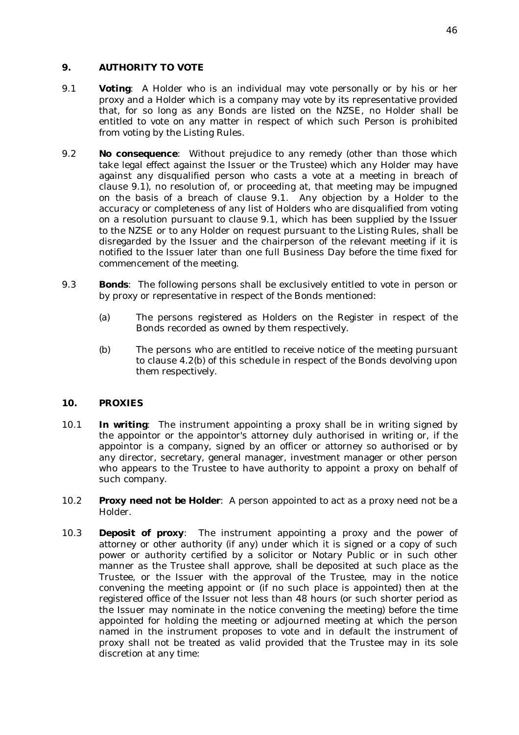## 9. AUTHORITY TO VOTE

9.1 **Voting**: A Holder who is an individual may vote personally or by his or her proxy and a Holder which is a company may vote by its representative provided that, for so long as any Bonds are listed on the NZSE, no Holder shall be entitled to vote on any matter in respect of which such Person is prohibited from voting by the Listing Rules.

9.2 **No consequence**: Without prejudice to any remedy (other than those which take legal effect against the Issuer or the Trustee) which any Holder may have against any disqualified person who casts a vote at a meeting in breach of clause 9.1), no resolution of, or proceeding at, that meeting may be impugned on the basis of a breach of clause 9.1. Any objection by a Holder to the accuracy or completeness of any list of Holders who are disqualified from voting on a resolution pursuant to clause 9.1, which has been supplied by the Issuer to the NZSE or to any Holder on request pursuant to the Listing Rules, shall be disregarded by the Issuer and the chairperson of the relevant meeting if it is notified to the Issuer later than one full Business Day before the time fixed for commencement of the meeting.

9.3 **Bonds**: The following persons shall be exclusively entitled to vote in person or by proxy or representative in respect of the Bonds mentioned:

(a) The persons registered as Holders on the Register in respect of the Bonds recorded as owned by them respectively.

(b) The persons who are entitled to receive notice of the meeting pursuant to clause 4.2(b) of this schedule in respect of the Bonds devolving upon them respectively.

## 10. PROXIES

10.1 **In writing**: The instrument appointing a proxy shall be in writing signed by the appointor or the appointor's attorney duly authorised in writing or, if the appointor is a company, signed by an officer or attorney so authorised or by any director, secretary, general manager, investment manager or other person who appears to the Trustee to have authority to appoint a proxy on behalf of such company.

10.2 **Proxy need not be Holder**: A person appointed to act as a proxy need not be a Holder.

10.3 **Deposit of proxy**: The instrument appointing a proxy and the power of attorney or other authority (if any) under which it is signed or a copy of such power or authority certified by a solicitor or Notary Public or in such other manner as the Trustee shall approve, shall be deposited at such place as the Trustee, or the Issuer with the approval of the Trustee, may in the notice convening the meeting appoint or (if no such place is appointed) then at the registered office of the Issuer not less than 48 hours (or such shorter period as the Issuer may nominate in the notice convening the meeting) before the time appointed for holding the meeting or adjourned meeting at which the person named in the instrument proposes to vote and in default the instrument of proxy shall not be treated as valid provided that the Trustee may in its sole discretion at any time: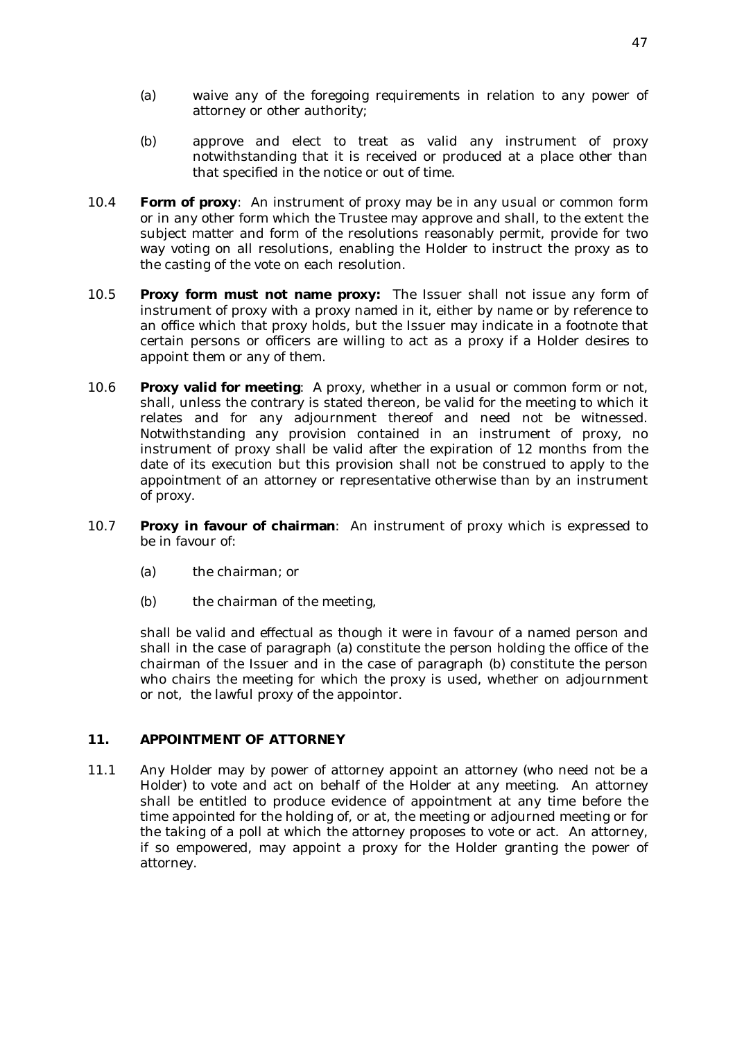(a) waive any of the foregoing requirements in relation to any power of attorney or other authority;

(b) approve and elect to treat as valid any instrument of proxy notwithstanding that it is received or produced at a place other than that specified in the notice or out of time.

10.4 **Form of proxy**: An instrument of proxy may be in any usual or common form or in any other form which the Trustee may approve and shall, to the extent the subject matter and form of the resolutions reasonably permit, provide for two way voting on all resolutions, enabling the Holder to instruct the proxy as to the casting of the vote on each resolution.

10.5 **Proxy form must not name proxy:** The Issuer shall not issue any form of instrument of proxy with a proxy named in it, either by name or by reference to an office which that proxy holds, but the Issuer may indicate in a footnote that certain persons or officers are willing to act as a proxy if a Holder desires to appoint them or any of them.

10.6 **Proxy valid for meeting**: A proxy, whether in a usual or common form or not, shall, unless the contrary is stated thereon, be valid for the meeting to which it relates and for any adjournment thereof and need not be witnessed. Notwithstanding any provision contained in an instrument of proxy, no instrument of proxy shall be valid after the expiration of 12 months from the date of its execution but this provision shall not be construed to apply to the appointment of an attorney or representative otherwise than by an instrument of proxy.

10.7 **Proxy in favour of chairman**: An instrument of proxy which is expressed to be in favour of:

(a) the chairman; or

(b) the chairman of the meeting,

shall be valid and effectual as though it were in favour of a named person and shall in the case of paragraph (a) constitute the person holding the office of the chairman of the Issuer and in the case of paragraph (b) constitute the person who chairs the meeting for which the proxy is used, whether on adjournment or not, the lawful proxy of the appointor.

## 11. APPOINTMENT OF ATTORNEY

11.1 Any Holder may by power of attorney appoint an attorney (who need not be a Holder) to vote and act on behalf of the Holder at any meeting. An attorney shall be entitled to produce evidence of appointment at any time before the time appointed for the holding of, or at, the meeting or adjourned meeting or for the taking of a poll at which the attorney proposes to vote or act. An attorney, if so empowered, may appoint a proxy for the Holder granting the power of attorney.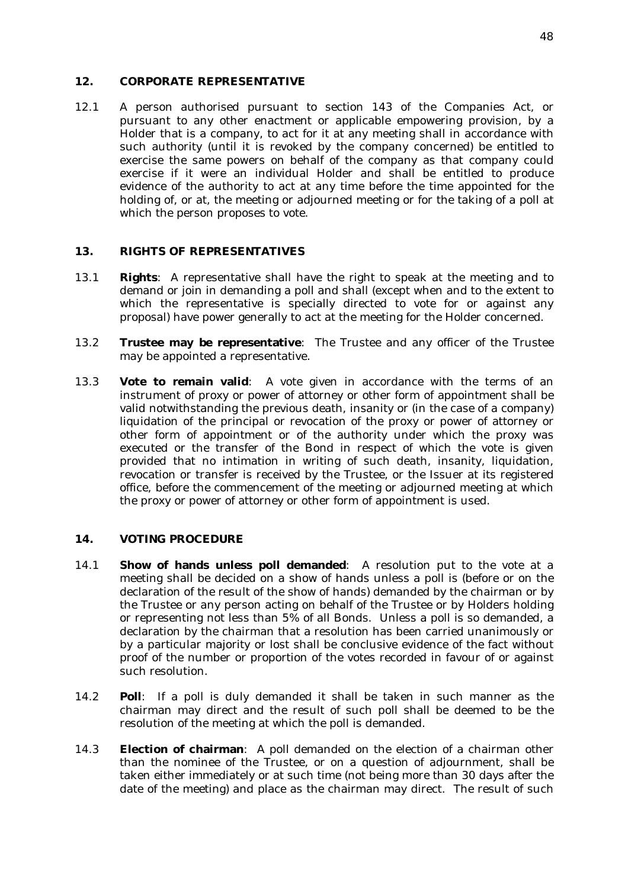## 12. CORPORATE REPRESENTATIVE

12.1 A person authorised pursuant to section 143 of the Companies Act, or pursuant to any other enactment or applicable empowering provision, by a Holder that is a company, to act for it at any meeting shall in accordance with such authority (until it is revoked by the company concerned) be entitled to exercise the same powers on behalf of the company as that company could exercise if it were an individual Holder and shall be entitled to produce evidence of the authority to act at any time before the time appointed for the holding of, or at, the meeting or adjourned meeting or for the taking of a poll at which the person proposes to vote.

## 13. RIGHTS OF REPRESENTATIVES

13.1 **Rights**: A representative shall have the right to speak at the meeting and to demand or join in demanding a poll and shall (except when and to the extent to which the representative is specially directed to vote for or against any proposal) have power generally to act at the meeting for the Holder concerned.

13.2 **Trustee may be representative**: The Trustee and any officer of the Trustee may be appointed a representative.

13.3 **Vote to remain valid**: A vote given in accordance with the terms of an instrument of proxy or power of attorney or other form of appointment shall be valid notwithstanding the previous death, insanity or (in the case of a company) liquidation of the principal or revocation of the proxy or power of attorney or other form of appointment or of the authority under which the proxy was executed or the transfer of the Bond in respect of which the vote is given provided that no intimation in writing of such death, insanity, liquidation, revocation or transfer is received by the Trustee, or the Issuer at its registered office, before the commencement of the meeting or adjourned meeting at which the proxy or power of attorney or other form of appointment is used.

## 14. VOTING PROCEDURE

14.1 **Show of hands unless poll demanded**: A resolution put to the vote at a meeting shall be decided on a show of hands unless a poll is (before or on the declaration of the result of the show of hands) demanded by the chairman or by the Trustee or any person acting on behalf of the Trustee or by Holders holding or representing not less than 5% of all Bonds. Unless a poll is so demanded, a declaration by the chairman that a resolution has been carried unanimously or by a particular majority or lost shall be conclusive evidence of the fact without proof of the number or proportion of the votes recorded in favour of or against such resolution.

14.2 **Poll**: If a poll is duly demanded it shall be taken in such manner as the chairman may direct and the result of such poll shall be deemed to be the resolution of the meeting at which the poll is demanded.

14.3 **Election of chairman**: A poll demanded on the election of a chairman other than the nominee of the Trustee, or on a question of adjournment, shall be taken either immediately or at such time (not being more than 30 days after the date of the meeting) and place as the chairman may direct. The result of such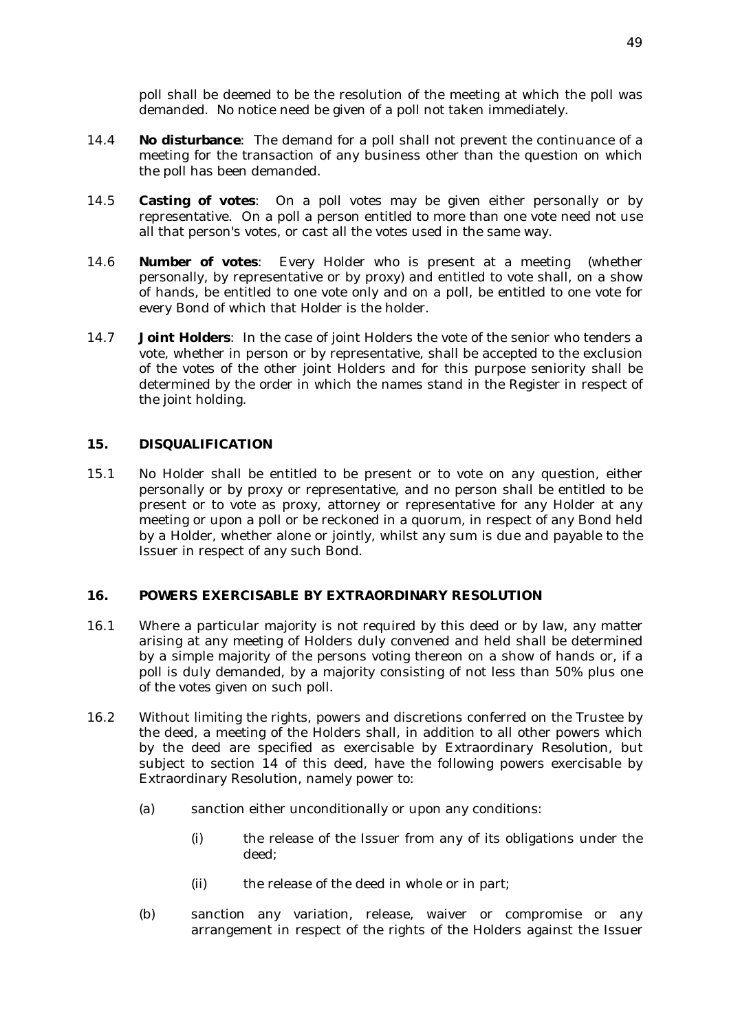poll shall be deemed to be the resolution of the meeting at which the poll was demanded. No notice need be given of a poll not taken immediately.

14.4 **No disturbance**: The demand for a poll shall not prevent the continuance of a meeting for the transaction of any business other than the question on which the poll has been demanded.

14.5 **Casting of votes**: On a poll votes may be given either personally or by representative. On a poll a person entitled to more than one vote need not use all that person's votes, or cast all the votes used in the same way.

14.6 **Number of votes**: Every Holder who is present at a meeting (whether personally, by representative or by proxy) and entitled to vote shall, on a show of hands, be entitled to one vote only and on a poll, be entitled to one vote for every Bond of which that Holder is the holder.

14.7 **Joint Holders**: In the case of joint Holders the vote of the senior who tenders a vote, whether in person or by representative, shall be accepted to the exclusion of the votes of the other joint Holders and for this purpose seniority shall be determined by the order in which the names stand in the Register in respect of the joint holding.

## 15. DISQUALIFICATION

15.1 No Holder shall be entitled to be present or to vote on any question, either personally or by proxy or representative, and no person shall be entitled to be present or to vote as proxy, attorney or representative for any Holder at any meeting or upon a poll or be reckoned in a quorum, in respect of any Bond held by a Holder, whether alone or jointly, whilst any sum is due and payable to the Issuer in respect of any such Bond.

## 16. POWERS EXERCISABLE BY EXTRAORDINARY RESOLUTION

16.1 Where a particular majority is not required by this deed or by law, any matter arising at any meeting of Holders duly convened and held shall be determined by a simple majority of the persons voting thereon on a show of hands or, if a poll is duly demanded, by a majority consisting of not less than 50% plus one of the votes given on such poll.

16.2 Without limiting the rights, powers and discretions conferred on the Trustee by the deed, a meeting of the Holders shall, in addition to all other powers which by the deed are specified as exercisable by Extraordinary Resolution, but subject to section 14 of this deed, have the following powers exercisable by Extraordinary Resolution, namely power to:

(a) sanction either unconditionally or upon any conditions:

(i) the release of the Issuer from any of its obligations under the deed;

(ii) the release of the deed in whole or in part;

(b) sanction any variation, release, waiver or compromise or any arrangement in respect of the rights of the Holders against the Issuer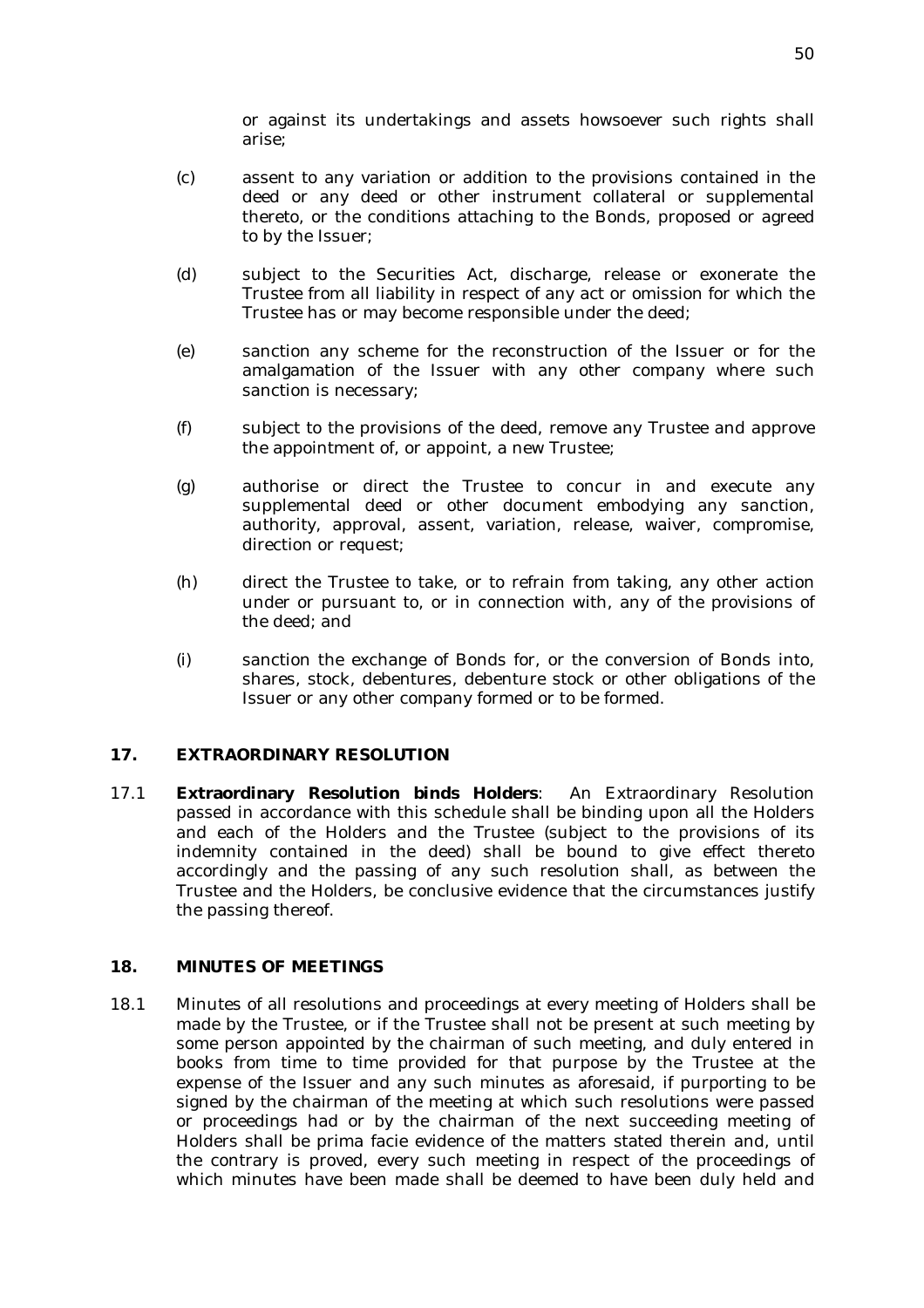or against its undertakings and assets howsoever such rights shall arise;

(c) assent to any variation or addition to the provisions contained in the deed or any deed or other instrument collateral or supplemental thereto, or the conditions attaching to the Bonds, proposed or agreed to by the Issuer;

(d) subject to the Securities Act, discharge, release or exonerate the Trustee from all liability in respect of any act or omission for which the Trustee has or may become responsible under the deed;

(e) sanction any scheme for the reconstruction of the Issuer or for the amalgamation of the Issuer with any other company where such sanction is necessary;

(f) subject to the provisions of the deed, remove any Trustee and approve the appointment of, or appoint, a new Trustee;

(g) authorise or direct the Trustee to concur in and execute any supplemental deed or other document embodying any sanction, authority, approval, assent, variation, release, waiver, compromise, direction or request;

(h) direct the Trustee to take, or to refrain from taking, any other action under or pursuant to, or in connection with, any of the provisions of the deed; and

(i) sanction the exchange of Bonds for, or the conversion of Bonds into, shares, stock, debentures, debenture stock or other obligations of the Issuer or any other company formed or to be formed.

## 17. EXTRAORDINARY RESOLUTION

17.1 **Extraordinary Resolution binds Holders**: An Extraordinary Resolution passed in accordance with this schedule shall be binding upon all the Holders and each of the Holders and the Trustee (subject to the provisions of its indemnity contained in the deed) shall be bound to give effect thereto accordingly and the passing of any such resolution shall, as between the Trustee and the Holders, be conclusive evidence that the circumstances justify the passing thereof.

## 18. MINUTES OF MEETINGS

18.1 Minutes of all resolutions and proceedings at every meeting of Holders shall be made by the Trustee, or if the Trustee shall not be present at such meeting by some person appointed by the chairman of such meeting, and duly entered in books from time to time provided for that purpose by the Trustee at the expense of the Issuer and any such minutes as aforesaid, if purporting to be signed by the chairman of the meeting at which such resolutions were passed or proceedings had or by the chairman of the next succeeding meeting of Holders shall be prima facie evidence of the matters stated therein and, until the contrary is proved, every such meeting in respect of the proceedings of which minutes have been made shall be deemed to have been duly held and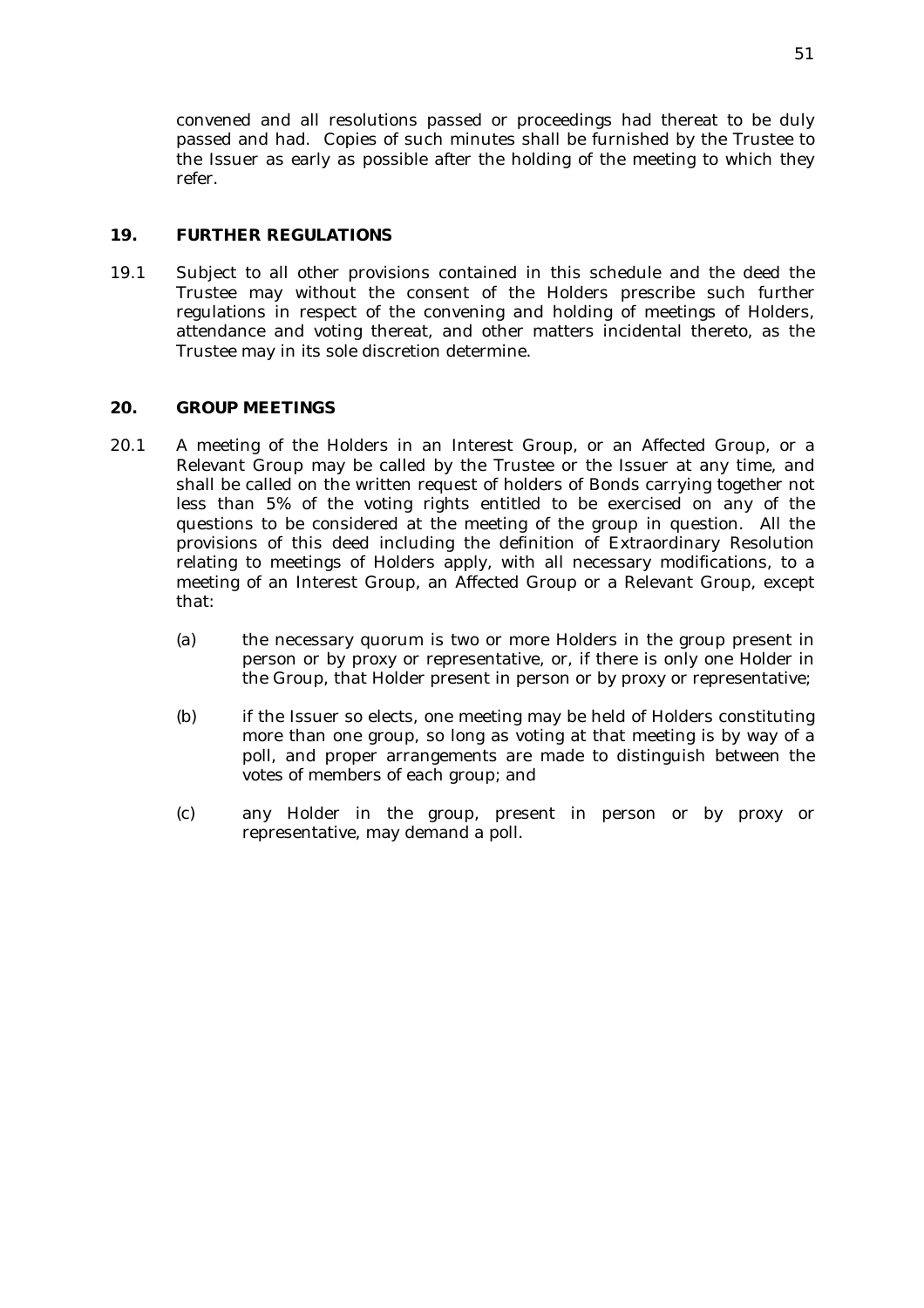convened and all resolutions passed or proceedings had thereat to be duly passed and had. Copies of such minutes shall be furnished by the Trustee to the Issuer as early as possible after the holding of the meeting to which they refer.

## 19. FURTHER REGULATIONS

19.1 Subject to all other provisions contained in this schedule and the deed the Trustee may without the consent of the Holders prescribe such further regulations in respect of the convening and holding of meetings of Holders, attendance and voting thereat, and other matters incidental thereto, as the Trustee may in its sole discretion determine.

## 20. GROUP MEETINGS

20.1 A meeting of the Holders in an Interest Group, or an Affected Group, or a Relevant Group may be called by the Trustee or the Issuer at any time, and shall be called on the written request of holders of Bonds carrying together not less than 5% of the voting rights entitled to be exercised on any of the questions to be considered at the meeting of the group in question. All the provisions of this deed including the definition of Extraordinary Resolution relating to meetings of Holders apply, with all necessary modifications, to a meeting of an Interest Group, an Affected Group or a Relevant Group, except that:

(a) the necessary quorum is two or more Holders in the group present in person or by proxy or representative, or, if there is only one Holder in the Group, that Holder present in person or by proxy or representative;

(b) if the Issuer so elects, one meeting may be held of Holders constituting more than one group, so long as voting at that meeting is by way of a poll, and proper arrangements are made to distinguish between the votes of members of each group; and

(c) any Holder in the group, present in person or by proxy or representative, may demand a poll.